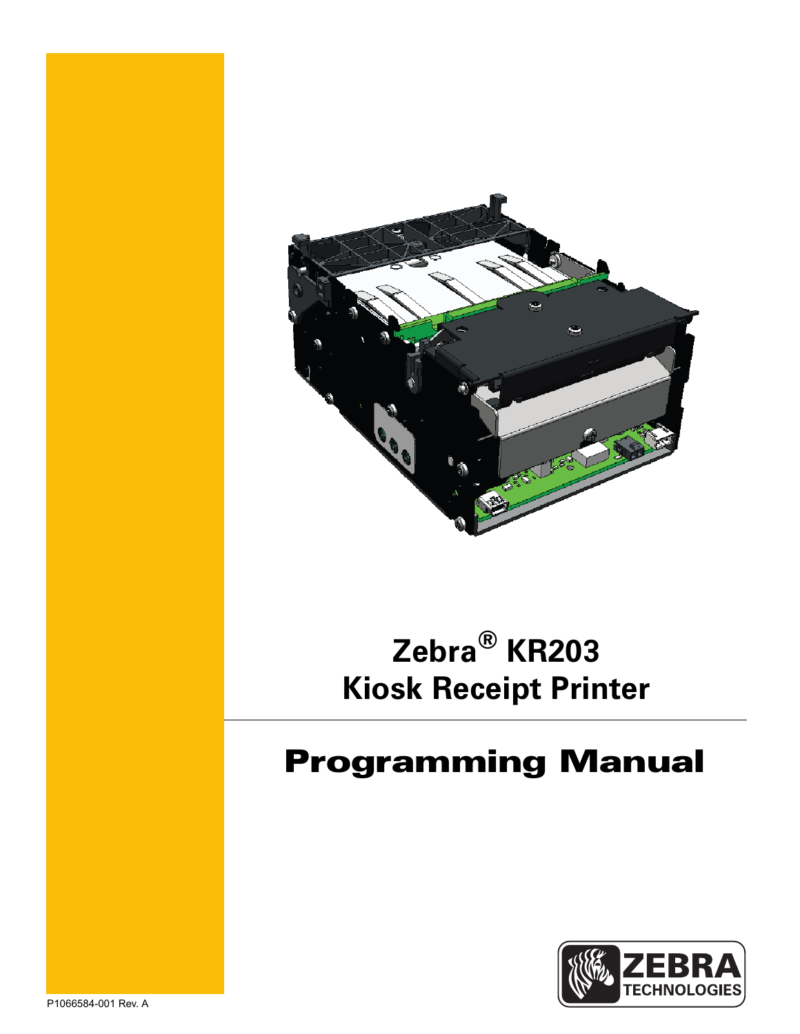# Zebra® KR203 Kiosk Receipt Printer

## Programming Manual

P1066584-001 Rev. A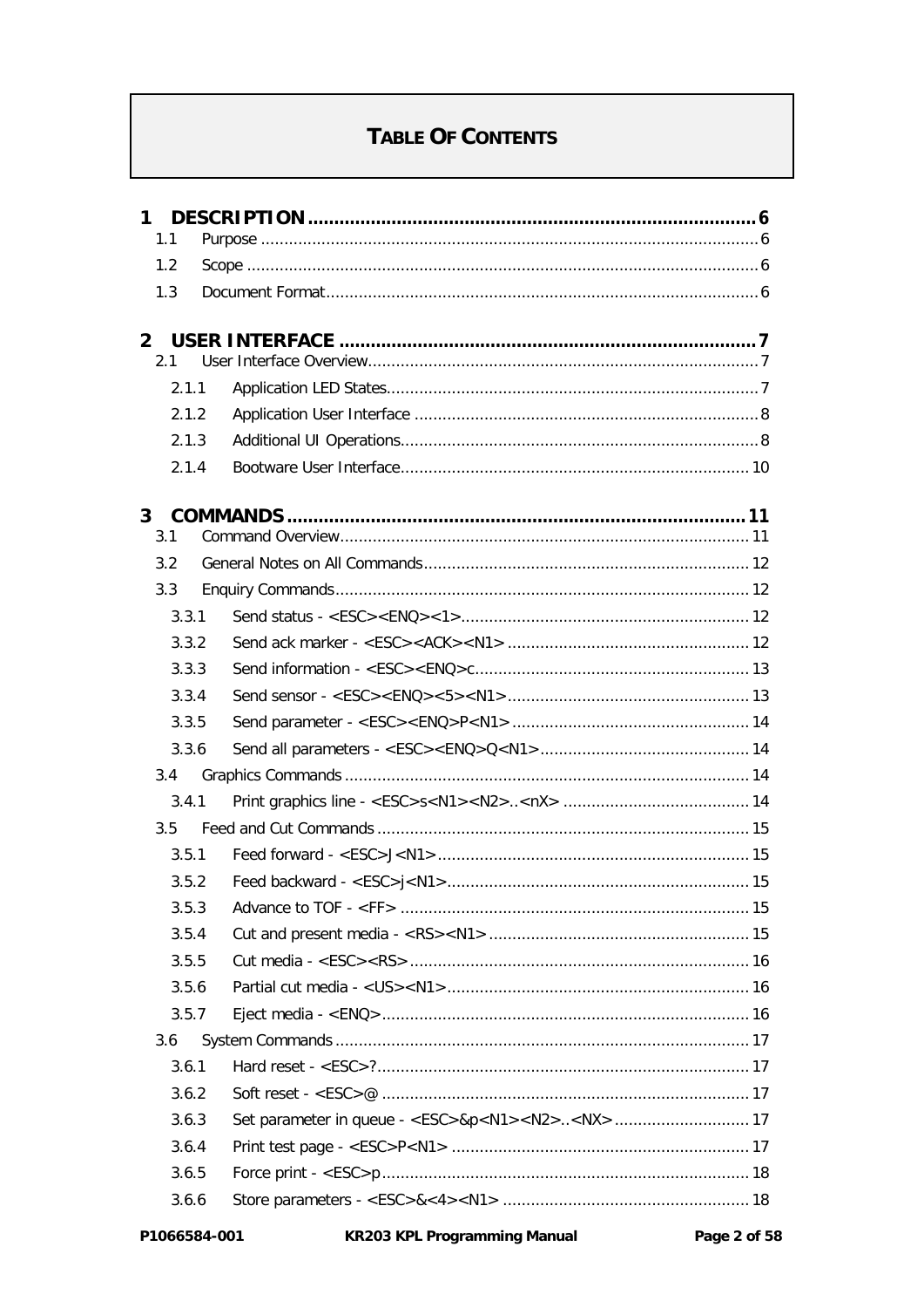# TABLE OF CONTENTS

**1 DESCRIPTION** .......... 6
- 1.1 Purpose .......... 6
- 1.2 Scope .......... 6
- 1.3 Document Format .......... 6

**2 USER INTERFACE** .......... 7
- 2.1 User Interface Overview .......... 7
  - 2.1.1 Application LED States .......... 7
  - 2.1.2 Application User Interface .......... 8
  - 2.1.3 Additional UI Operations .......... 8
  - 2.1.4 Bootware User Interface .......... 10

**3 COMMANDS** .......... 11
- 3.1 Command Overview .......... 11
- 3.2 General Notes on All Commands .......... 12
- 3.3 Enquiry Commands .......... 12
  - 3.3.1 Send status - <ESC><ENQ><1> .......... 12
  - 3.3.2 Send ack marker - <ESC><ACK><N1> .......... 12
  - 3.3.3 Send information - <ESC><ENQ>c .......... 13
  - 3.3.4 Send sensor - <ESC><ENQ><5><N1> .......... 13
  - 3.3.5 Send parameter - <ESC><ENQ>P<N1> .......... 14
  - 3.3.6 Send all parameters - <ESC><ENQ>Q<N1> .......... 14
- 3.4 Graphics Commands .......... 14
  - 3.4.1 Print graphics line - <ESC>s<N1><N2>..<nX> .......... 14
- 3.5 Feed and Cut Commands .......... 15
  - 3.5.1 Feed forward - <ESC>J<N1> .......... 15
  - 3.5.2 Feed backward - <ESC>j<N1> .......... 15
  - 3.5.3 Advance to TOF - <FF> .......... 15
  - 3.5.4 Cut and present media - <RS><N1> .......... 15
  - 3.5.5 Cut media - <ESC><RS> .......... 16
  - 3.5.6 Partial cut media - <US><N1> .......... 16
  - 3.5.7 Eject media - <ENQ> .......... 16
- 3.6 System Commands .......... 17
  - 3.6.1 Hard reset - <ESC>? .......... 17
  - 3.6.2 Soft reset - <ESC>@ .......... 17
  - 3.6.3 Set parameter in queue - <ESC>&p<N1><N2>..<NX> .......... 17
  - 3.6.4 Print test page - <ESC>P<N1> .......... 17
  - 3.6.5 Force print - <ESC>p .......... 18
  - 3.6.6 Store parameters - <ESC>&<4><N1> .......... 18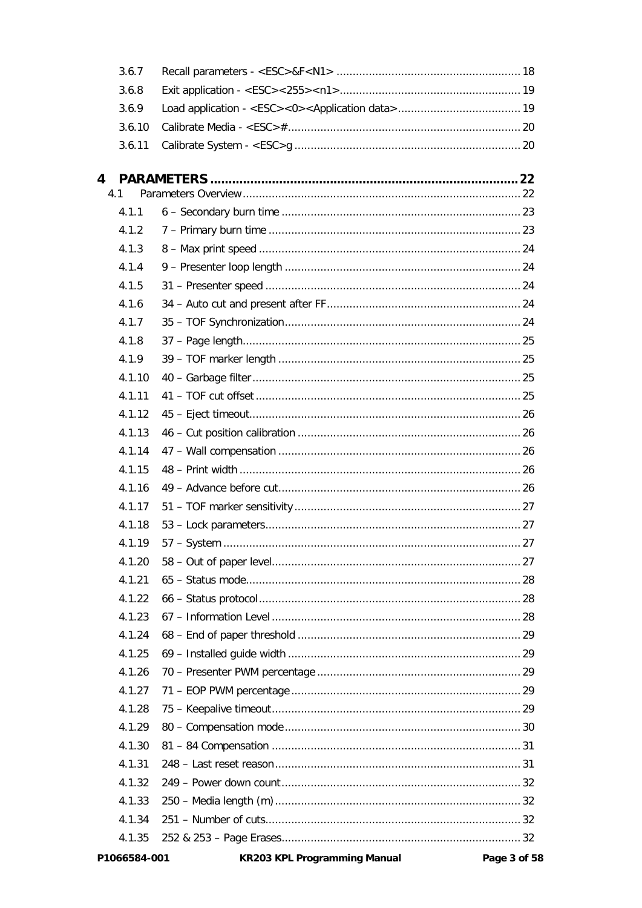3.6.7 Recall parameters - <ESC>&F<N1> ......................................................... 18
3.6.8 Exit application - <ESC><255><n1>........................................................ 19
3.6.9 Load application - <ESC><0><Application data>...................................... 19
3.6.10 Calibrate Media - <ESC>#........................................................................ 20
3.6.11 Calibrate System - <ESC>g ...................................................................... 20

**4 PARAMETERS ................................................................................... 22**

4.1 Parameters Overview..................................................................................... 22
4.1.1 6 – Secondary burn time .......................................................................... 23
4.1.2 7 – Primary burn time .............................................................................. 23
4.1.3 8 – Max print speed ................................................................................. 24
4.1.4 9 – Presenter loop length ......................................................................... 24
4.1.5 31 – Presenter speed ............................................................................... 24
4.1.6 34 – Auto cut and present after FF............................................................ 24
4.1.7 35 – TOF Synchronization......................................................................... 24
4.1.8 37 – Page length...................................................................................... 25
4.1.9 39 – TOF marker length ........................................................................... 25
4.1.10 40 – Garbage filter................................................................................... 25
4.1.11 41 – TOF cut offset .................................................................................. 25
4.1.12 45 – Eject timeout.................................................................................... 26
4.1.13 46 – Cut position calibration ..................................................................... 26
4.1.14 47 – Wall compensation ........................................................................... 26
4.1.15 48 – Print width ....................................................................................... 26
4.1.16 49 – Advance before cut........................................................................... 26
4.1.17 51 – TOF marker sensitivity ...................................................................... 27
4.1.18 53 – Lock parameters............................................................................... 27
4.1.19 57 – System ............................................................................................ 27
4.1.20 58 – Out of paper level............................................................................. 27
4.1.21 65 – Status mode..................................................................................... 28
4.1.22 66 – Status protocol ................................................................................. 28
4.1.23 67 – Information Level ............................................................................. 28
4.1.24 68 – End of paper threshold ..................................................................... 29
4.1.25 69 – Installed guide width ........................................................................ 29
4.1.26 70 – Presenter PWM percentage ............................................................... 29
4.1.27 71 – EOP PWM percentage ....................................................................... 29
4.1.28 75 – Keepalive timeout............................................................................. 29
4.1.29 80 – Compensation mode ......................................................................... 30
4.1.30 81 – 84 Compensation ............................................................................. 31
4.1.31 248 – Last reset reason ............................................................................ 31
4.1.32 249 – Power down count .......................................................................... 32
4.1.33 250 – Media length (m) ............................................................................ 32
4.1.34 251 – Number of cuts............................................................................... 32
4.1.35 252 & 253 – Page Erases.......................................................................... 32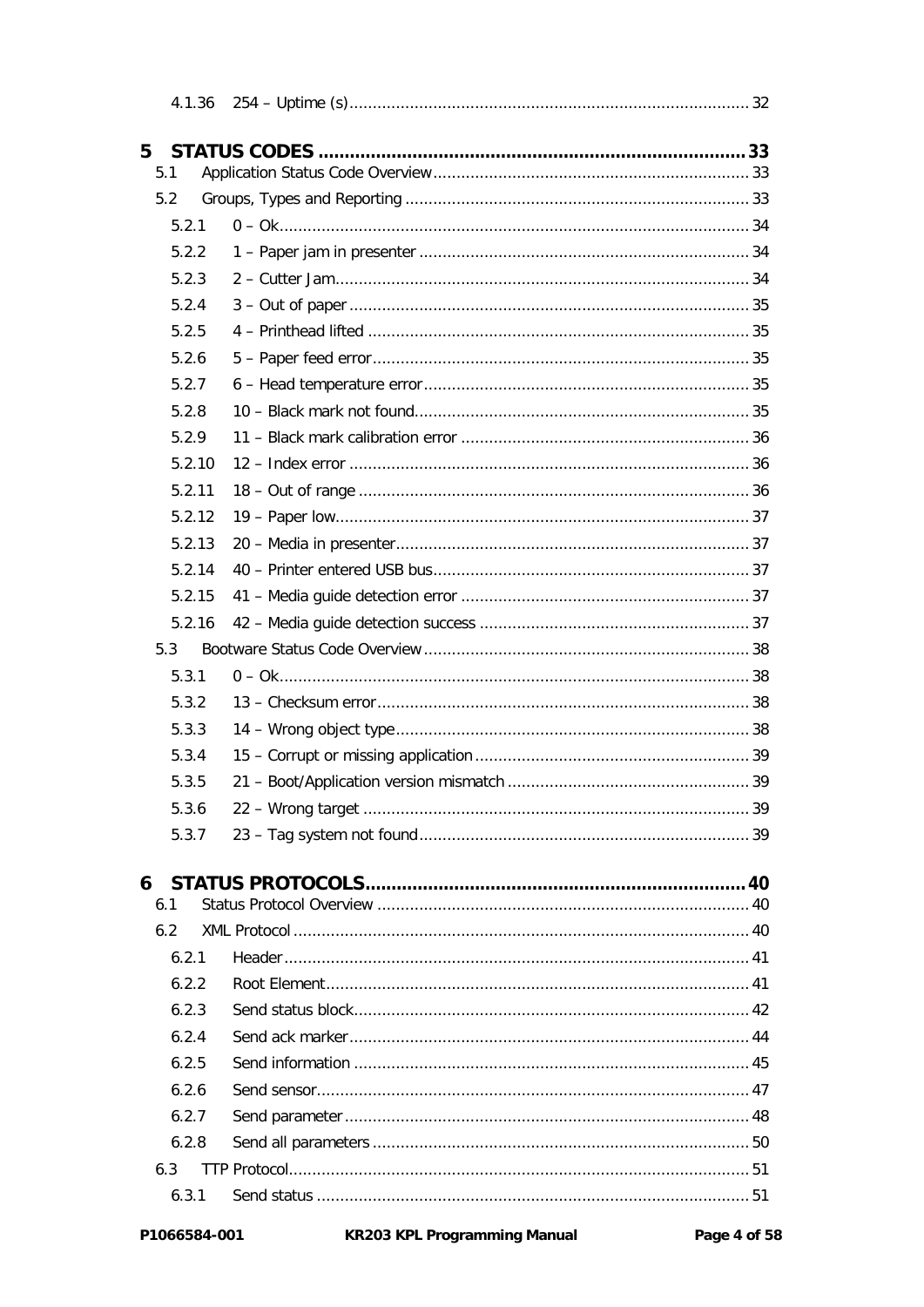4.1.36 254 – Uptime (s) ..... 32

5 STATUS CODES ..... 33

5.1 Application Status Code Overview ..... 33

5.2 Groups, Types and Reporting ..... 33

5.2.1 0 – Ok ..... 34

5.2.2 1 – Paper jam in presenter ..... 34

5.2.3 2 – Cutter Jam ..... 34

5.2.4 3 – Out of paper ..... 35

5.2.5 4 – Printhead lifted ..... 35

5.2.6 5 – Paper feed error ..... 35

5.2.7 6 – Head temperature error ..... 35

5.2.8 10 – Black mark not found ..... 35

5.2.9 11 – Black mark calibration error ..... 36

5.2.10 12 – Index error ..... 36

5.2.11 18 – Out of range ..... 36

5.2.12 19 – Paper low ..... 37

5.2.13 20 – Media in presenter ..... 37

5.2.14 40 – Printer entered USB bus ..... 37

5.2.15 41 – Media guide detection error ..... 37

5.2.16 42 – Media guide detection success ..... 37

5.3 Bootware Status Code Overview ..... 38

5.3.1 0 – Ok ..... 38

5.3.2 13 – Checksum error ..... 38

5.3.3 14 – Wrong object type ..... 38

5.3.4 15 – Corrupt or missing application ..... 39

5.3.5 21 – Boot/Application version mismatch ..... 39

5.3.6 22 – Wrong target ..... 39

5.3.7 23 – Tag system not found ..... 39

6 STATUS PROTOCOLS ..... 40

6.1 Status Protocol Overview ..... 40

6.2 XML Protocol ..... 40

6.2.1 Header ..... 41

6.2.2 Root Element ..... 41

6.2.3 Send status block ..... 42

6.2.4 Send ack marker ..... 44

6.2.5 Send information ..... 45

6.2.6 Send sensor ..... 47

6.2.7 Send parameter ..... 48

6.2.8 Send all parameters ..... 50

6.3 TTP Protocol ..... 51

6.3.1 Send status ..... 51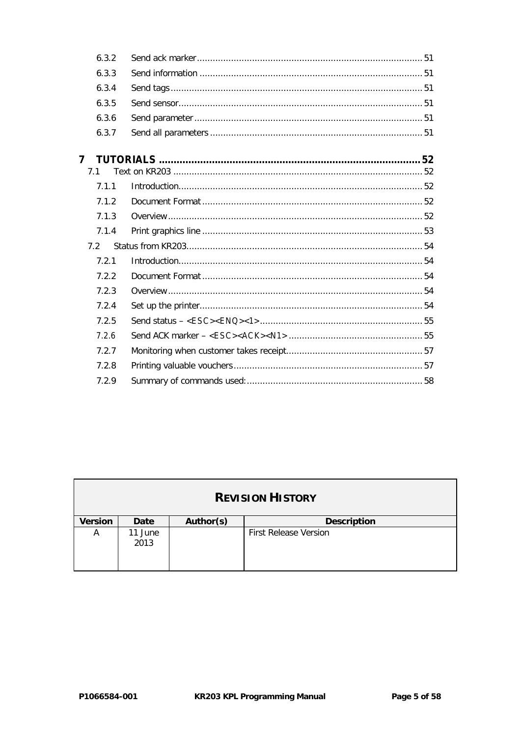6.3.2 Send ack marker ..... 51

6.3.3 Send information ..... 51

6.3.4 Send tags ..... 51

6.3.5 Send sensor ..... 51

6.3.6 Send parameter ..... 51

6.3.7 Send all parameters ..... 51

**7 TUTORIALS ..... 52**

7.1 Text on KR203 ..... 52

7.1.1 Introduction ..... 52

7.1.2 Document Format ..... 52

7.1.3 Overview ..... 52

7.1.4 Print graphics line ..... 53

7.2 Status from KR203 ..... 54

7.2.1 Introduction ..... 54

7.2.2 Document Format ..... 54

7.2.3 Overview ..... 54

7.2.4 Set up the printer ..... 54

7.2.5 Send status – <ESC><ENQ><1> ..... 55

7.2.6 Send ACK marker – <ESC><ACK><N1> ..... 55

7.2.7 Monitoring when customer takes receipt ..... 57

7.2.8 Printing valuable vouchers ..... 57

7.2.9 Summary of commands used: ..... 58

| **REVISION HISTORY** | | | |
|---|---|---|---|
| **Version** | **Date** | **Author(s)** | **Description** |
| A | 11 June 2013 | | First Release Version |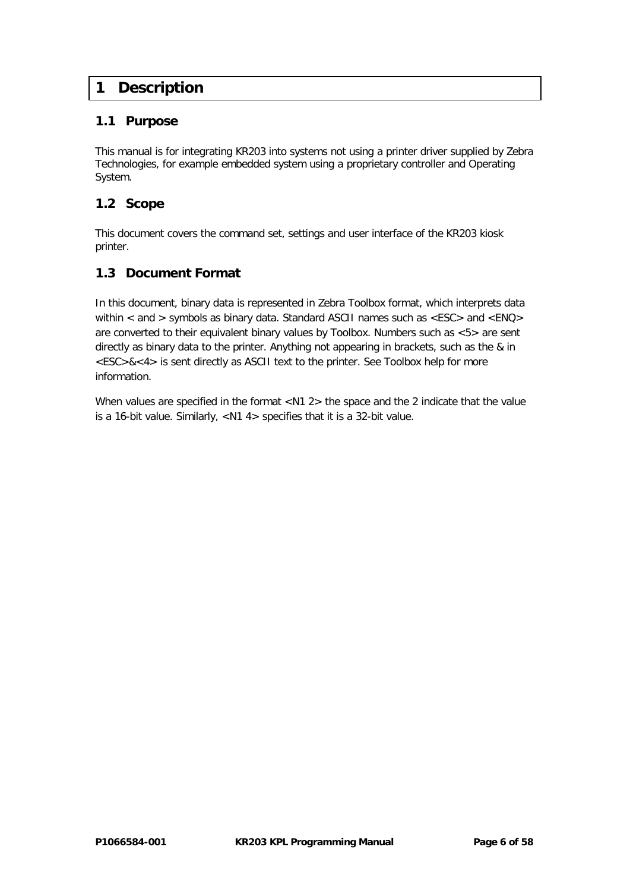# 1 Description

## 1.1 Purpose

This manual is for integrating KR203 into systems not using a printer driver supplied by Zebra Technologies, for example embedded system using a proprietary controller and Operating System.

## 1.2 Scope

This document covers the command set, settings and user interface of the KR203 kiosk printer.

## 1.3 Document Format

In this document, binary data is represented in Zebra Toolbox format, which interprets data within < and > symbols as binary data. Standard ASCII names such as <ESC> and <ENQ> are converted to their equivalent binary values by Toolbox. Numbers such as <5> are sent directly as binary data to the printer. Anything not appearing in brackets, such as the & in <ESC>&<4> is sent directly as ASCII text to the printer. See Toolbox help for more information.

When values are specified in the format <N1 2> the space and the 2 indicate that the value is a 16-bit value. Similarly, <N1 4> specifies that it is a 32-bit value.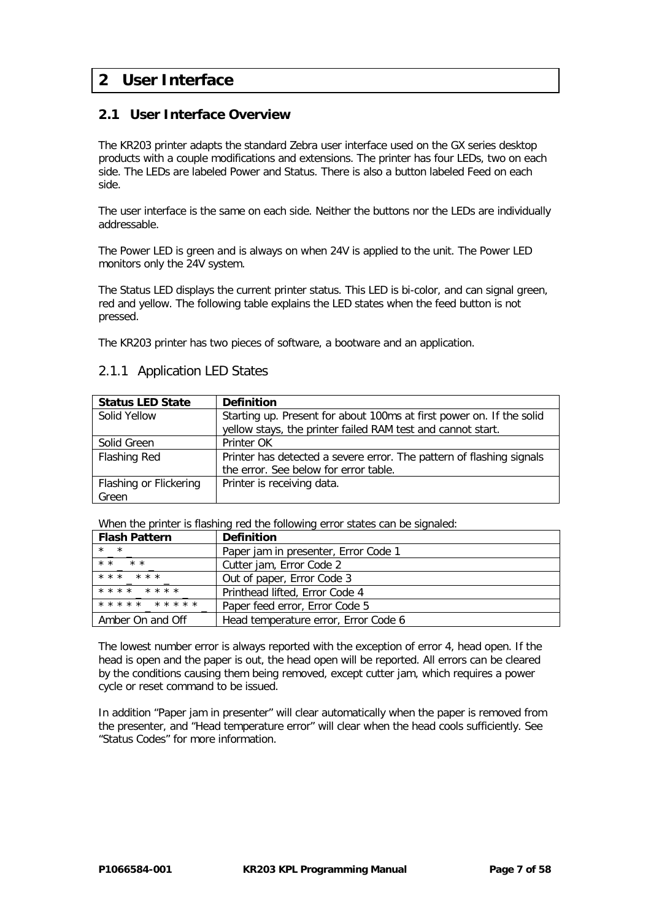# 2 User Interface

## 2.1 User Interface Overview

The KR203 printer adapts the standard Zebra user interface used on the GX series desktop products with a couple modifications and extensions. The printer has four LEDs, two on each side. The LEDs are labeled Power and Status. There is also a button labeled Feed on each side.

The user interface is the same on each side. Neither the buttons nor the LEDs are individually addressable.

The Power LED is green and is always on when 24V is applied to the unit. The Power LED monitors only the 24V system.

The Status LED displays the current printer status. This LED is bi-color, and can signal green, red and yellow. The following table explains the LED states when the feed button is not pressed.

The KR203 printer has two pieces of software, a bootware and an application.

### 2.1.1 Application LED States

| Status LED State | Definition |
|---|---|
| Solid Yellow | Starting up. Present for about 100ms at first power on. If the solid yellow stays, the printer failed RAM test and cannot start. |
| Solid Green | Printer OK |
| Flashing Red | Printer has detected a severe error. The pattern of flashing signals the error. See below for error table. |
| Flashing or Flickering Green | Printer is receiving data. |

When the printer is flashing red the following error states can be signaled:

| Flash Pattern | Definition |
|---|---|
| * _ * _ | Paper jam in presenter, Error Code 1 |
| * * _ * * _ | Cutter jam, Error Code 2 |
| * * * _ * * * _ | Out of paper, Error Code 3 |
| * * * * _ * * * * _ | Printhead lifted, Error Code 4 |
| * * * * * _ * * * * * _ | Paper feed error, Error Code 5 |
| Amber On and Off | Head temperature error, Error Code 6 |

The lowest number error is always reported with the exception of error 4, head open. If the head is open and the paper is out, the head open will be reported. All errors can be cleared by the conditions causing them being removed, except cutter jam, which requires a power cycle or reset command to be issued.

In addition "Paper jam in presenter" will clear automatically when the paper is removed from the presenter, and "Head temperature error" will clear when the head cools sufficiently. See "Status Codes" for more information.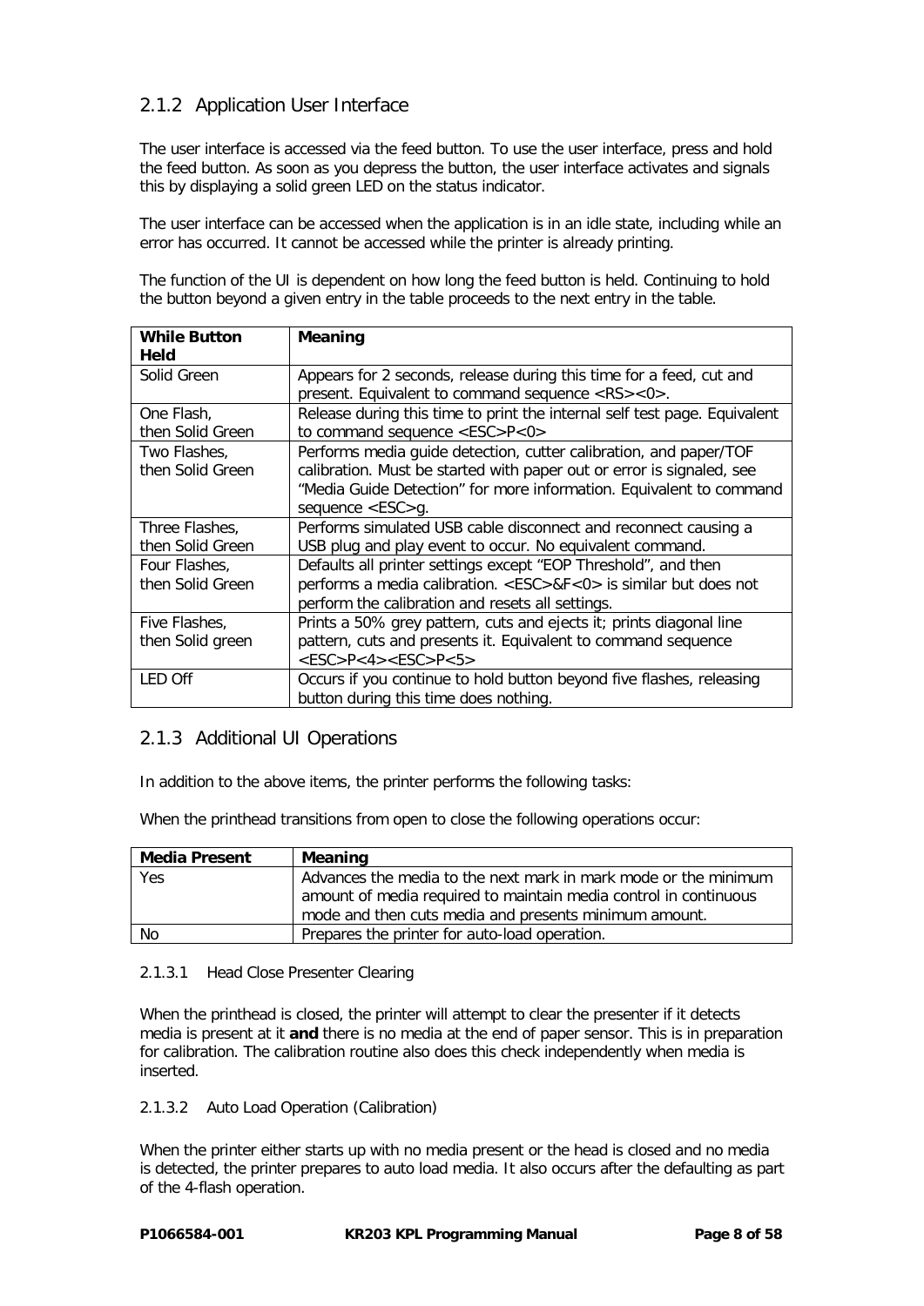### 2.1.2 Application User Interface

The user interface is accessed via the feed button. To use the user interface, press and hold the feed button. As soon as you depress the button, the user interface activates and signals this by displaying a solid green LED on the status indicator.

The user interface can be accessed when the application is in an idle state, including while an error has occurred. It cannot be accessed while the printer is already printing.

The function of the UI is dependent on how long the feed button is held. Continuing to hold the button beyond a given entry in the table proceeds to the next entry in the table.

| While Button Held | Meaning |
|---|---|
| Solid Green | Appears for 2 seconds, release during this time for a feed, cut and present. Equivalent to command sequence <RS><0>. |
| One Flash, then Solid Green | Release during this time to print the internal self test page. Equivalent to command sequence <ESC>P<0> |
| Two Flashes, then Solid Green | Performs media guide detection, cutter calibration, and paper/TOF calibration. Must be started with paper out or error is signaled, see "Media Guide Detection" for more information. Equivalent to command sequence <ESC>g. |
| Three Flashes, then Solid Green | Performs simulated USB cable disconnect and reconnect causing a USB plug and play event to occur. No equivalent command. |
| Four Flashes, then Solid Green | Defaults all printer settings except "EOP Threshold", and then performs a media calibration. <ESC>&F<0> is similar but does not perform the calibration and resets all settings. |
| Five Flashes, then Solid green | Prints a 50% grey pattern, cuts and ejects it; prints diagonal line pattern, cuts and presents it. Equivalent to command sequence <ESC>P<4><ESC>P<5> |
| LED Off | Occurs if you continue to hold button beyond five flashes, releasing button during this time does nothing. |

### 2.1.3 Additional UI Operations

In addition to the above items, the printer performs the following tasks:

When the printhead transitions from open to close the following operations occur:

| Media Present | Meaning |
|---|---|
| Yes | Advances the media to the next mark in mark mode or the minimum amount of media required to maintain media control in continuous mode and then cuts media and presents minimum amount. |
| No | Prepares the printer for auto-load operation. |

#### 2.1.3.1 Head Close Presenter Clearing

When the printhead is closed, the printer will attempt to clear the presenter if it detects media is present at it **and** there is no media at the end of paper sensor. This is in preparation for calibration. The calibration routine also does this check independently when media is inserted.

#### 2.1.3.2 Auto Load Operation (Calibration)

When the printer either starts up with no media present or the head is closed and no media is detected, the printer prepares to auto load media. It also occurs after the defaulting as part of the 4-flash operation.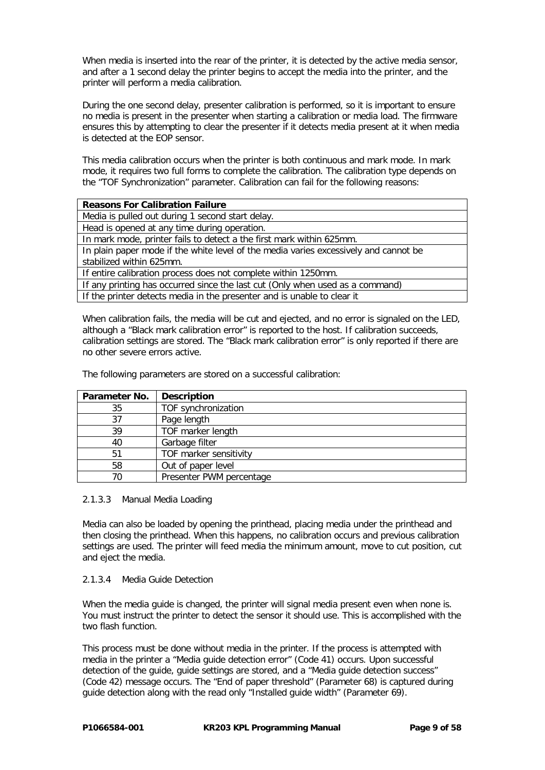When media is inserted into the rear of the printer, it is detected by the active media sensor, and after a 1 second delay the printer begins to accept the media into the printer, and the printer will perform a media calibration.

During the one second delay, presenter calibration is performed, so it is important to ensure no media is present in the presenter when starting a calibration or media load. The firmware ensures this by attempting to clear the presenter if it detects media present at it when media is detected at the EOP sensor.

This media calibration occurs when the printer is both continuous and mark mode. In mark mode, it requires two full forms to complete the calibration. The calibration type depends on the "TOF Synchronization" parameter. Calibration can fail for the following reasons:

| Reasons For Calibration Failure |
|---|
| Media is pulled out during 1 second start delay. |
| Head is opened at any time during operation. |
| In mark mode, printer fails to detect a the first mark within 625mm. |
| In plain paper mode if the white level of the media varies excessively and cannot be stabilized within 625mm. |
| If entire calibration process does not complete within 1250mm. |
| If any printing has occurred since the last cut (Only when used as a command) |
| If the printer detects media in the presenter and is unable to clear it |

When calibration fails, the media will be cut and ejected, and no error is signaled on the LED, although a "Black mark calibration error" is reported to the host. If calibration succeeds, calibration settings are stored. The "Black mark calibration error" is only reported if there are no other severe errors active.

The following parameters are stored on a successful calibration:

| Parameter No. | Description |
|---|---|
| 35 | TOF synchronization |
| 37 | Page length |
| 39 | TOF marker length |
| 40 | Garbage filter |
| 51 | TOF marker sensitivity |
| 58 | Out of paper level |
| 70 | Presenter PWM percentage |

#### 2.1.3.3 Manual Media Loading

Media can also be loaded by opening the printhead, placing media under the printhead and then closing the printhead. When this happens, no calibration occurs and previous calibration settings are used. The printer will feed media the minimum amount, move to cut position, cut and eject the media.

#### 2.1.3.4 Media Guide Detection

When the media guide is changed, the printer will signal media present even when none is. You must instruct the printer to detect the sensor it should use. This is accomplished with the two flash function.

This process must be done without media in the printer. If the process is attempted with media in the printer a "Media guide detection error" (Code 41) occurs. Upon successful detection of the guide, guide settings are stored, and a "Media guide detection success" (Code 42) message occurs. The "End of paper threshold" (Parameter 68) is captured during guide detection along with the read only "Installed guide width" (Parameter 69).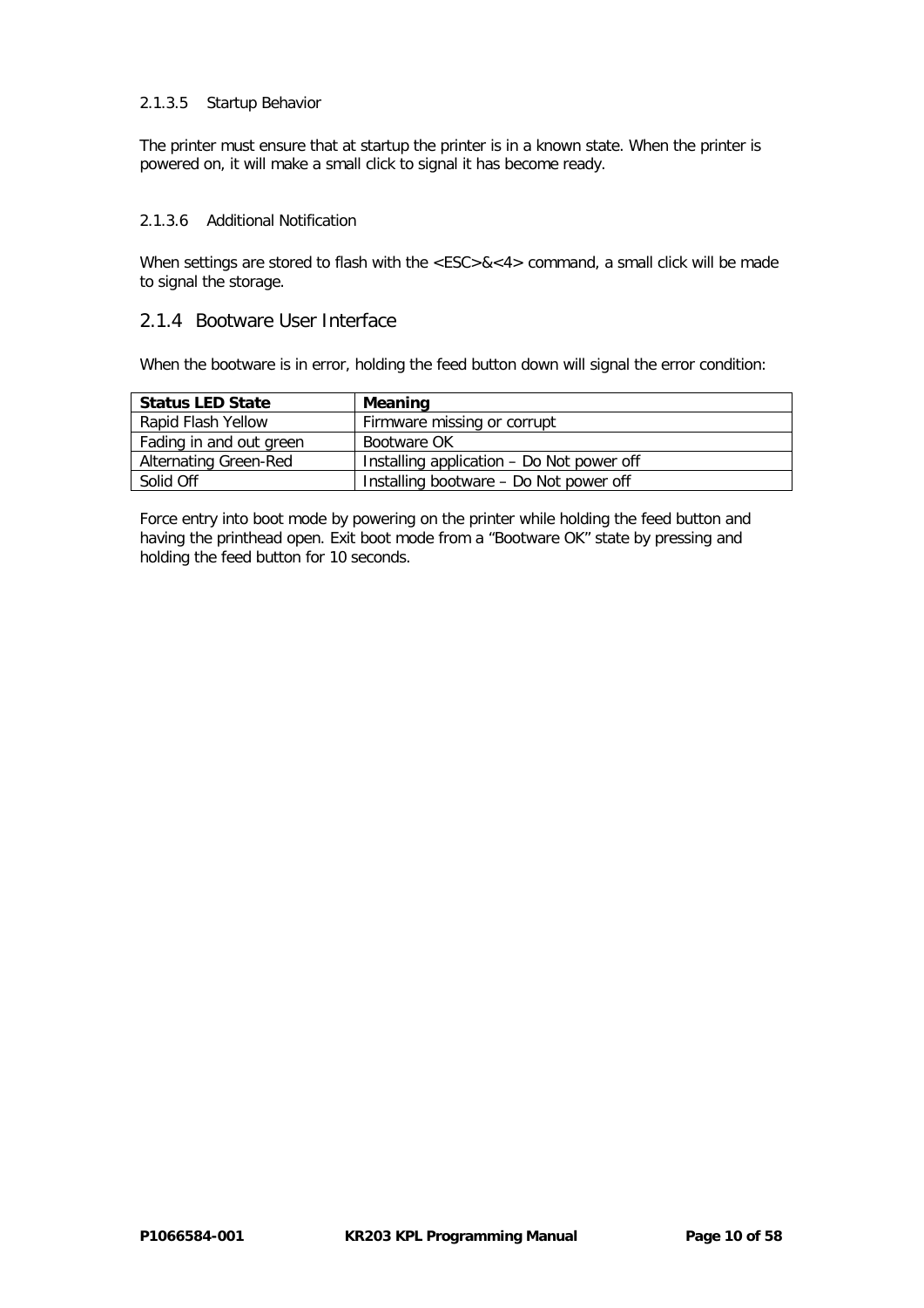#### 2.1.3.5 Startup Behavior

The printer must ensure that at startup the printer is in a known state. When the printer is powered on, it will make a small click to signal it has become ready.

#### 2.1.3.6 Additional Notification

When settings are stored to flash with the <ESC>&<4> command, a small click will be made to signal the storage.

### 2.1.4 Bootware User Interface

When the bootware is in error, holding the feed button down will signal the error condition:

| Status LED State | Meaning |
|---|---|
| Rapid Flash Yellow | Firmware missing or corrupt |
| Fading in and out green | Bootware OK |
| Alternating Green-Red | Installing application – Do Not power off |
| Solid Off | Installing bootware – Do Not power off |

Force entry into boot mode by powering on the printer while holding the feed button and having the printhead open. Exit boot mode from a “Bootware OK” state by pressing and holding the feed button for 10 seconds.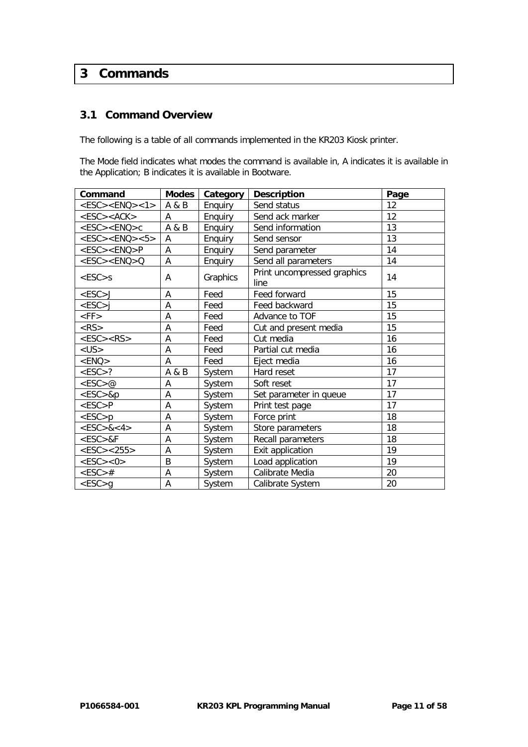# 3 Commands

## 3.1 Command Overview

The following is a table of all commands implemented in the KR203 Kiosk printer.

The Mode field indicates what modes the command is available in, A indicates it is available in the Application; B indicates it is available in Bootware.

| Command | Modes | Category | Description | Page |
|---|---|---|---|---|
| <ESC><ENQ><1> | A & B | Enquiry | Send status | 12 |
| <ESC><ACK> | A | Enquiry | Send ack marker | 12 |
| <ESC><ENQ>c | A & B | Enquiry | Send information | 13 |
| <ESC><ENQ><5> | A | Enquiry | Send sensor | 13 |
| <ESC><ENQ>P | A | Enquiry | Send parameter | 14 |
| <ESC><ENQ>Q | A | Enquiry | Send all parameters | 14 |
| <ESC>s | A | Graphics | Print uncompressed graphics line | 14 |
| <ESC>J | A | Feed | Feed forward | 15 |
| <ESC>j | A | Feed | Feed backward | 15 |
| <FF> | A | Feed | Advance to TOF | 15 |
| <RS> | A | Feed | Cut and present media | 15 |
| <ESC><RS> | A | Feed | Cut media | 16 |
| <US> | A | Feed | Partial cut media | 16 |
| <ENQ> | A | Feed | Eject media | 16 |
| <ESC>? | A & B | System | Hard reset | 17 |
| <ESC>@ | A | System | Soft reset | 17 |
| <ESC>&p | A | System | Set parameter in queue | 17 |
| <ESC>P | A | System | Print test page | 17 |
| <ESC>p | A | System | Force print | 18 |
| <ESC>&<4> | A | System | Store parameters | 18 |
| <ESC>&F | A | System | Recall parameters | 18 |
| <ESC><255> | A | System | Exit application | 19 |
| <ESC><0> | B | System | Load application | 19 |
| <ESC># | A | System | Calibrate Media | 20 |
| <ESC>g | A | System | Calibrate System | 20 |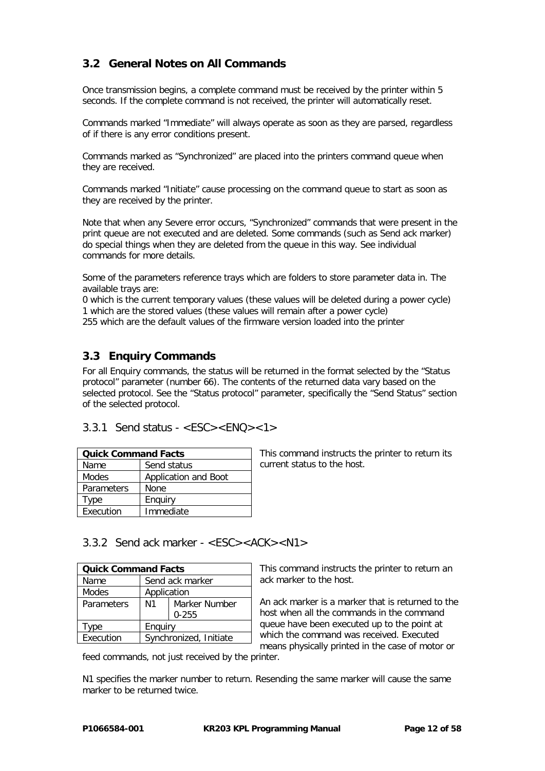## 3.2 General Notes on All Commands

Once transmission begins, a complete command must be received by the printer within 5 seconds. If the complete command is not received, the printer will automatically reset.

Commands marked "Immediate" will always operate as soon as they are parsed, regardless of if there is any error conditions present.

Commands marked as "Synchronized" are placed into the printers command queue when they are received.

Commands marked "Initiate" cause processing on the command queue to start as soon as they are received by the printer.

Note that when any Severe error occurs, "Synchronized" commands that were present in the print queue are not executed and are deleted. Some commands (such as Send ack marker) do special things when they are deleted from the queue in this way. See individual commands for more details.

Some of the parameters reference trays which are folders to store parameter data in. The available trays are:
0 which is the current temporary values (these values will be deleted during a power cycle)
1 which are the stored values (these values will remain after a power cycle)
255 which are the default values of the firmware version loaded into the printer

## 3.3 Enquiry Commands

For all Enquiry commands, the status will be returned in the format selected by the "Status protocol" parameter (number 66). The contents of the returned data vary based on the selected protocol. See the "Status protocol" parameter, specifically the "Send Status" section of the selected protocol.

### 3.3.1 Send status - <ESC><ENQ><1>

| Quick Command Facts | |
|---|---|
| Name | Send status |
| Modes | Application and Boot |
| Parameters | None |
| Type | Enquiry |
| Execution | Immediate |

This command instructs the printer to return its current status to the host.

### 3.3.2 Send ack marker - <ESC><ACK><N1>

| Quick Command Facts | | |
|---|---|---|
| Name | Send ack marker | |
| Modes | Application | |
| Parameters | N1 | Marker Number 0-255 |
| Type | Enquiry | |
| Execution | Synchronized, Initiate | |

This command instructs the printer to return an ack marker to the host.

An ack marker is a marker that is returned to the host when all the commands in the command queue have been executed up to the point at which the command was received. Executed means physically printed in the case of motor or feed commands, not just received by the printer.

N1 specifies the marker number to return. Resending the same marker will cause the same marker to be returned twice.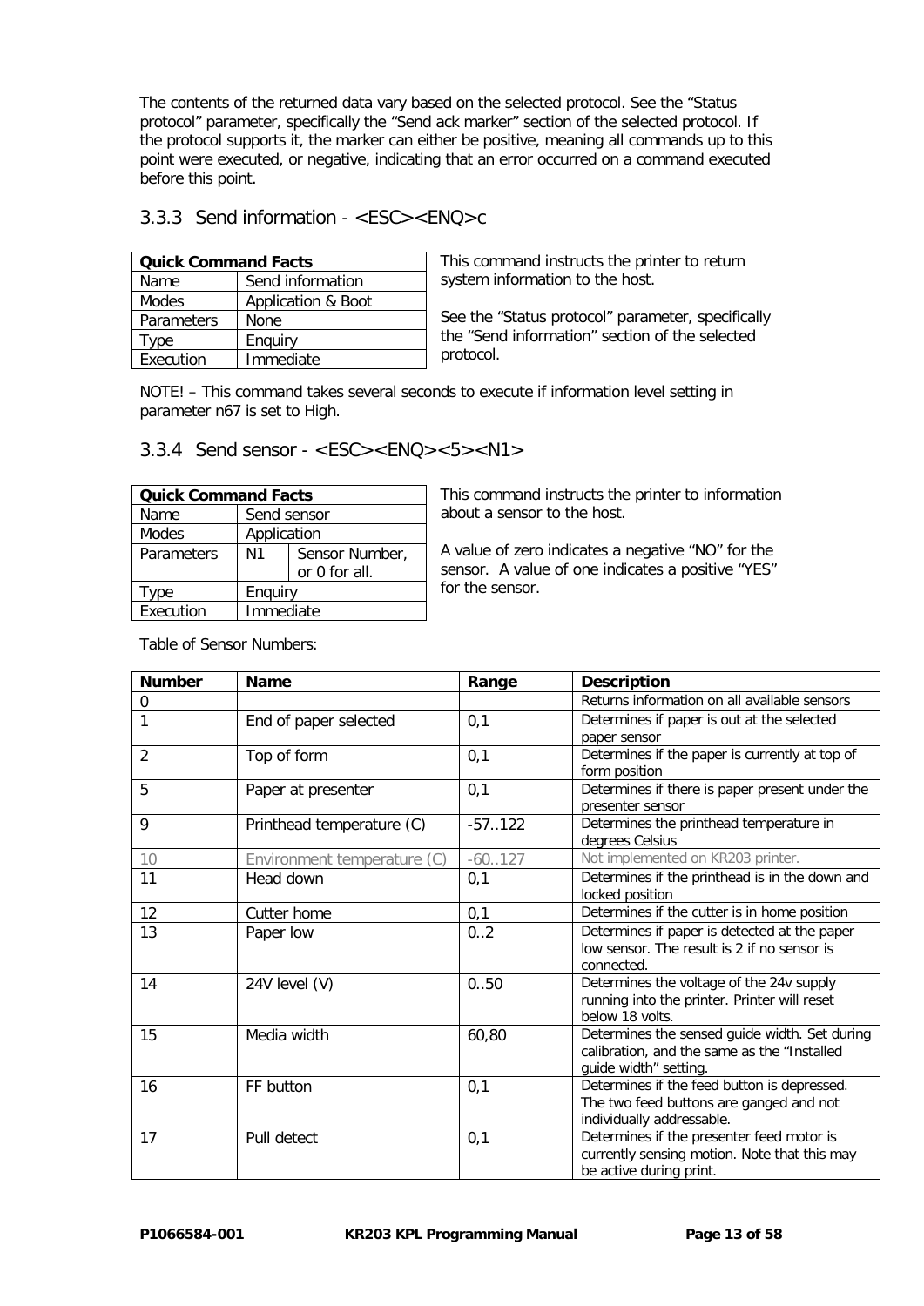The contents of the returned data vary based on the selected protocol. See the "Status protocol" parameter, specifically the "Send ack marker" section of the selected protocol. If the protocol supports it, the marker can either be positive, meaning all commands up to this point were executed, or negative, indicating that an error occurred on a command executed before this point.

### 3.3.3 Send information - <ESC><ENQ>c

| Quick Command Facts | |
|---|---|
| Name | Send information |
| Modes | Application & Boot |
| Parameters | None |
| Type | Enquiry |
| Execution | Immediate |

This command instructs the printer to return system information to the host.

See the "Status protocol" parameter, specifically the "Send information" section of the selected protocol.

NOTE! – This command takes several seconds to execute if information level setting in parameter n67 is set to High.

### 3.3.4 Send sensor - <ESC><ENQ><5><N1>

| Quick Command Facts | | |
|---|---|---|
| Name | Send sensor | |
| Modes | Application | |
| Parameters | N1 | Sensor Number, or 0 for all. |
| Type | Enquiry | |
| Execution | Immediate | |

This command instructs the printer to information about a sensor to the host.

A value of zero indicates a negative "NO" for the sensor. A value of one indicates a positive "YES" for the sensor.

Table of Sensor Numbers:

| Number | Name | Range | Description |
|---|---|---|---|
| 0 | | | Returns information on all available sensors |
| 1 | End of paper selected | 0,1 | Determines if paper is out at the selected paper sensor |
| 2 | Top of form | 0,1 | Determines if the paper is currently at top of form position |
| 5 | Paper at presenter | 0,1 | Determines if there is paper present under the presenter sensor |
| 9 | Printhead temperature (C) | -57..122 | Determines the printhead temperature in degrees Celsius |
| 10 | Environment temperature (C) | -60..127 | Not implemented on KR203 printer. |
| 11 | Head down | 0,1 | Determines if the printhead is in the down and locked position |
| 12 | Cutter home | 0,1 | Determines if the cutter is in home position |
| 13 | Paper low | 0..2 | Determines if paper is detected at the paper low sensor. The result is 2 if no sensor is connected. |
| 14 | 24V level (V) | 0..50 | Determines the voltage of the 24v supply running into the printer. Printer will reset below 18 volts. |
| 15 | Media width | 60,80 | Determines the sensed guide width. Set during calibration, and the same as the "Installed guide width" setting. |
| 16 | FF button | 0,1 | Determines if the feed button is depressed. The two feed buttons are ganged and not individually addressable. |
| 17 | Pull detect | 0,1 | Determines if the presenter feed motor is currently sensing motion. Note that this may be active during print. |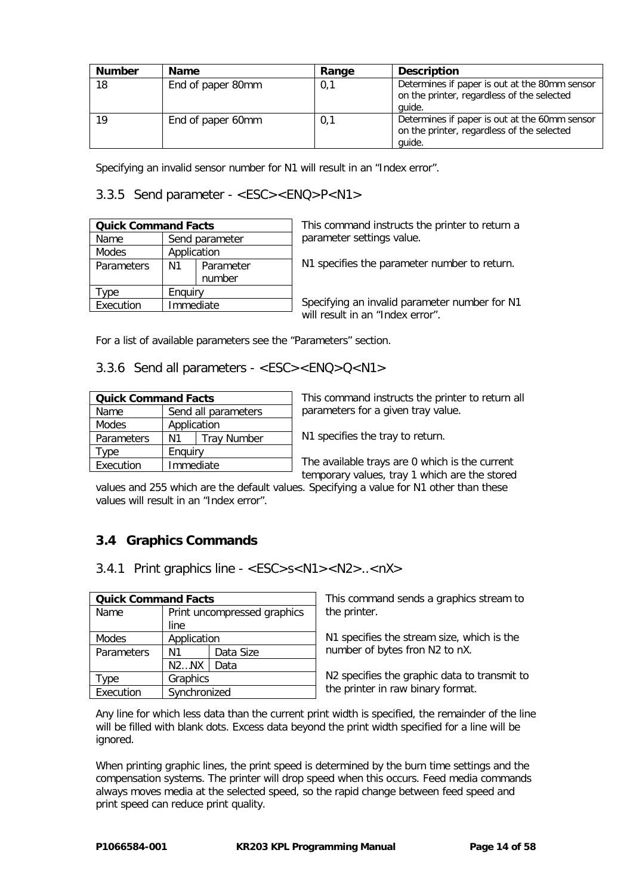| Number | Name | Range | Description |
| --- | --- | --- | --- |
| 18 | End of paper 80mm | 0,1 | Determines if paper is out at the 80mm sensor on the printer, regardless of the selected guide. |
| 19 | End of paper 60mm | 0,1 | Determines if paper is out at the 60mm sensor on the printer, regardless of the selected guide. |

Specifying an invalid sensor number for N1 will result in an "Index error".

### 3.3.5 Send parameter - <ESC><ENQ>P<N1>

| Quick Command Facts | | |
| --- | --- | --- |
| Name | Send parameter | |
| Modes | Application | |
| Parameters | N1 | Parameter number |
| Type | Enquiry | |
| Execution | Immediate | |

This command instructs the printer to return a parameter settings value.

N1 specifies the parameter number to return.

Specifying an invalid parameter number for N1 will result in an "Index error".

For a list of available parameters see the "Parameters" section.

### 3.3.6 Send all parameters - <ESC><ENQ>Q<N1>

| Quick Command Facts | | |
| --- | --- | --- |
| Name | Send all parameters | |
| Modes | Application | |
| Parameters | N1 | Tray Number |
| Type | Enquiry | |
| Execution | Immediate | |

This command instructs the printer to return all parameters for a given tray value.

N1 specifies the tray to return.

The available trays are 0 which is the current temporary values, tray 1 which are the stored values and 255 which are the default values. Specifying a value for N1 other than these values will result in an "Index error".

## 3.4 Graphics Commands

### 3.4.1 Print graphics line - <ESC>s<N1><N2>..<nX>

| Quick Command Facts | | |
| --- | --- | --- |
| Name | Print uncompressed graphics line | |
| Modes | Application | |
| Parameters | N1 | Data Size |
| | N2…NX | Data |
| Type | Graphics | |
| Execution | Synchronized | |

This command sends a graphics stream to the printer.

N1 specifies the stream size, which is the number of bytes fron N2 to nX.

N2 specifies the graphic data to transmit to the printer in raw binary format.

Any line for which less data than the current print width is specified, the remainder of the line will be filled with blank dots. Excess data beyond the print width specified for a line will be ignored.

When printing graphic lines, the print speed is determined by the burn time settings and the compensation systems. The printer will drop speed when this occurs. Feed media commands always moves media at the selected speed, so the rapid change between feed speed and print speed can reduce print quality.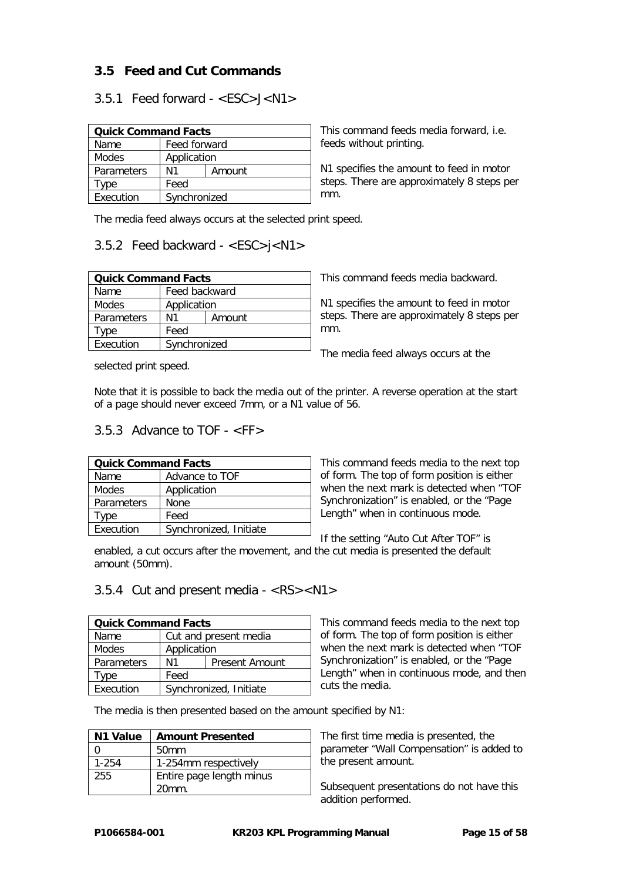## 3.5 Feed and Cut Commands

### 3.5.1 Feed forward - <ESC>J<N1>

| Quick Command Facts | | |
|---|---|---|
| Name | Feed forward | |
| Modes | Application | |
| Parameters | N1 | Amount |
| Type | Feed | |
| Execution | Synchronized | |

This command feeds media forward, i.e. feeds without printing.

N1 specifies the amount to feed in motor steps. There are approximately 8 steps per mm.

The media feed always occurs at the selected print speed.

### 3.5.2 Feed backward - <ESC>j<N1>

| Quick Command Facts | | |
|---|---|---|
| Name | Feed backward | |
| Modes | Application | |
| Parameters | N1 | Amount |
| Type | Feed | |
| Execution | Synchronized | |

This command feeds media backward.

N1 specifies the amount to feed in motor steps. There are approximately 8 steps per mm.

The media feed always occurs at the selected print speed.

Note that it is possible to back the media out of the printer. A reverse operation at the start of a page should never exceed 7mm, or a N1 value of 56.

### 3.5.3 Advance to TOF - <FF>

| Quick Command Facts | |
|---|---|
| Name | Advance to TOF |
| Modes | Application |
| Parameters | None |
| Type | Feed |
| Execution | Synchronized, Initiate |

This command feeds media to the next top of form. The top of form position is either when the next mark is detected when "TOF Synchronization" is enabled, or the "Page Length" when in continuous mode.

If the setting "Auto Cut After TOF" is enabled, a cut occurs after the movement, and the cut media is presented the default amount (50mm).

### 3.5.4 Cut and present media - <RS><N1>

| Quick Command Facts | | |
|---|---|---|
| Name | Cut and present media | |
| Modes | Application | |
| Parameters | N1 | Present Amount |
| Type | Feed | |
| Execution | Synchronized, Initiate | |

This command feeds media to the next top of form. The top of form position is either when the next mark is detected when "TOF Synchronization" is enabled, or the "Page Length" when in continuous mode, and then cuts the media.

The media is then presented based on the amount specified by N1:

| N1 Value | Amount Presented |
|---|---|
| 0 | 50mm |
| 1-254 | 1-254mm respectively |
| 255 | Entire page length minus 20mm. |

The first time media is presented, the parameter "Wall Compensation" is added to the present amount.

Subsequent presentations do not have this addition performed.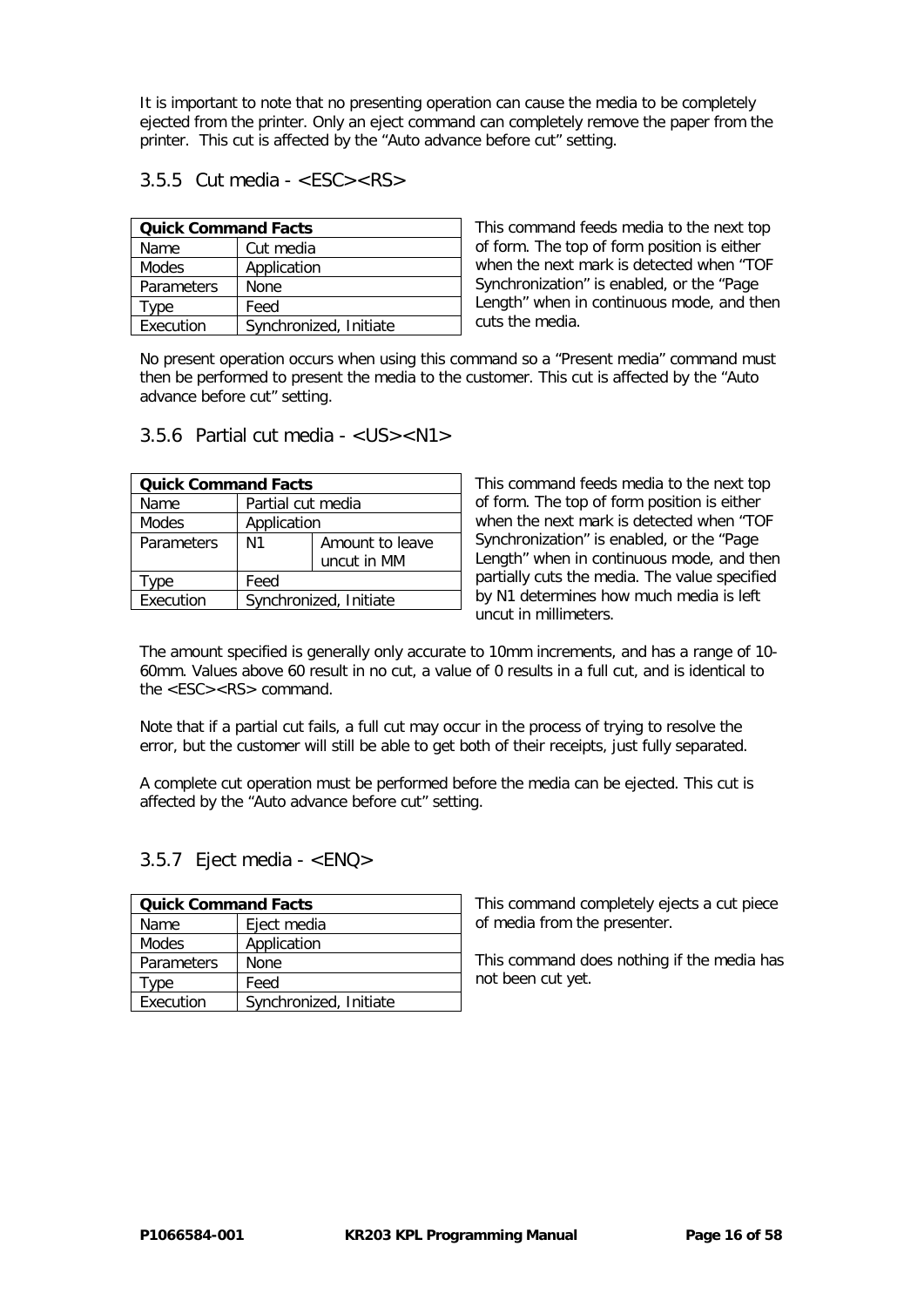It is important to note that no presenting operation can cause the media to be completely ejected from the printer. Only an eject command can completely remove the paper from the printer. This cut is affected by the "Auto advance before cut" setting.

### 3.5.5 Cut media - <ESC><RS>

| Quick Command Facts | |
|---|---|
| Name | Cut media |
| Modes | Application |
| Parameters | None |
| Type | Feed |
| Execution | Synchronized, Initiate |

This command feeds media to the next top of form. The top of form position is either when the next mark is detected when "TOF Synchronization" is enabled, or the "Page Length" when in continuous mode, and then cuts the media.

No present operation occurs when using this command so a "Present media" command must then be performed to present the media to the customer. This cut is affected by the "Auto advance before cut" setting.

### 3.5.6 Partial cut media - <US><N1>

| Quick Command Facts | | |
|---|---|---|
| Name | Partial cut media | |
| Modes | Application | |
| Parameters | N1 | Amount to leave uncut in MM |
| Type | Feed | |
| Execution | Synchronized, Initiate | |

This command feeds media to the next top of form. The top of form position is either when the next mark is detected when "TOF Synchronization" is enabled, or the "Page Length" when in continuous mode, and then partially cuts the media. The value specified by N1 determines how much media is left uncut in millimeters.

The amount specified is generally only accurate to 10mm increments, and has a range of 10-60mm. Values above 60 result in no cut, a value of 0 results in a full cut, and is identical to the <ESC><RS> command.

Note that if a partial cut fails, a full cut may occur in the process of trying to resolve the error, but the customer will still be able to get both of their receipts, just fully separated.

A complete cut operation must be performed before the media can be ejected. This cut is affected by the "Auto advance before cut" setting.

### 3.5.7 Eject media - <ENQ>

| Quick Command Facts | |
|---|---|
| Name | Eject media |
| Modes | Application |
| Parameters | None |
| Type | Feed |
| Execution | Synchronized, Initiate |

This command completely ejects a cut piece of media from the presenter.

This command does nothing if the media has not been cut yet.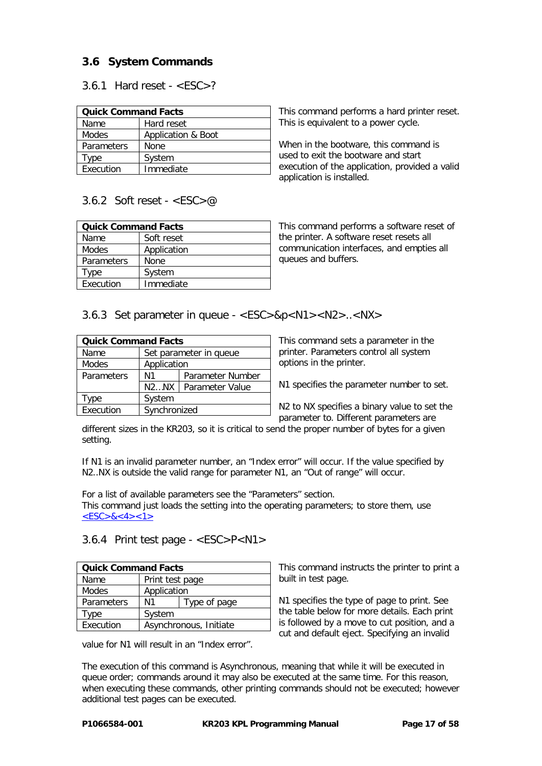## 3.6 System Commands

### 3.6.1 Hard reset - <ESC>?

| Quick Command Facts | |
|---|---|
| Name | Hard reset |
| Modes | Application & Boot |
| Parameters | None |
| Type | System |
| Execution | Immediate |

This command performs a hard printer reset. This is equivalent to a power cycle.

When in the bootware, this command is used to exit the bootware and start execution of the application, provided a valid application is installed.

### 3.6.2 Soft reset - <ESC>@

| Quick Command Facts | |
|---|---|
| Name | Soft reset |
| Modes | Application |
| Parameters | None |
| Type | System |
| Execution | Immediate |

This command performs a software reset of the printer. A software reset resets all communication interfaces, and empties all queues and buffers.

### 3.6.3 Set parameter in queue - <ESC>&p<N1><N2>..<NX>

| Quick Command Facts | | |
|---|---|---|
| Name | Set parameter in queue | |
| Modes | Application | |
| Parameters | N1 | Parameter Number |
| | N2…NX | Parameter Value |
| Type | System | |
| Execution | Synchronized | |

This command sets a parameter in the printer. Parameters control all system options in the printer.

N1 specifies the parameter number to set.

N2 to NX specifies a binary value to set the parameter to. Different parameters are different sizes in the KR203, so it is critical to send the proper number of bytes for a given setting.

If N1 is an invalid parameter number, an "Index error" will occur. If the value specified by N2..NX is outside the valid range for parameter N1, an "Out of range" will occur.

For a list of available parameters see the "Parameters" section.
This command just loads the setting into the operating parameters; to store them, use <ESC>&<4><1>

### 3.6.4 Print test page - <ESC>P<N1>

| Quick Command Facts | | |
|---|---|---|
| Name | Print test page | |
| Modes | Application | |
| Parameters | N1 | Type of page |
| Type | System | |
| Execution | Asynchronous, Initiate | |

This command instructs the printer to print a built in test page.

N1 specifies the type of page to print. See the table below for more details. Each print is followed by a move to cut position, and a cut and default eject. Specifying an invalid value for N1 will result in an "Index error".

The execution of this command is Asynchronous, meaning that while it will be executed in queue order; commands around it may also be executed at the same time. For this reason, when executing these commands, other printing commands should not be executed; however additional test pages can be executed.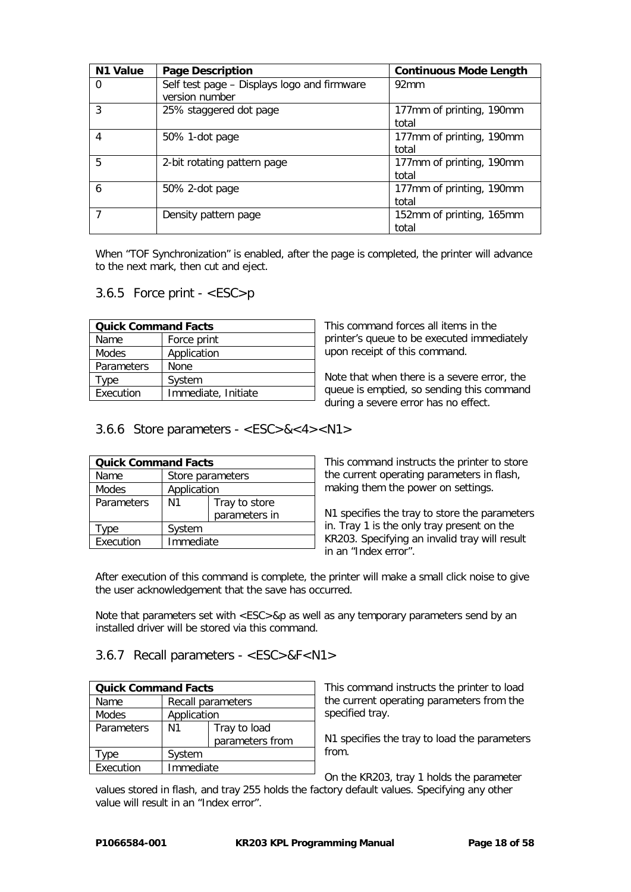| N1 Value | Page Description | Continuous Mode Length |
|---|---|---|
| 0 | Self test page – Displays logo and firmware version number | 92mm |
| 3 | 25% staggered dot page | 177mm of printing, 190mm total |
| 4 | 50% 1-dot page | 177mm of printing, 190mm total |
| 5 | 2-bit rotating pattern page | 177mm of printing, 190mm total |
| 6 | 50% 2-dot page | 177mm of printing, 190mm total |
| 7 | Density pattern page | 152mm of printing, 165mm total |

When "TOF Synchronization" is enabled, after the page is completed, the printer will advance to the next mark, then cut and eject.

### 3.6.5 Force print - <ESC>p

| Quick Command Facts | |
|---|---|
| Name | Force print |
| Modes | Application |
| Parameters | None |
| Type | System |
| Execution | Immediate, Initiate |

This command forces all items in the printer's queue to be executed immediately upon receipt of this command.

Note that when there is a severe error, the queue is emptied, so sending this command during a severe error has no effect.

### 3.6.6 Store parameters - <ESC>&<4><N1>

| Quick Command Facts | | |
|---|---|---|
| Name | Store parameters | |
| Modes | Application | |
| Parameters | N1 | Tray to store parameters in |
| Type | System | |
| Execution | Immediate | |

This command instructs the printer to store the current operating parameters in flash, making them the power on settings.

N1 specifies the tray to store the parameters in. Tray 1 is the only tray present on the KR203. Specifying an invalid tray will result in an "Index error".

After execution of this command is complete, the printer will make a small click noise to give the user acknowledgement that the save has occurred.

Note that parameters set with <ESC>&p as well as any temporary parameters send by an installed driver will be stored via this command.

### 3.6.7 Recall parameters - <ESC>&F<N1>

| Quick Command Facts | | |
|---|---|---|
| Name | Recall parameters | |
| Modes | Application | |
| Parameters | N1 | Tray to load parameters from |
| Type | System | |
| Execution | Immediate | |

This command instructs the printer to load the current operating parameters from the specified tray.

N1 specifies the tray to load the parameters from.

On the KR203, tray 1 holds the parameter values stored in flash, and tray 255 holds the factory default values. Specifying any other value will result in an "Index error".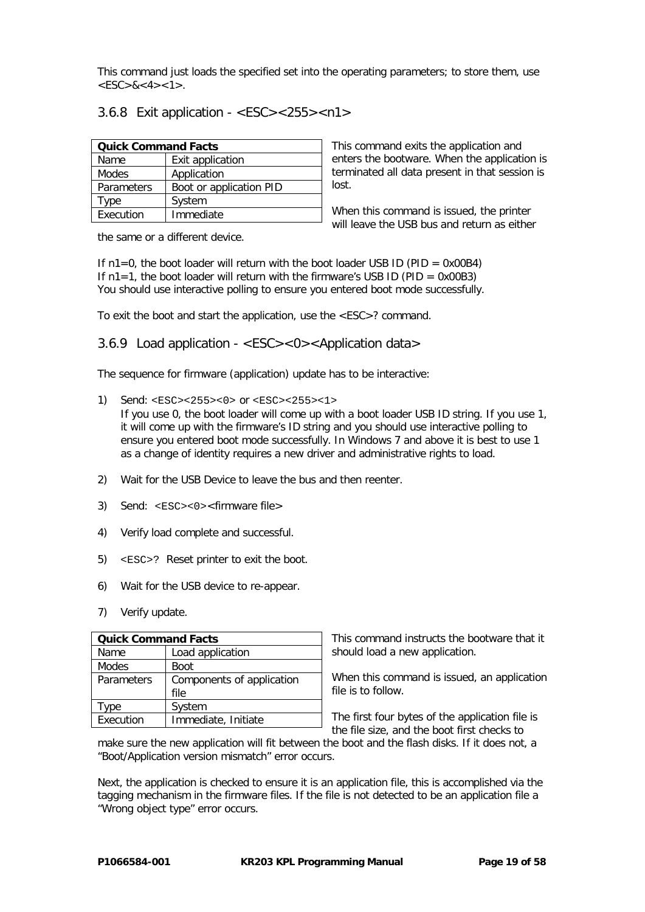This command just loads the specified set into the operating parameters; to store them, use <ESC>&<4><1>.

### 3.6.8 Exit application - <ESC><255><n1>

| Quick Command Facts | |
|---|---|
| Name | Exit application |
| Modes | Application |
| Parameters | Boot or application PID |
| Type | System |
| Execution | Immediate |

This command exits the application and enters the bootware. When the application is terminated all data present in that session is lost.

When this command is issued, the printer will leave the USB bus and return as either the same or a different device.

If n1=0, the boot loader will return with the boot loader USB ID (PID = 0x00B4)
If n1=1, the boot loader will return with the firmware's USB ID (PID = 0x00B3)
You should use interactive polling to ensure you entered boot mode successfully.

To exit the boot and start the application, use the <ESC>? command.

### 3.6.9 Load application - <ESC><0><Application data>

The sequence for firmware (application) update has to be interactive:

1) Send: `<ESC><255><0>` or `<ESC><255><1>`
   If you use 0, the boot loader will come up with a boot loader USB ID string. If you use 1, it will come up with the firmware's ID string and you should use interactive polling to ensure you entered boot mode successfully. In Windows 7 and above it is best to use 1 as a change of identity requires a new driver and administrative rights to load.

2) Wait for the USB Device to leave the bus and then reenter.

3) Send: `<ESC><0>`<firmware file>

4) Verify load complete and successful.

5) `<ESC>?` Reset printer to exit the boot.

6) Wait for the USB device to re-appear.

7) Verify update.

| Quick Command Facts | |
|---|---|
| Name | Load application |
| Modes | Boot |
| Parameters | Components of application file |
| Type | System |
| Execution | Immediate, Initiate |

This command instructs the bootware that it should load a new application.

When this command is issued, an application file is to follow.

The first four bytes of the application file is the file size, and the boot first checks to make sure the new application will fit between the boot and the flash disks. If it does not, a "Boot/Application version mismatch" error occurs.

Next, the application is checked to ensure it is an application file, this is accomplished via the tagging mechanism in the firmware files. If the file is not detected to be an application file a "Wrong object type" error occurs.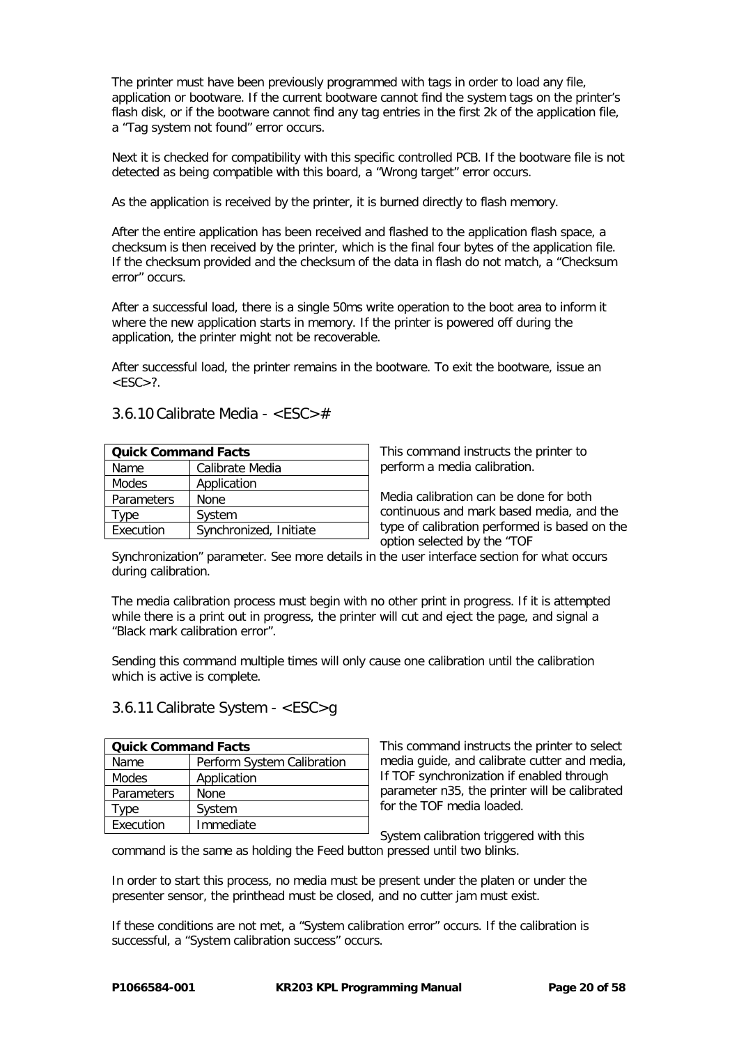The printer must have been previously programmed with tags in order to load any file, application or bootware. If the current bootware cannot find the system tags on the printer's flash disk, or if the bootware cannot find any tag entries in the first 2k of the application file, a "Tag system not found" error occurs.

Next it is checked for compatibility with this specific controlled PCB. If the bootware file is not detected as being compatible with this board, a "Wrong target" error occurs.

As the application is received by the printer, it is burned directly to flash memory.

After the entire application has been received and flashed to the application flash space, a checksum is then received by the printer, which is the final four bytes of the application file. If the checksum provided and the checksum of the data in flash do not match, a "Checksum error" occurs.

After a successful load, there is a single 50ms write operation to the boot area to inform it where the new application starts in memory. If the printer is powered off during the application, the printer might not be recoverable.

After successful load, the printer remains in the bootware. To exit the bootware, issue an <ESC>?.

### 3.6.10 Calibrate Media - <ESC>#

| Quick Command Facts | |
|---|---|
| Name | Calibrate Media |
| Modes | Application |
| Parameters | None |
| Type | System |
| Execution | Synchronized, Initiate |

This command instructs the printer to perform a media calibration.

Media calibration can be done for both continuous and mark based media, and the type of calibration performed is based on the option selected by the "TOF Synchronization" parameter. See more details in the user interface section for what occurs during calibration.

The media calibration process must begin with no other print in progress. If it is attempted while there is a print out in progress, the printer will cut and eject the page, and signal a "Black mark calibration error".

Sending this command multiple times will only cause one calibration until the calibration which is active is complete.

### 3.6.11 Calibrate System - <ESC>g

| Quick Command Facts | |
|---|---|
| Name | Perform System Calibration |
| Modes | Application |
| Parameters | None |
| Type | System |
| Execution | Immediate |

This command instructs the printer to select media guide, and calibrate cutter and media, If TOF synchronization if enabled through parameter n35, the printer will be calibrated for the TOF media loaded.

System calibration triggered with this command is the same as holding the Feed button pressed until two blinks.

In order to start this process, no media must be present under the platen or under the presenter sensor, the printhead must be closed, and no cutter jam must exist.

If these conditions are not met, a "System calibration error" occurs. If the calibration is successful, a "System calibration success" occurs.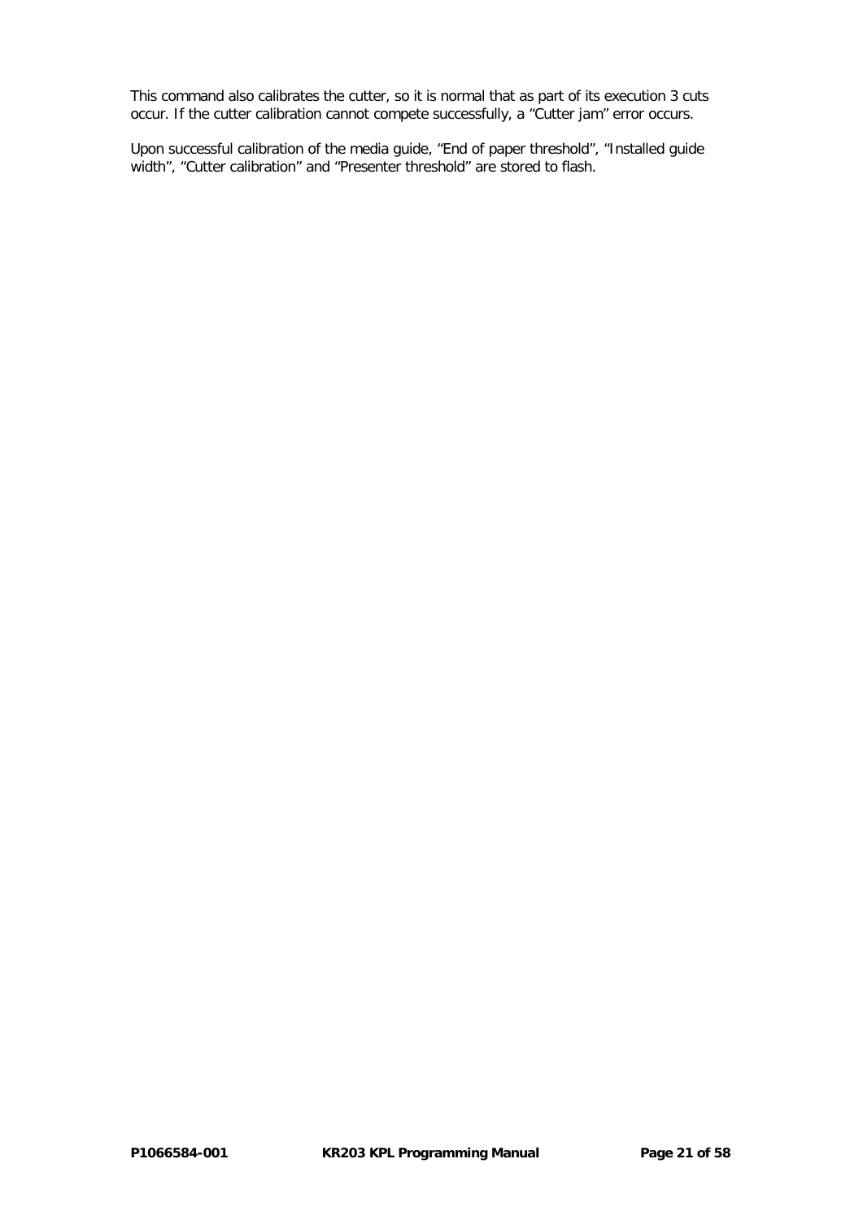This command also calibrates the cutter, so it is normal that as part of its execution 3 cuts occur. If the cutter calibration cannot compete successfully, a “Cutter jam” error occurs.

Upon successful calibration of the media guide, “End of paper threshold”, “Installed guide width”, “Cutter calibration” and “Presenter threshold” are stored to flash.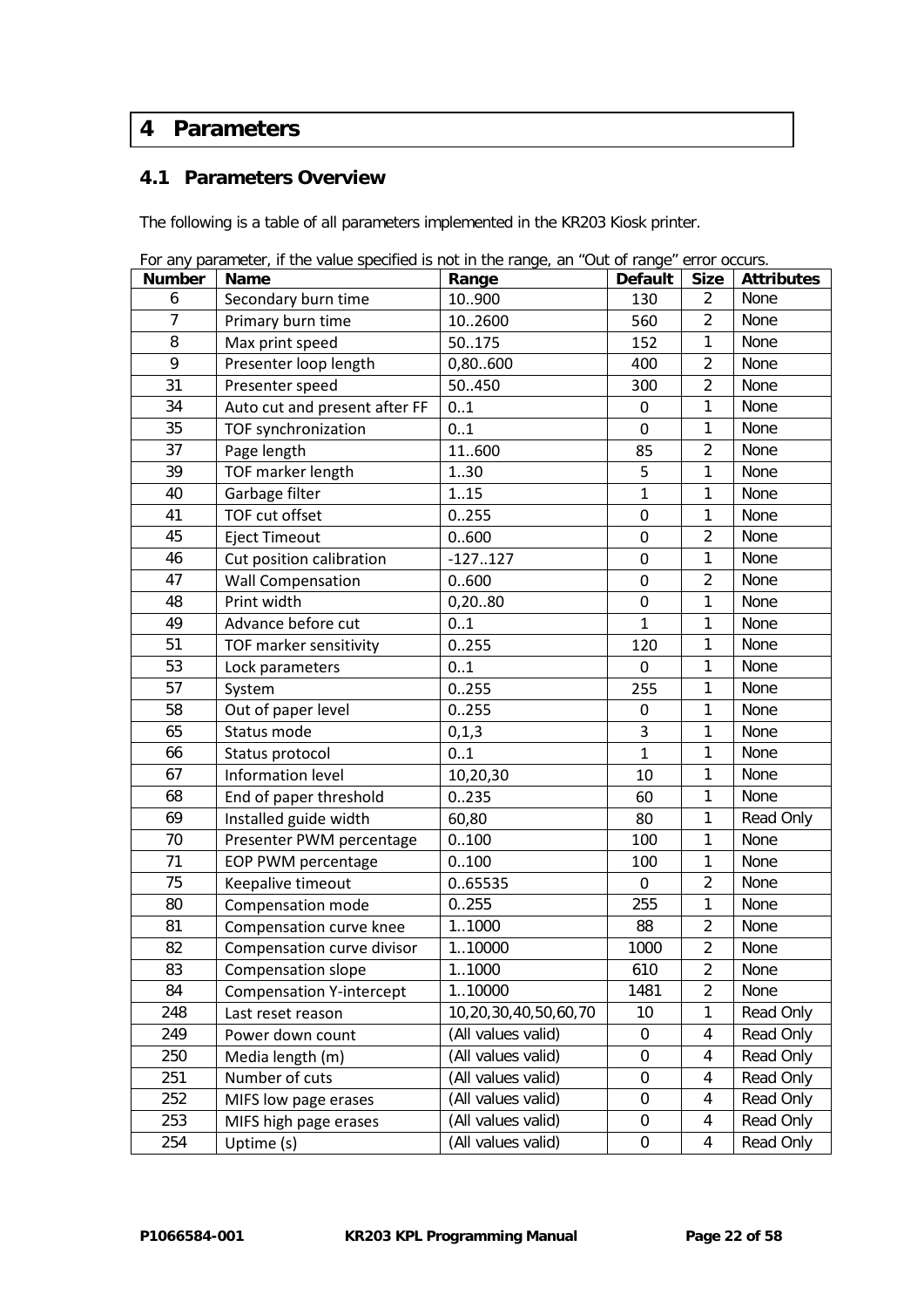# 4 Parameters

## 4.1 Parameters Overview

The following is a table of all parameters implemented in the KR203 Kiosk printer.

For any parameter, if the value specified is not in the range, an "Out of range" error occurs.

| Number | Name | Range | Default | Size | Attributes |
|---|---|---|---|---|---|
| 6 | Secondary burn time | 10..900 | 130 | 2 | None |
| 7 | Primary burn time | 10..2600 | 560 | 2 | None |
| 8 | Max print speed | 50..175 | 152 | 1 | None |
| 9 | Presenter loop length | 0,80..600 | 400 | 2 | None |
| 31 | Presenter speed | 50..450 | 300 | 2 | None |
| 34 | Auto cut and present after FF | 0..1 | 0 | 1 | None |
| 35 | TOF synchronization | 0..1 | 0 | 1 | None |
| 37 | Page length | 11..600 | 85 | 2 | None |
| 39 | TOF marker length | 1..30 | 5 | 1 | None |
| 40 | Garbage filter | 1..15 | 1 | 1 | None |
| 41 | TOF cut offset | 0..255 | 0 | 1 | None |
| 45 | Eject Timeout | 0..600 | 0 | 2 | None |
| 46 | Cut position calibration | -127..127 | 0 | 1 | None |
| 47 | Wall Compensation | 0..600 | 0 | 2 | None |
| 48 | Print width | 0,20..80 | 0 | 1 | None |
| 49 | Advance before cut | 0..1 | 1 | 1 | None |
| 51 | TOF marker sensitivity | 0..255 | 120 | 1 | None |
| 53 | Lock parameters | 0..1 | 0 | 1 | None |
| 57 | System | 0..255 | 255 | 1 | None |
| 58 | Out of paper level | 0..255 | 0 | 1 | None |
| 65 | Status mode | 0,1,3 | 3 | 1 | None |
| 66 | Status protocol | 0..1 | 1 | 1 | None |
| 67 | Information level | 10,20,30 | 10 | 1 | None |
| 68 | End of paper threshold | 0..235 | 60 | 1 | None |
| 69 | Installed guide width | 60,80 | 80 | 1 | Read Only |
| 70 | Presenter PWM percentage | 0..100 | 100 | 1 | None |
| 71 | EOP PWM percentage | 0..100 | 100 | 1 | None |
| 75 | Keepalive timeout | 0..65535 | 0 | 2 | None |
| 80 | Compensation mode | 0..255 | 255 | 1 | None |
| 81 | Compensation curve knee | 1..1000 | 88 | 2 | None |
| 82 | Compensation curve divisor | 1..10000 | 1000 | 2 | None |
| 83 | Compensation slope | 1..1000 | 610 | 2 | None |
| 84 | Compensation Y-intercept | 1..10000 | 1481 | 2 | None |
| 248 | Last reset reason | 10,20,30,40,50,60,70 | 10 | 1 | Read Only |
| 249 | Power down count | (All values valid) | 0 | 4 | Read Only |
| 250 | Media length (m) | (All values valid) | 0 | 4 | Read Only |
| 251 | Number of cuts | (All values valid) | 0 | 4 | Read Only |
| 252 | MIFS low page erases | (All values valid) | 0 | 4 | Read Only |
| 253 | MIFS high page erases | (All values valid) | 0 | 4 | Read Only |
| 254 | Uptime (s) | (All values valid) | 0 | 4 | Read Only |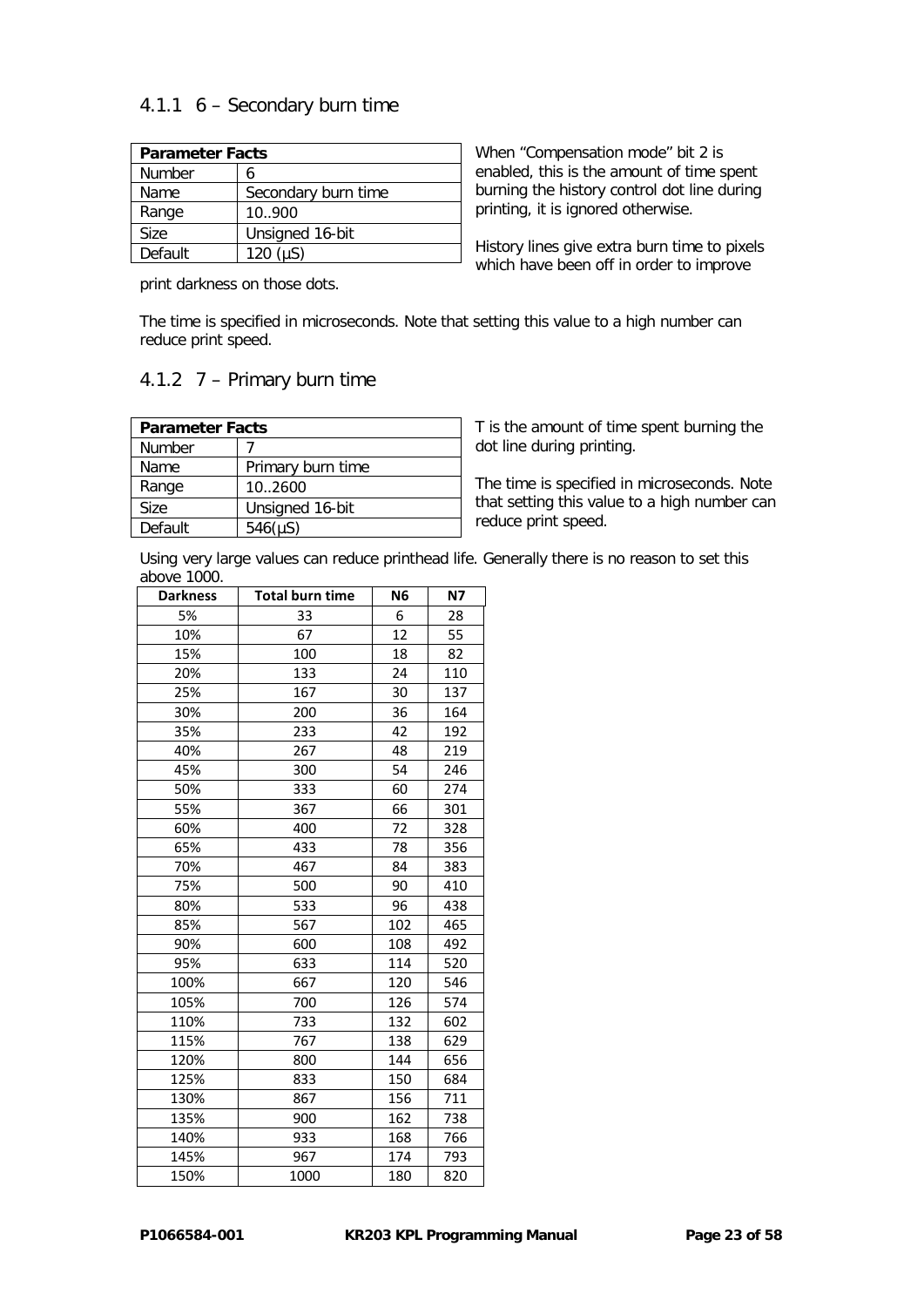### 4.1.1 6 – Secondary burn time

| Parameter Facts | |
|---|---|
| Number | 6 |
| Name | Secondary burn time |
| Range | 10..900 |
| Size | Unsigned 16-bit |
| Default | 120 (µS) |

When "Compensation mode" bit 2 is enabled, this is the amount of time spent burning the history control dot line during printing, it is ignored otherwise.

History lines give extra burn time to pixels which have been off in order to improve print darkness on those dots.

The time is specified in microseconds. Note that setting this value to a high number can reduce print speed.

### 4.1.2 7 – Primary burn time

| Parameter Facts | |
|---|---|
| Number | 7 |
| Name | Primary burn time |
| Range | 10..2600 |
| Size | Unsigned 16-bit |
| Default | 546(µS) |

T is the amount of time spent burning the dot line during printing.

The time is specified in microseconds. Note that setting this value to a high number can reduce print speed.

Using very large values can reduce printhead life. Generally there is no reason to set this above 1000.

| Darkness | Total burn time | N6 | N7 |
|---|---|---|---|
| 5% | 33 | 6 | 28 |
| 10% | 67 | 12 | 55 |
| 15% | 100 | 18 | 82 |
| 20% | 133 | 24 | 110 |
| 25% | 167 | 30 | 137 |
| 30% | 200 | 36 | 164 |
| 35% | 233 | 42 | 192 |
| 40% | 267 | 48 | 219 |
| 45% | 300 | 54 | 246 |
| 50% | 333 | 60 | 274 |
| 55% | 367 | 66 | 301 |
| 60% | 400 | 72 | 328 |
| 65% | 433 | 78 | 356 |
| 70% | 467 | 84 | 383 |
| 75% | 500 | 90 | 410 |
| 80% | 533 | 96 | 438 |
| 85% | 567 | 102 | 465 |
| 90% | 600 | 108 | 492 |
| 95% | 633 | 114 | 520 |
| 100% | 667 | 120 | 546 |
| 105% | 700 | 126 | 574 |
| 110% | 733 | 132 | 602 |
| 115% | 767 | 138 | 629 |
| 120% | 800 | 144 | 656 |
| 125% | 833 | 150 | 684 |
| 130% | 867 | 156 | 711 |
| 135% | 900 | 162 | 738 |
| 140% | 933 | 168 | 766 |
| 145% | 967 | 174 | 793 |
| 150% | 1000 | 180 | 820 |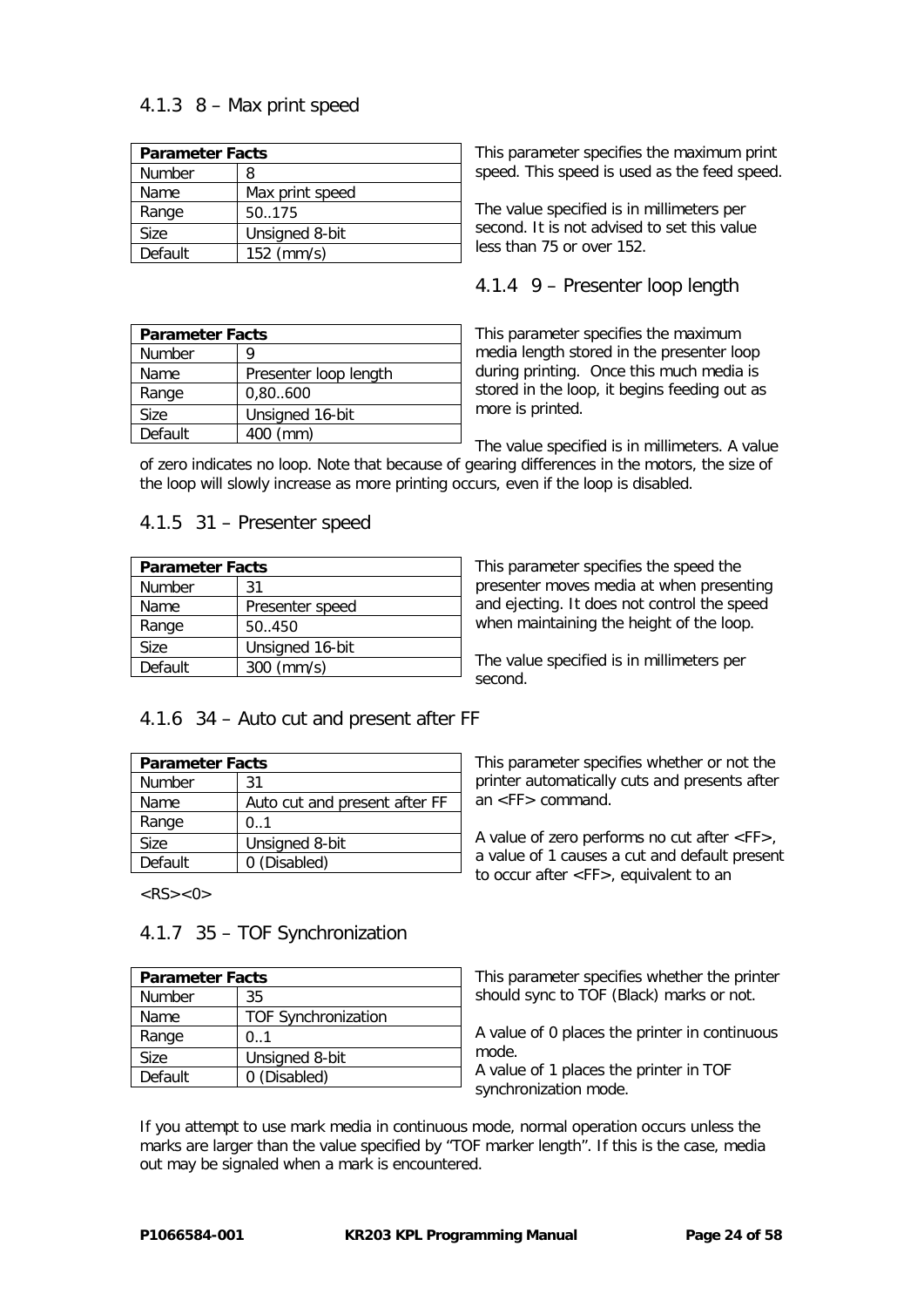### 4.1.3 8 – Max print speed

| Parameter Facts | |
|---|---|
| Number | 8 |
| Name | Max print speed |
| Range | 50..175 |
| Size | Unsigned 8-bit |
| Default | 152 (mm/s) |

This parameter specifies the maximum print speed. This speed is used as the feed speed.

The value specified is in millimeters per second. It is not advised to set this value less than 75 or over 152.

### 4.1.4 9 – Presenter loop length

| Parameter Facts | |
|---|---|
| Number | 9 |
| Name | Presenter loop length |
| Range | 0,80..600 |
| Size | Unsigned 16-bit |
| Default | 400 (mm) |

This parameter specifies the maximum media length stored in the presenter loop during printing. Once this much media is stored in the loop, it begins feeding out as more is printed.

The value specified is in millimeters. A value of zero indicates no loop. Note that because of gearing differences in the motors, the size of the loop will slowly increase as more printing occurs, even if the loop is disabled.

### 4.1.5 31 – Presenter speed

| Parameter Facts | |
|---|---|
| Number | 31 |
| Name | Presenter speed |
| Range | 50..450 |
| Size | Unsigned 16-bit |
| Default | 300 (mm/s) |

This parameter specifies the speed the presenter moves media at when presenting and ejecting. It does not control the speed when maintaining the height of the loop.

The value specified is in millimeters per second.

### 4.1.6 34 – Auto cut and present after FF

| Parameter Facts | |
|---|---|
| Number | 31 |
| Name | Auto cut and present after FF |
| Range | 0..1 |
| Size | Unsigned 8-bit |
| Default | 0 (Disabled) |

This parameter specifies whether or not the printer automatically cuts and presents after an <FF> command.

A value of zero performs no cut after <FF>, a value of 1 causes a cut and default present to occur after <FF>, equivalent to an <RS><0>

### 4.1.7 35 – TOF Synchronization

| Parameter Facts | |
|---|---|
| Number | 35 |
| Name | TOF Synchronization |
| Range | 0..1 |
| Size | Unsigned 8-bit |
| Default | 0 (Disabled) |

This parameter specifies whether the printer should sync to TOF (Black) marks or not.

A value of 0 places the printer in continuous mode.
A value of 1 places the printer in TOF synchronization mode.

If you attempt to use mark media in continuous mode, normal operation occurs unless the marks are larger than the value specified by "TOF marker length". If this is the case, media out may be signaled when a mark is encountered.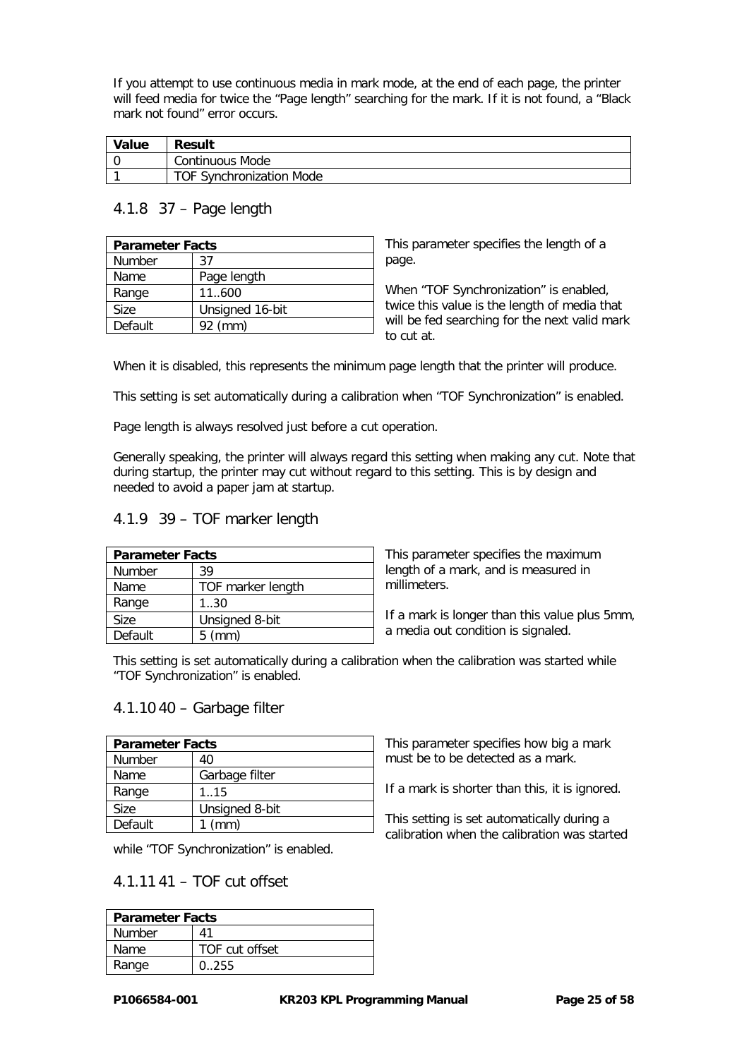If you attempt to use continuous media in mark mode, at the end of each page, the printer will feed media for twice the "Page length" searching for the mark. If it is not found, a "Black mark not found" error occurs.

| Value | Result |
|---|---|
| 0 | Continuous Mode |
| 1 | TOF Synchronization Mode |

### 4.1.8 37 – Page length

| Parameter Facts | |
|---|---|
| Number | 37 |
| Name | Page length |
| Range | 11..600 |
| Size | Unsigned 16-bit |
| Default | 92 (mm) |

This parameter specifies the length of a page.

When "TOF Synchronization" is enabled, twice this value is the length of media that will be fed searching for the next valid mark to cut at.

When it is disabled, this represents the minimum page length that the printer will produce.

This setting is set automatically during a calibration when "TOF Synchronization" is enabled.

Page length is always resolved just before a cut operation.

Generally speaking, the printer will always regard this setting when making any cut. Note that during startup, the printer may cut without regard to this setting. This is by design and needed to avoid a paper jam at startup.

### 4.1.9 39 – TOF marker length

| Parameter Facts | |
|---|---|
| Number | 39 |
| Name | TOF marker length |
| Range | 1..30 |
| Size | Unsigned 8-bit |
| Default | 5 (mm) |

This parameter specifies the maximum length of a mark, and is measured in millimeters.

If a mark is longer than this value plus 5mm, a media out condition is signaled.

This setting is set automatically during a calibration when the calibration was started while "TOF Synchronization" is enabled.

### 4.1.10 40 – Garbage filter

| Parameter Facts | |
|---|---|
| Number | 40 |
| Name | Garbage filter |
| Range | 1..15 |
| Size | Unsigned 8-bit |
| Default | 1 (mm) |

This parameter specifies how big a mark must be to be detected as a mark.

If a mark is shorter than this, it is ignored.

This setting is set automatically during a calibration when the calibration was started while "TOF Synchronization" is enabled.

### 4.1.11 41 – TOF cut offset

| Parameter Facts | |
|---|---|
| Number | 41 |
| Name | TOF cut offset |
| Range | 0..255 |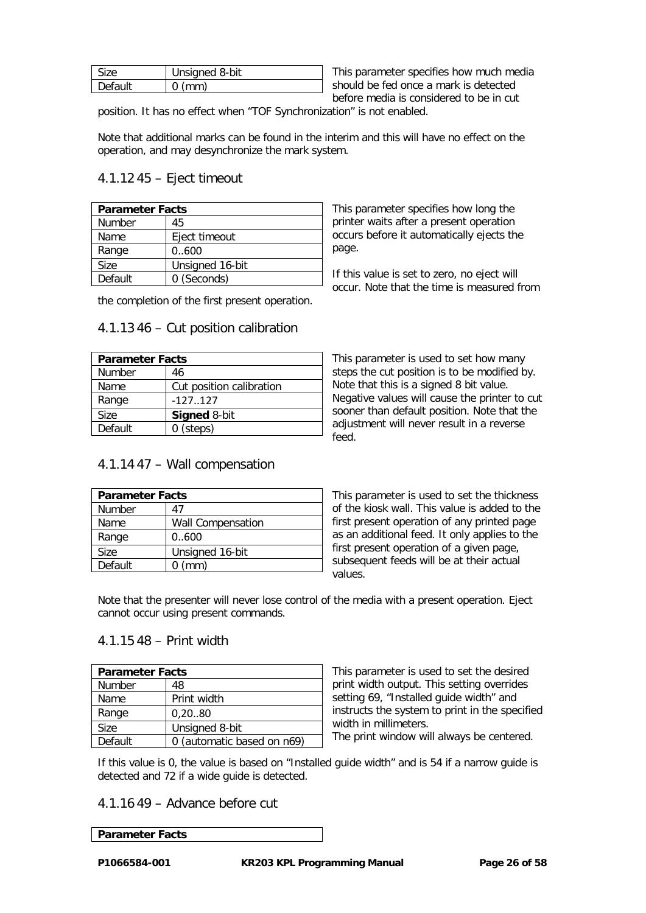| Size | Unsigned 8-bit |
|---|---|
| Default | 0 (mm) |

This parameter specifies how much media should be fed once a mark is detected before media is considered to be in cut position. It has no effect when “TOF Synchronization” is not enabled.

Note that additional marks can be found in the interim and this will have no effect on the operation, and may desynchronize the mark system.

### 4.1.12 45 – Eject timeout

| **Parameter Facts** | |
|---|---|
| Number | 45 |
| Name | Eject timeout |
| Range | 0..600 |
| Size | Unsigned 16-bit |
| Default | 0 (Seconds) |

This parameter specifies how long the printer waits after a present operation occurs before it automatically ejects the page.

If this value is set to zero, no eject will occur. Note that the time is measured from the completion of the first present operation.

### 4.1.13 46 – Cut position calibration

| **Parameter Facts** | |
|---|---|
| Number | 46 |
| Name | Cut position calibration |
| Range | -127..127 |
| Size | **Signed** 8-bit |
| Default | 0 (steps) |

This parameter is used to set how many steps the cut position is to be modified by. Note that this is a signed 8 bit value. Negative values will cause the printer to cut sooner than default position. Note that the adjustment will never result in a reverse feed.

### 4.1.14 47 – Wall compensation

| **Parameter Facts** | |
|---|---|
| Number | 47 |
| Name | Wall Compensation |
| Range | 0..600 |
| Size | Unsigned 16-bit |
| Default | 0 (mm) |

This parameter is used to set the thickness of the kiosk wall. This value is added to the first present operation of any printed page as an additional feed. It only applies to the first present operation of a given page, subsequent feeds will be at their actual values.

Note that the presenter will never lose control of the media with a present operation. Eject cannot occur using present commands.

### 4.1.15 48 – Print width

| **Parameter Facts** | |
|---|---|
| Number | 48 |
| Name | Print width |
| Range | 0,20..80 |
| Size | Unsigned 8-bit |
| Default | 0 (automatic based on n69) |

This parameter is used to set the desired print width output. This setting overrides setting 69, “Installed guide width” and instructs the system to print in the specified width in millimeters.
The print window will always be centered.

If this value is 0, the value is based on “Installed guide width” and is 54 if a narrow guide is detected and 72 if a wide guide is detected.

### 4.1.16 49 – Advance before cut

| **Parameter Facts** |
|---|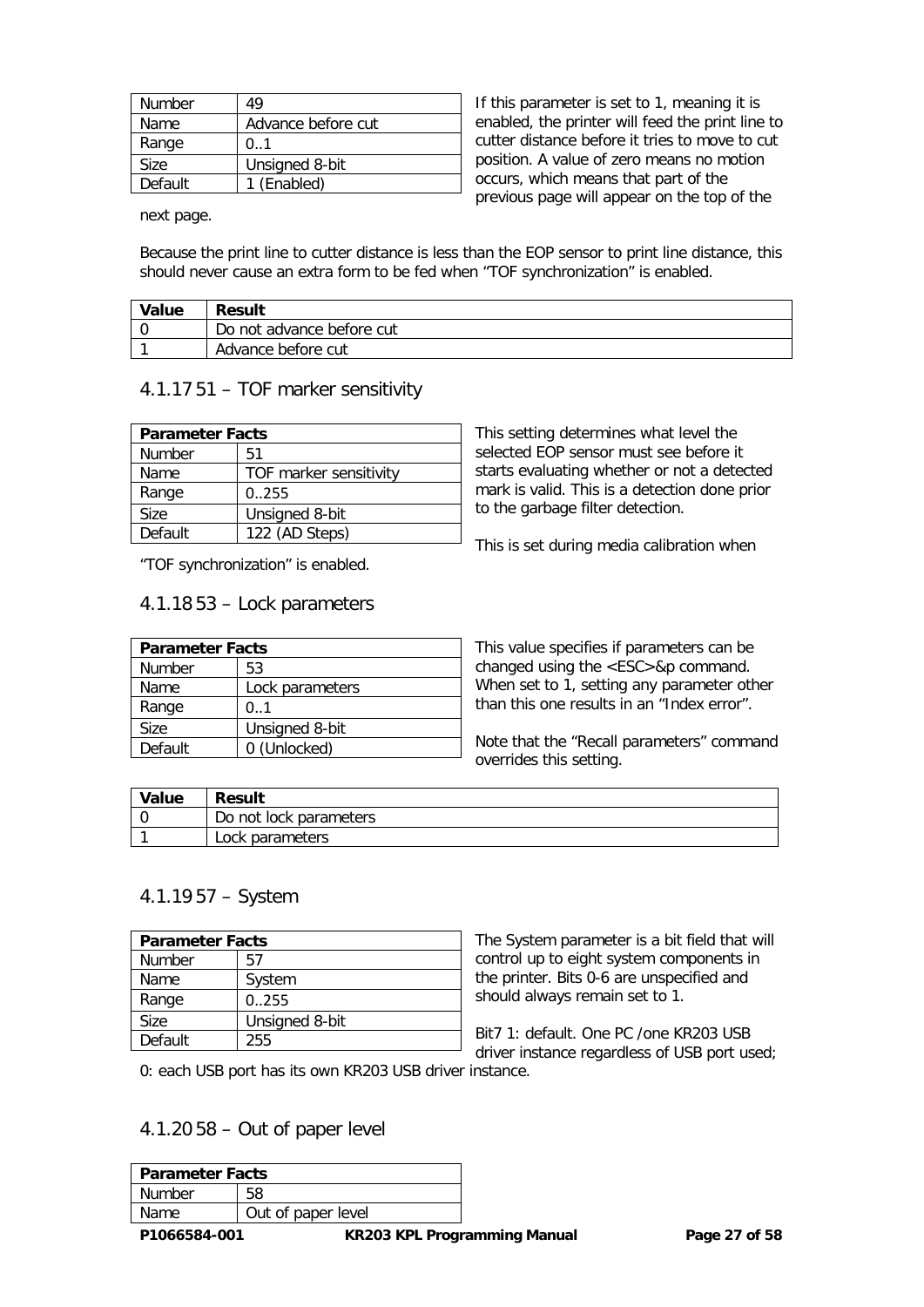| Number | 49 |
| --- | --- |
| Name | Advance before cut |
| Range | 0..1 |
| Size | Unsigned 8-bit |
| Default | 1 (Enabled) |

If this parameter is set to 1, meaning it is enabled, the printer will feed the print line to cutter distance before it tries to move to cut position. A value of zero means no motion occurs, which means that part of the previous page will appear on the top of the next page.

Because the print line to cutter distance is less than the EOP sensor to print line distance, this should never cause an extra form to be fed when "TOF synchronization" is enabled.

| Value | Result |
| --- | --- |
| 0 | Do not advance before cut |
| 1 | Advance before cut |

### 4.1.17 51 – TOF marker sensitivity

| Parameter Facts | |
| --- | --- |
| Number | 51 |
| Name | TOF marker sensitivity |
| Range | 0..255 |
| Size | Unsigned 8-bit |
| Default | 122 (AD Steps) |

This setting determines what level the selected EOP sensor must see before it starts evaluating whether or not a detected mark is valid. This is a detection done prior to the garbage filter detection.

This is set during media calibration when "TOF synchronization" is enabled.

### 4.1.18 53 – Lock parameters

| Parameter Facts | |
| --- | --- |
| Number | 53 |
| Name | Lock parameters |
| Range | 0..1 |
| Size | Unsigned 8-bit |
| Default | 0 (Unlocked) |

This value specifies if parameters can be changed using the <ESC>&p command. When set to 1, setting any parameter other than this one results in an "Index error".

Note that the "Recall parameters" command overrides this setting.

| Value | Result |
| --- | --- |
| 0 | Do not lock parameters |
| 1 | Lock parameters |

### 4.1.19 57 – System

| Parameter Facts | |
| --- | --- |
| Number | 57 |
| Name | System |
| Range | 0..255 |
| Size | Unsigned 8-bit |
| Default | 255 |

The System parameter is a bit field that will control up to eight system components in the printer. Bits 0-6 are unspecified and should always remain set to 1.

Bit7 1: default. One PC /one KR203 USB driver instance regardless of USB port used; 0: each USB port has its own KR203 USB driver instance.

### 4.1.20 58 – Out of paper level

| Parameter Facts | |
| --- | --- |
| Number | 58 |
| Name | Out of paper level |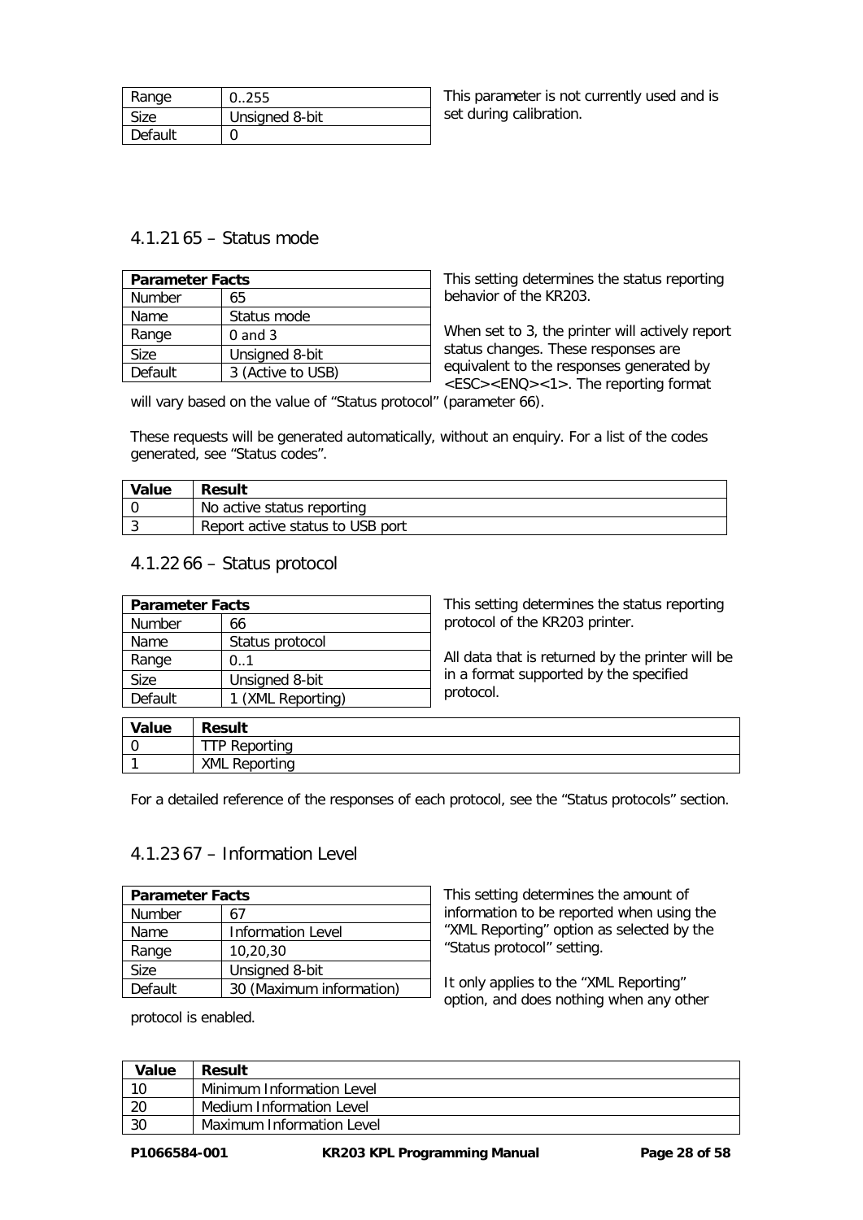| Range | 0..255 |
|---|---|
| Size | Unsigned 8-bit |
| Default | 0 |

This parameter is not currently used and is set during calibration.

### 4.1.21 65 – Status mode

| Parameter Facts | |
|---|---|
| Number | 65 |
| Name | Status mode |
| Range | 0 and 3 |
| Size | Unsigned 8-bit |
| Default | 3 (Active to USB) |

This setting determines the status reporting behavior of the KR203.

When set to 3, the printer will actively report status changes. These responses are equivalent to the responses generated by <ESC><ENQ><1>. The reporting format will vary based on the value of "Status protocol" (parameter 66).

These requests will be generated automatically, without an enquiry. For a list of the codes generated, see "Status codes".

| Value | Result |
|---|---|
| 0 | No active status reporting |
| 3 | Report active status to USB port |

### 4.1.22 66 – Status protocol

| Parameter Facts | |
|---|---|
| Number | 66 |
| Name | Status protocol |
| Range | 0..1 |
| Size | Unsigned 8-bit |
| Default | 1 (XML Reporting) |

This setting determines the status reporting protocol of the KR203 printer.

All data that is returned by the printer will be in a format supported by the specified protocol.

| Value | Result |
|---|---|
| 0 | TTP Reporting |
| 1 | XML Reporting |

For a detailed reference of the responses of each protocol, see the "Status protocols" section.

### 4.1.23 67 – Information Level

| Parameter Facts | |
|---|---|
| Number | 67 |
| Name | Information Level |
| Range | 10,20,30 |
| Size | Unsigned 8-bit |
| Default | 30 (Maximum information) |

This setting determines the amount of information to be reported when using the "XML Reporting" option as selected by the "Status protocol" setting.

It only applies to the "XML Reporting" option, and does nothing when any other protocol is enabled.

| Value | Result |
|---|---|
| 10 | Minimum Information Level |
| 20 | Medium Information Level |
| 30 | Maximum Information Level |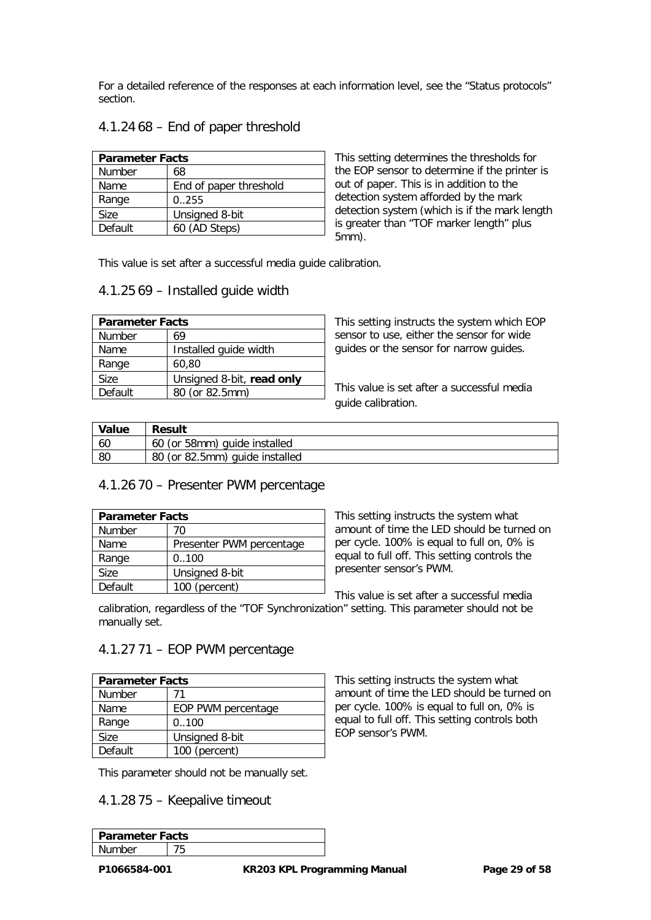For a detailed reference of the responses at each information level, see the “Status protocols” section.

### 4.1.24 68 – End of paper threshold

| Parameter Facts | |
|---|---|
| Number | 68 |
| Name | End of paper threshold |
| Range | 0..255 |
| Size | Unsigned 8-bit |
| Default | 60 (AD Steps) |

This setting determines the thresholds for the EOP sensor to determine if the printer is out of paper. This is in addition to the detection system afforded by the mark detection system (which is if the mark length is greater than “TOF marker length” plus 5mm).

This value is set after a successful media guide calibration.

### 4.1.25 69 – Installed guide width

| Parameter Facts | |
|---|---|
| Number | 69 |
| Name | Installed guide width |
| Range | 60,80 |
| Size | Unsigned 8-bit, **read only** |
| Default | 80 (or 82.5mm) |

This setting instructs the system which EOP sensor to use, either the sensor for wide guides or the sensor for narrow guides.

This value is set after a successful media guide calibration.

| Value | Result |
|---|---|
| 60 | 60 (or 58mm) guide installed |
| 80 | 80 (or 82.5mm) guide installed |

### 4.1.26 70 – Presenter PWM percentage

| Parameter Facts | |
|---|---|
| Number | 70 |
| Name | Presenter PWM percentage |
| Range | 0..100 |
| Size | Unsigned 8-bit |
| Default | 100 (percent) |

This setting instructs the system what amount of time the LED should be turned on per cycle. 100% is equal to full on, 0% is equal to full off. This setting controls the presenter sensor’s PWM.

This value is set after a successful media calibration, regardless of the “TOF Synchronization” setting. This parameter should not be manually set.

### 4.1.27 71 – EOP PWM percentage

| Parameter Facts | |
|---|---|
| Number | 71 |
| Name | EOP PWM percentage |
| Range | 0..100 |
| Size | Unsigned 8-bit |
| Default | 100 (percent) |

This setting instructs the system what amount of time the LED should be turned on per cycle. 100% is equal to full on, 0% is equal to full off. This setting controls both EOP sensor’s PWM.

This parameter should not be manually set.

### 4.1.28 75 – Keepalive timeout

| Parameter Facts | |
|---|---|
| Number | 75 |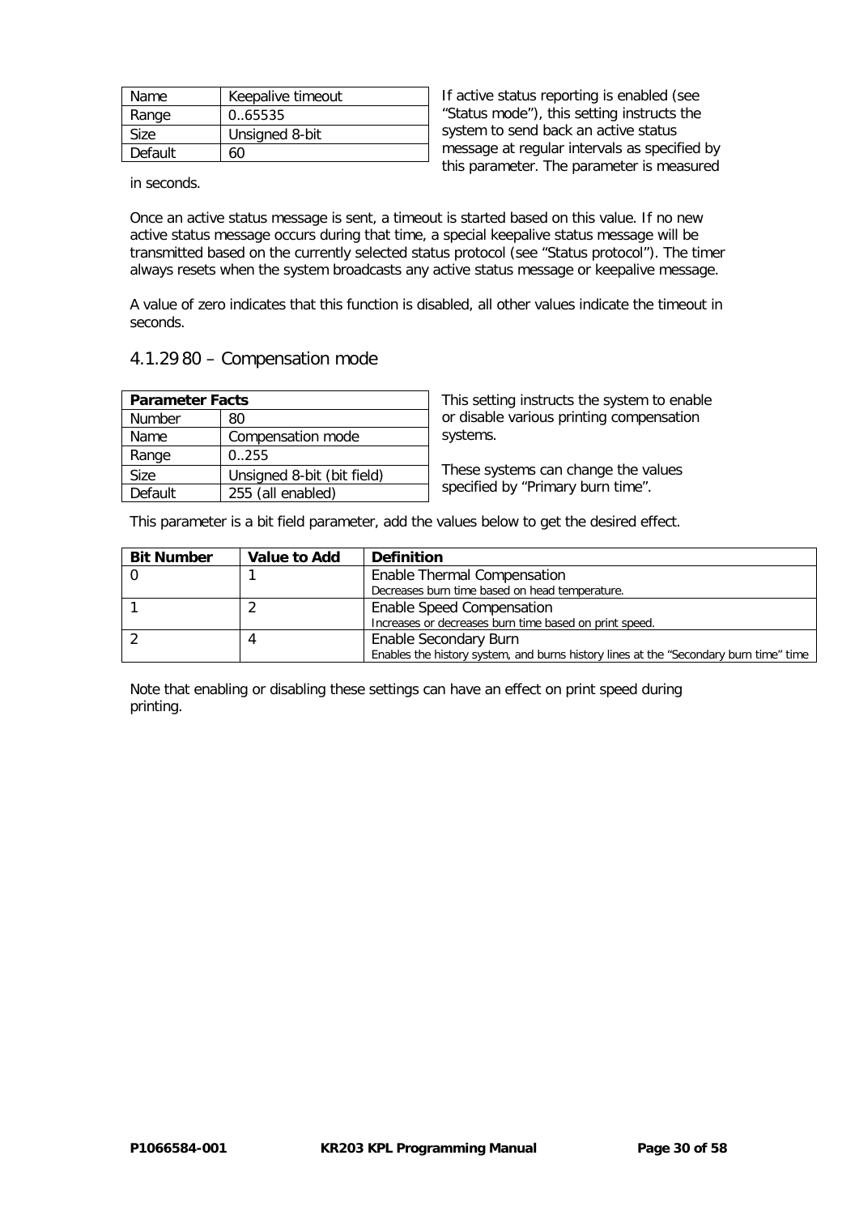| Name | Keepalive timeout |
|---|---|
| Range | 0..65535 |
| Size | Unsigned 8-bit |
| Default | 60 |

If active status reporting is enabled (see "Status mode"), this setting instructs the system to send back an active status message at regular intervals as specified by this parameter. The parameter is measured in seconds.

Once an active status message is sent, a timeout is started based on this value. If no new active status message occurs during that time, a special keepalive status message will be transmitted based on the currently selected status protocol (see "Status protocol"). The timer always resets when the system broadcasts any active status message or keepalive message.

A value of zero indicates that this function is disabled, all other values indicate the timeout in seconds.

### 4.1.29 80 – Compensation mode

| **Parameter Facts** | |
|---|---|
| Number | 80 |
| Name | Compensation mode |
| Range | 0..255 |
| Size | Unsigned 8-bit (bit field) |
| Default | 255 (all enabled) |

This setting instructs the system to enable or disable various printing compensation systems.

These systems can change the values specified by "Primary burn time".

This parameter is a bit field parameter, add the values below to get the desired effect.

| **Bit Number** | **Value to Add** | **Definition** |
|---|---|---|
| 0 | 1 | Enable Thermal Compensation<br>Decreases burn time based on head temperature. |
| 1 | 2 | Enable Speed Compensation<br>Increases or decreases burn time based on print speed. |
| 2 | 4 | Enable Secondary Burn<br>Enables the history system, and burns history lines at the "Secondary burn time" time |

Note that enabling or disabling these settings can have an effect on print speed during printing.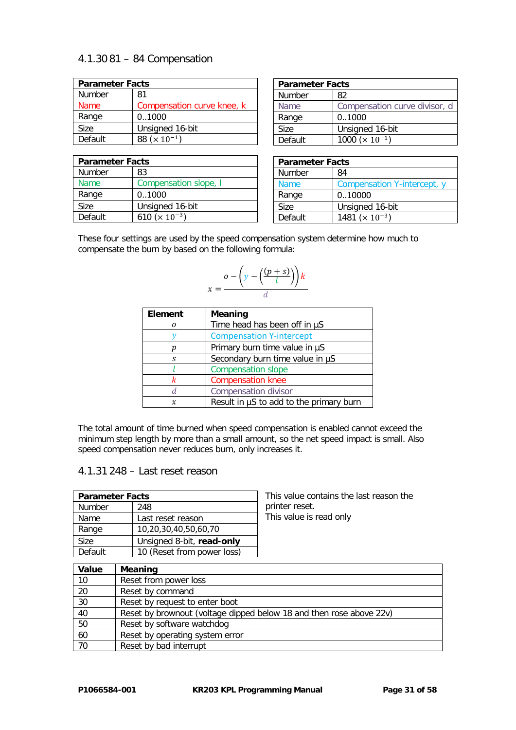### 4.1.30 81 – 84 Compensation

| Parameter Facts | |
|---|---|
| Number | 81 |
| Name | Compensation curve knee, k |
| Range | 0..1000 |
| Size | Unsigned 16-bit |
| Default | 88 ($\times 10^{-1}$) |

| Parameter Facts | |
|---|---|
| Number | 82 |
| Name | Compensation curve divisor, d |
| Range | 0..1000 |
| Size | Unsigned 16-bit |
| Default | 1000 ($\times 10^{-1}$) |

| Parameter Facts | |
|---|---|
| Number | 83 |
| Name | Compensation slope, l |
| Range | 0..1000 |
| Size | Unsigned 16-bit |
| Default | 610 ($\times 10^{-3}$) |

| Parameter Facts | |
|---|---|
| Number | 84 |
| Name | Compensation Y-intercept, y |
| Range | 0..10000 |
| Size | Unsigned 16-bit |
| Default | 1481 ($\times 10^{-3}$) |

These four settings are used by the speed compensation system determine how much to compensate the burn by based on the following formula:

$$x = \frac{o - \left(y - \left(\frac{(p+s)}{l}\right)\right)k}{d}$$

| Element | Meaning |
|---|---|
| $o$ | Time head has been off in µS |
| $y$ | Compensation Y-intercept |
| $p$ | Primary burn time value in µS |
| $s$ | Secondary burn time value in µS |
| $l$ | Compensation slope |
| $k$ | Compensation knee |
| $d$ | Compensation divisor |
| $x$ | Result in µS to add to the primary burn |

The total amount of time burned when speed compensation is enabled cannot exceed the minimum step length by more than a small amount, so the net speed impact is small. Also speed compensation never reduces burn, only increases it.

### 4.1.31 248 – Last reset reason

| Parameter Facts | |
|---|---|
| Number | 248 |
| Name | Last reset reason |
| Range | 10,20,30,40,50,60,70 |
| Size | Unsigned 8-bit, **read-only** |
| Default | 10 (Reset from power loss) |

This value contains the last reason the printer reset.
This value is read only

| Value | Meaning |
|---|---|
| 10 | Reset from power loss |
| 20 | Reset by command |
| 30 | Reset by request to enter boot |
| 40 | Reset by brownout (voltage dipped below 18 and then rose above 22v) |
| 50 | Reset by software watchdog |
| 60 | Reset by operating system error |
| 70 | Reset by bad interrupt |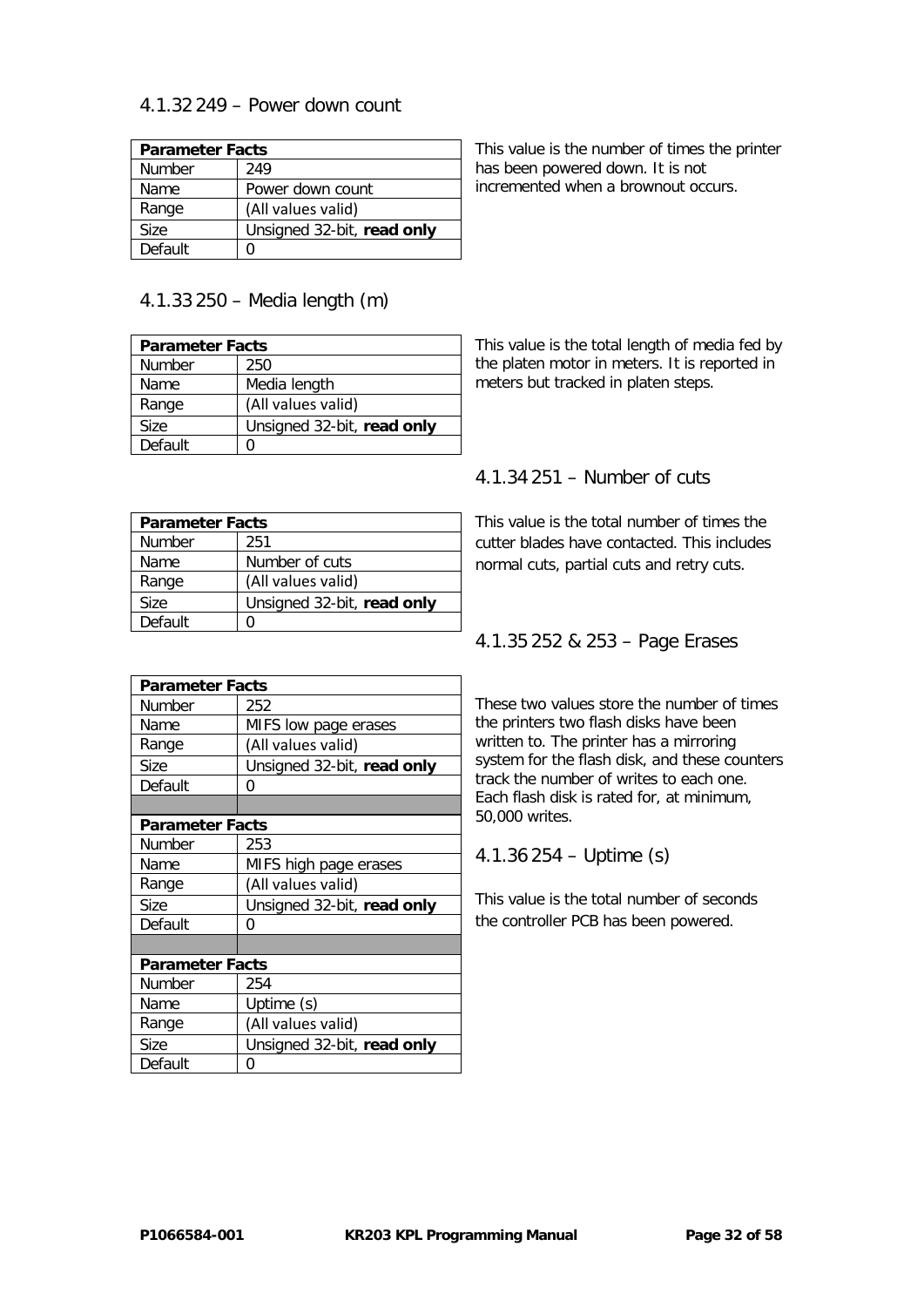### 4.1.32 249 – Power down count

| Parameter Facts | |
|---|---|
| Number | 249 |
| Name | Power down count |
| Range | (All values valid) |
| Size | Unsigned 32-bit, **read only** |
| Default | 0 |

This value is the number of times the printer has been powered down. It is not incremented when a brownout occurs.

### 4.1.33 250 – Media length (m)

| Parameter Facts | |
|---|---|
| Number | 250 |
| Name | Media length |
| Range | (All values valid) |
| Size | Unsigned 32-bit, **read only** |
| Default | 0 |

This value is the total length of media fed by the platen motor in meters. It is reported in meters but tracked in platen steps.

### 4.1.34 251 – Number of cuts

| Parameter Facts | |
|---|---|
| Number | 251 |
| Name | Number of cuts |
| Range | (All values valid) |
| Size | Unsigned 32-bit, **read only** |
| Default | 0 |

This value is the total number of times the cutter blades have contacted. This includes normal cuts, partial cuts and retry cuts.

### 4.1.35 252 & 253 – Page Erases

| Parameter Facts | |
|---|---|
| Number | 252 |
| Name | MIFS low page erases |
| Range | (All values valid) |
| Size | Unsigned 32-bit, **read only** |
| Default | 0 |

| Parameter Facts | |
|---|---|
| Number | 253 |
| Name | MIFS high page erases |
| Range | (All values valid) |
| Size | Unsigned 32-bit, **read only** |
| Default | 0 |

These two values store the number of times the printers two flash disks have been written to. The printer has a mirroring system for the flash disk, and these counters track the number of writes to each one. Each flash disk is rated for, at minimum, 50,000 writes.

### 4.1.36 254 – Uptime (s)

| Parameter Facts | |
|---|---|
| Number | 254 |
| Name | Uptime (s) |
| Range | (All values valid) |
| Size | Unsigned 32-bit, **read only** |
| Default | 0 |

This value is the total number of seconds the controller PCB has been powered.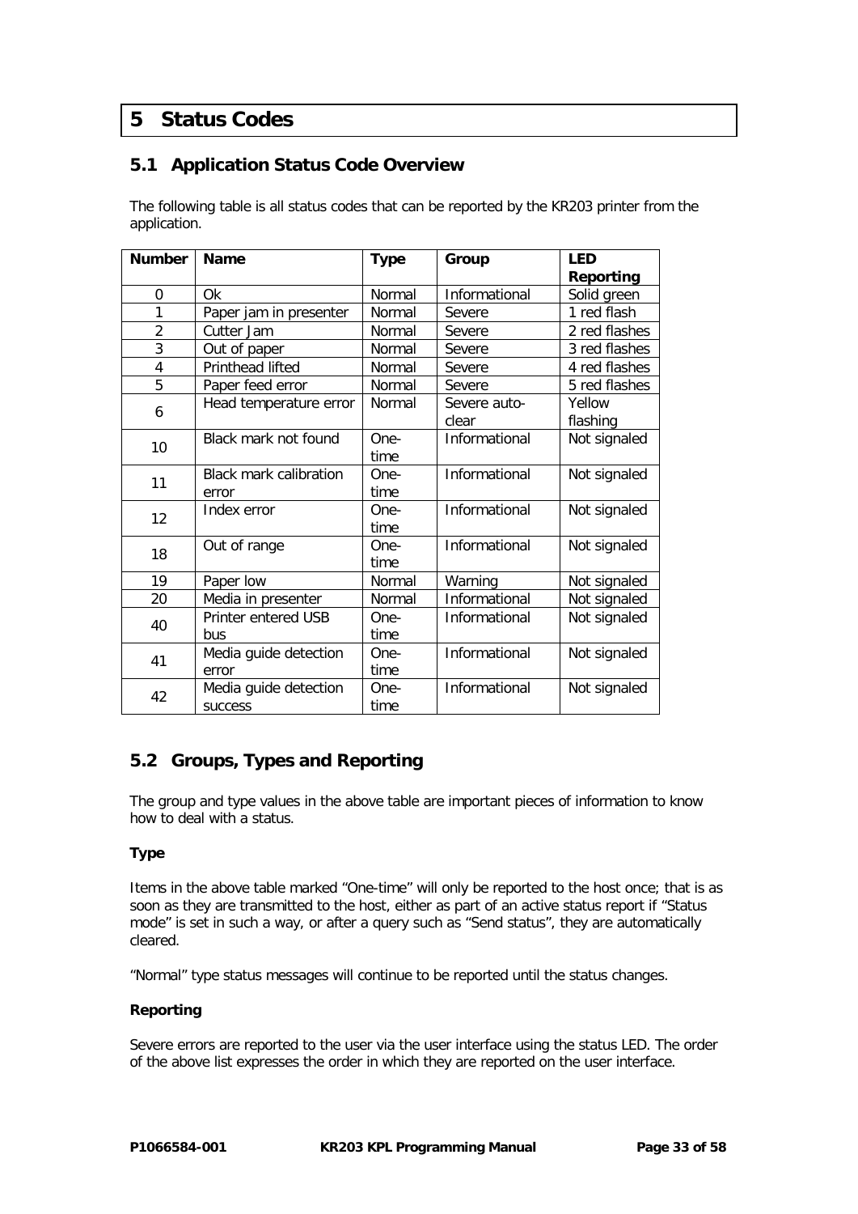# 5 Status Codes

## 5.1 Application Status Code Overview

The following table is all status codes that can be reported by the KR203 printer from the application.

| Number | Name | Type | Group | LED Reporting |
|---|---|---|---|---|
| 0 | Ok | Normal | Informational | Solid green |
| 1 | Paper jam in presenter | Normal | Severe | 1 red flash |
| 2 | Cutter Jam | Normal | Severe | 2 red flashes |
| 3 | Out of paper | Normal | Severe | 3 red flashes |
| 4 | Printhead lifted | Normal | Severe | 4 red flashes |
| 5 | Paper feed error | Normal | Severe | 5 red flashes |
| 6 | Head temperature error | Normal | Severe auto-clear | Yellow flashing |
| 10 | Black mark not found | One-time | Informational | Not signaled |
| 11 | Black mark calibration error | One-time | Informational | Not signaled |
| 12 | Index error | One-time | Informational | Not signaled |
| 18 | Out of range | One-time | Informational | Not signaled |
| 19 | Paper low | Normal | Warning | Not signaled |
| 20 | Media in presenter | Normal | Informational | Not signaled |
| 40 | Printer entered USB bus | One-time | Informational | Not signaled |
| 41 | Media guide detection error | One-time | Informational | Not signaled |
| 42 | Media guide detection success | One-time | Informational | Not signaled |

## 5.2 Groups, Types and Reporting

The group and type values in the above table are important pieces of information to know how to deal with a status.

**Type**

Items in the above table marked “One-time” will only be reported to the host once; that is as soon as they are transmitted to the host, either as part of an active status report if “Status mode” is set in such a way, or after a query such as “Send status”, they are automatically cleared.

“Normal” type status messages will continue to be reported until the status changes.

**Reporting**

Severe errors are reported to the user via the user interface using the status LED. The order of the above list expresses the order in which they are reported on the user interface.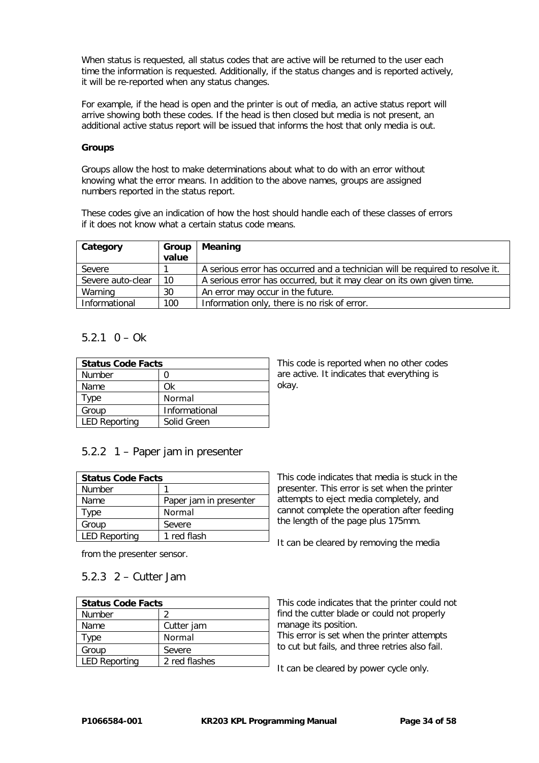When status is requested, all status codes that are active will be returned to the user each time the information is requested. Additionally, if the status changes and is reported actively, it will be re-reported when any status changes.

For example, if the head is open and the printer is out of media, an active status report will arrive showing both these codes. If the head is then closed but media is not present, an additional active status report will be issued that informs the host that only media is out.

**Groups**

Groups allow the host to make determinations about what to do with an error without knowing what the error means. In addition to the above names, groups are assigned numbers reported in the status report.

These codes give an indication of how the host should handle each of these classes of errors if it does not know what a certain status code means.

| Category | Group value | Meaning |
|---|---|---|
| Severe | 1 | A serious error has occurred and a technician will be required to resolve it. |
| Severe auto-clear | 10 | A serious error has occurred, but it may clear on its own given time. |
| Warning | 30 | An error may occur in the future. |
| Informational | 100 | Information only, there is no risk of error. |

### 5.2.1 0 – Ok

| Status Code Facts | |
|---|---|
| Number | 0 |
| Name | Ok |
| Type | Normal |
| Group | Informational |
| LED Reporting | Solid Green |

This code is reported when no other codes are active. It indicates that everything is okay.

### 5.2.2 1 – Paper jam in presenter

| Status Code Facts | |
|---|---|
| Number | 1 |
| Name | Paper jam in presenter |
| Type | Normal |
| Group | Severe |
| LED Reporting | 1 red flash |

This code indicates that media is stuck in the presenter. This error is set when the printer attempts to eject media completely, and cannot complete the operation after feeding the length of the page plus 175mm.

It can be cleared by removing the media from the presenter sensor.

### 5.2.3 2 – Cutter Jam

| Status Code Facts | |
|---|---|
| Number | 2 |
| Name | Cutter jam |
| Type | Normal |
| Group | Severe |
| LED Reporting | 2 red flashes |

This code indicates that the printer could not find the cutter blade or could not properly manage its position.
This error is set when the printer attempts to cut but fails, and three retries also fail.

It can be cleared by power cycle only.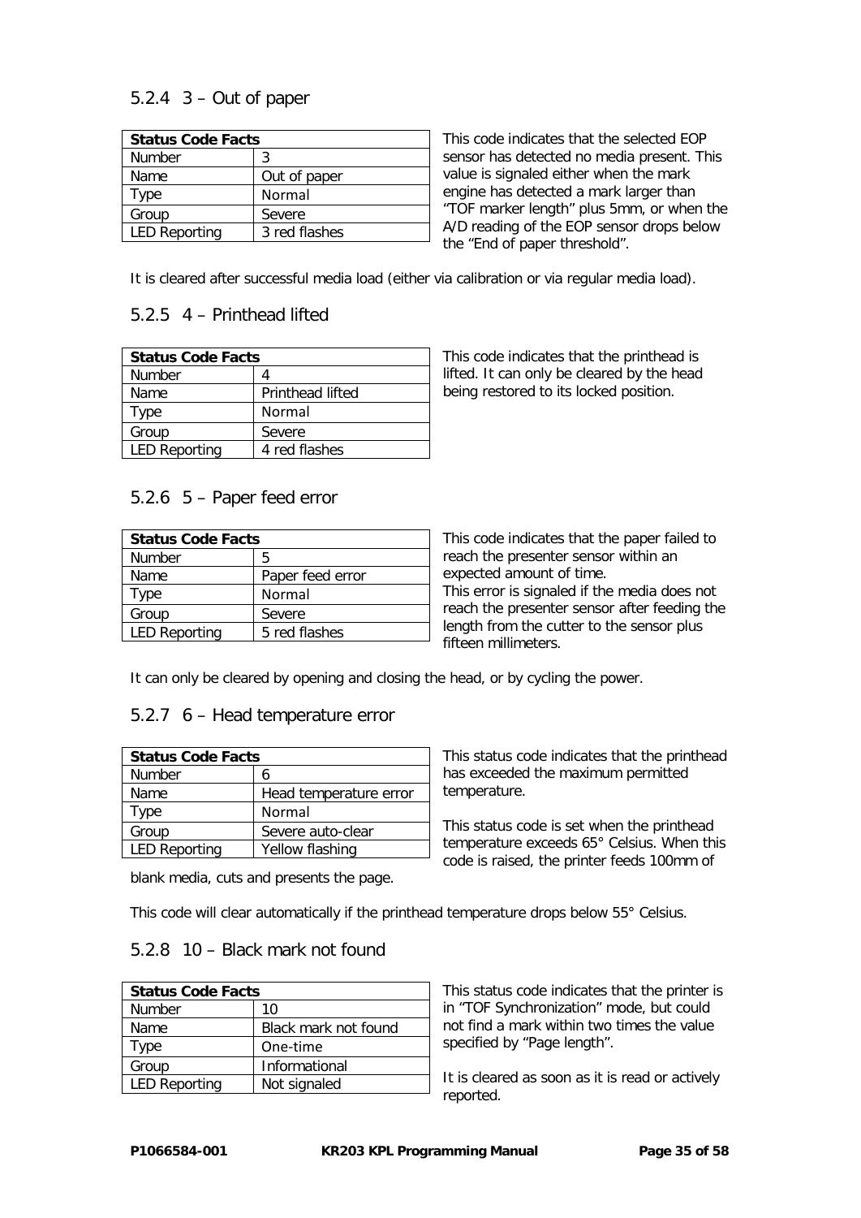### 5.2.4 3 – Out of paper

| Status Code Facts | |
|---|---|
| Number | 3 |
| Name | Out of paper |
| Type | Normal |
| Group | Severe |
| LED Reporting | 3 red flashes |

This code indicates that the selected EOP sensor has detected no media present. This value is signaled either when the mark engine has detected a mark larger than "TOF marker length" plus 5mm, or when the A/D reading of the EOP sensor drops below the "End of paper threshold".

It is cleared after successful media load (either via calibration or via regular media load).

### 5.2.5 4 – Printhead lifted

| Status Code Facts | |
|---|---|
| Number | 4 |
| Name | Printhead lifted |
| Type | Normal |
| Group | Severe |
| LED Reporting | 4 red flashes |

This code indicates that the printhead is lifted. It can only be cleared by the head being restored to its locked position.

### 5.2.6 5 – Paper feed error

| Status Code Facts | |
|---|---|
| Number | 5 |
| Name | Paper feed error |
| Type | Normal |
| Group | Severe |
| LED Reporting | 5 red flashes |

This code indicates that the paper failed to reach the presenter sensor within an expected amount of time.
This error is signaled if the media does not reach the presenter sensor after feeding the length from the cutter to the sensor plus fifteen millimeters.

It can only be cleared by opening and closing the head, or by cycling the power.

### 5.2.7 6 – Head temperature error

| Status Code Facts | |
|---|---|
| Number | 6 |
| Name | Head temperature error |
| Type | Normal |
| Group | Severe auto-clear |
| LED Reporting | Yellow flashing |

This status code indicates that the printhead has exceeded the maximum permitted temperature.

This status code is set when the printhead temperature exceeds 65° Celsius. When this code is raised, the printer feeds 100mm of blank media, cuts and presents the page.

This code will clear automatically if the printhead temperature drops below 55° Celsius.

### 5.2.8 10 – Black mark not found

| Status Code Facts | |
|---|---|
| Number | 10 |
| Name | Black mark not found |
| Type | One-time |
| Group | Informational |
| LED Reporting | Not signaled |

This status code indicates that the printer is in "TOF Synchronization" mode, but could not find a mark within two times the value specified by "Page length".

It is cleared as soon as it is read or actively reported.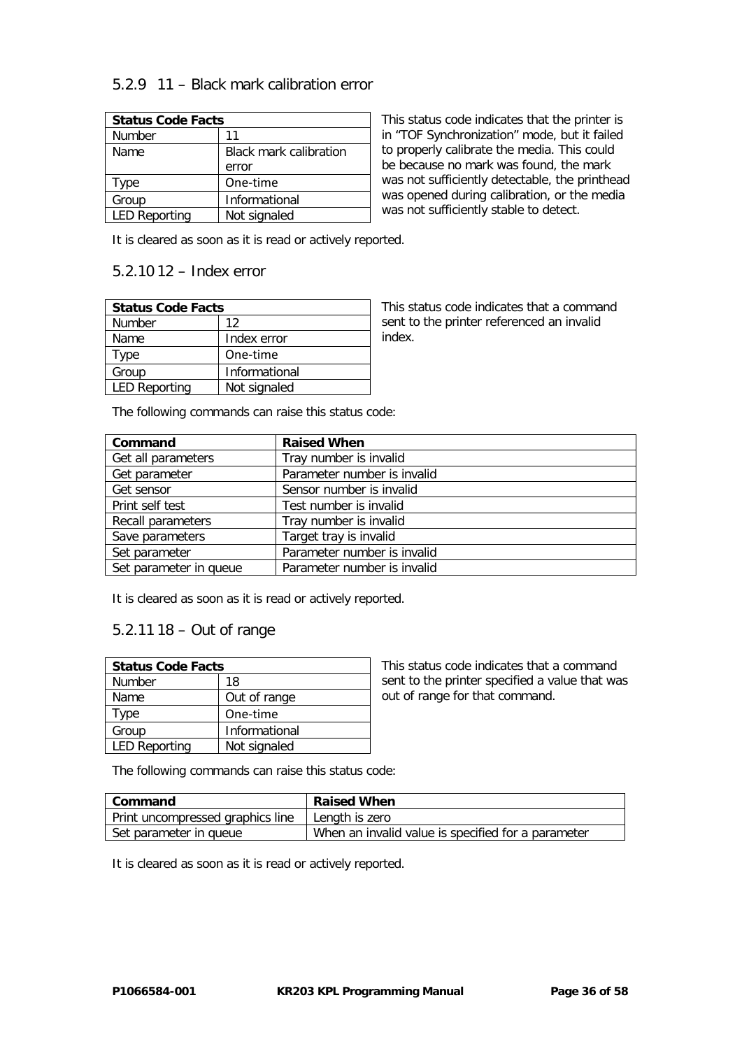### 5.2.9 11 – Black mark calibration error

| Status Code Facts | |
|---|---|
| Number | 11 |
| Name | Black mark calibration error |
| Type | One-time |
| Group | Informational |
| LED Reporting | Not signaled |

This status code indicates that the printer is in "TOF Synchronization" mode, but it failed to properly calibrate the media. This could be because no mark was found, the mark was not sufficiently detectable, the printhead was opened during calibration, or the media was not sufficiently stable to detect.

It is cleared as soon as it is read or actively reported.

### 5.2.10 12 – Index error

| Status Code Facts | |
|---|---|
| Number | 12 |
| Name | Index error |
| Type | One-time |
| Group | Informational |
| LED Reporting | Not signaled |

This status code indicates that a command sent to the printer referenced an invalid index.

The following commands can raise this status code:

| Command | Raised When |
|---|---|
| Get all parameters | Tray number is invalid |
| Get parameter | Parameter number is invalid |
| Get sensor | Sensor number is invalid |
| Print self test | Test number is invalid |
| Recall parameters | Tray number is invalid |
| Save parameters | Target tray is invalid |
| Set parameter | Parameter number is invalid |
| Set parameter in queue | Parameter number is invalid |

It is cleared as soon as it is read or actively reported.

### 5.2.11 18 – Out of range

| Status Code Facts | |
|---|---|
| Number | 18 |
| Name | Out of range |
| Type | One-time |
| Group | Informational |
| LED Reporting | Not signaled |

This status code indicates that a command sent to the printer specified a value that was out of range for that command.

The following commands can raise this status code:

| Command | Raised When |
|---|---|
| Print uncompressed graphics line | Length is zero |
| Set parameter in queue | When an invalid value is specified for a parameter |

It is cleared as soon as it is read or actively reported.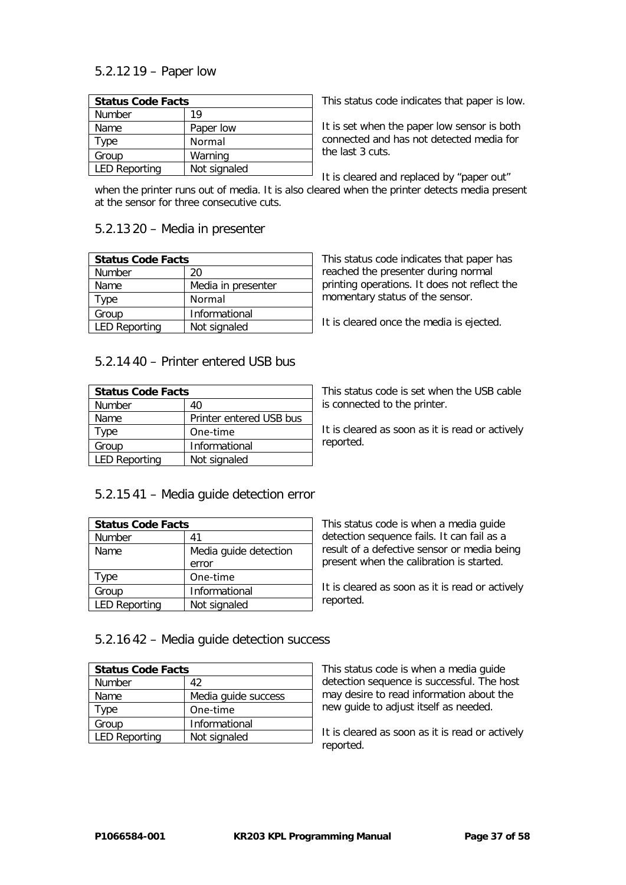### 5.2.12 19 – Paper low

| Status Code Facts | |
|---|---|
| Number | 19 |
| Name | Paper low |
| Type | Normal |
| Group | Warning |
| LED Reporting | Not signaled |

This status code indicates that paper is low.

It is set when the paper low sensor is both connected and has not detected media for the last 3 cuts.

It is cleared and replaced by “paper out” when the printer runs out of media. It is also cleared when the printer detects media present at the sensor for three consecutive cuts.

### 5.2.13 20 – Media in presenter

| Status Code Facts | |
|---|---|
| Number | 20 |
| Name | Media in presenter |
| Type | Normal |
| Group | Informational |
| LED Reporting | Not signaled |

This status code indicates that paper has reached the presenter during normal printing operations. It does not reflect the momentary status of the sensor.

It is cleared once the media is ejected.

### 5.2.14 40 – Printer entered USB bus

| Status Code Facts | |
|---|---|
| Number | 40 |
| Name | Printer entered USB bus |
| Type | One-time |
| Group | Informational |
| LED Reporting | Not signaled |

This status code is set when the USB cable is connected to the printer.

It is cleared as soon as it is read or actively reported.

### 5.2.15 41 – Media guide detection error

| Status Code Facts | |
|---|---|
| Number | 41 |
| Name | Media guide detection error |
| Type | One-time |
| Group | Informational |
| LED Reporting | Not signaled |

This status code is when a media guide detection sequence fails. It can fail as a result of a defective sensor or media being present when the calibration is started.

It is cleared as soon as it is read or actively reported.

### 5.2.16 42 – Media guide detection success

| Status Code Facts | |
|---|---|
| Number | 42 |
| Name | Media guide success |
| Type | One-time |
| Group | Informational |
| LED Reporting | Not signaled |

This status code is when a media guide detection sequence is successful. The host may desire to read information about the new guide to adjust itself as needed.

It is cleared as soon as it is read or actively reported.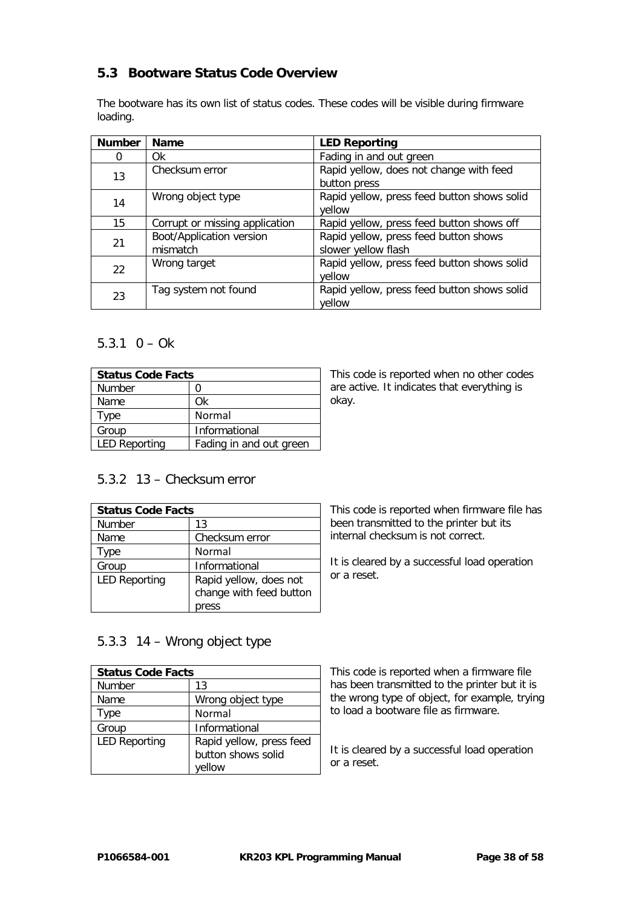## 5.3 Bootware Status Code Overview

The bootware has its own list of status codes. These codes will be visible during firmware loading.

| Number | Name | LED Reporting |
|---|---|---|
| 0 | Ok | Fading in and out green |
| 13 | Checksum error | Rapid yellow, does not change with feed button press |
| 14 | Wrong object type | Rapid yellow, press feed button shows solid yellow |
| 15 | Corrupt or missing application | Rapid yellow, press feed button shows off |
| 21 | Boot/Application version mismatch | Rapid yellow, press feed button shows slower yellow flash |
| 22 | Wrong target | Rapid yellow, press feed button shows solid yellow |
| 23 | Tag system not found | Rapid yellow, press feed button shows solid yellow |

### 5.3.1 0 – Ok

| Status Code Facts | |
|---|---|
| Number | 0 |
| Name | Ok |
| Type | Normal |
| Group | Informational |
| LED Reporting | Fading in and out green |

This code is reported when no other codes are active. It indicates that everything is okay.

### 5.3.2 13 – Checksum error

| Status Code Facts | |
|---|---|
| Number | 13 |
| Name | Checksum error |
| Type | Normal |
| Group | Informational |
| LED Reporting | Rapid yellow, does not change with feed button press |

This code is reported when firmware file has been transmitted to the printer but its internal checksum is not correct.

It is cleared by a successful load operation or a reset.

### 5.3.3 14 – Wrong object type

| Status Code Facts | |
|---|---|
| Number | 13 |
| Name | Wrong object type |
| Type | Normal |
| Group | Informational |
| LED Reporting | Rapid yellow, press feed button shows solid yellow |

This code is reported when a firmware file has been transmitted to the printer but it is the wrong type of object, for example, trying to load a bootware file as firmware.

It is cleared by a successful load operation or a reset.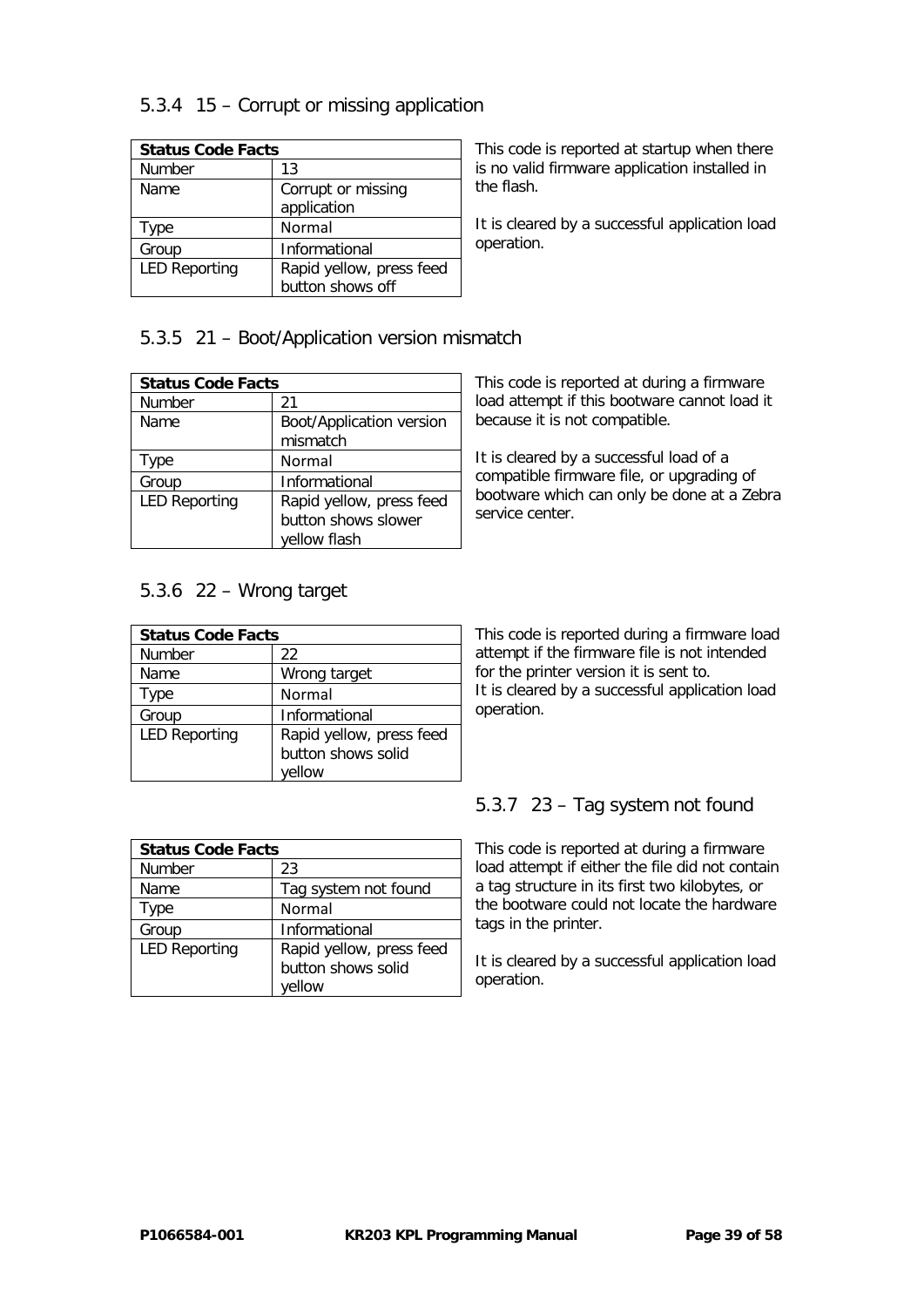### 5.3.4 15 – Corrupt or missing application

| Status Code Facts | |
|---|---|
| Number | 13 |
| Name | Corrupt or missing application |
| Type | Normal |
| Group | Informational |
| LED Reporting | Rapid yellow, press feed button shows off |

This code is reported at startup when there is no valid firmware application installed in the flash.

It is cleared by a successful application load operation.

### 5.3.5 21 – Boot/Application version mismatch

| Status Code Facts | |
|---|---|
| Number | 21 |
| Name | Boot/Application version mismatch |
| Type | Normal |
| Group | Informational |
| LED Reporting | Rapid yellow, press feed button shows slower yellow flash |

This code is reported at during a firmware load attempt if this bootware cannot load it because it is not compatible.

It is cleared by a successful load of a compatible firmware file, or upgrading of bootware which can only be done at a Zebra service center.

### 5.3.6 22 – Wrong target

| Status Code Facts | |
|---|---|
| Number | 22 |
| Name | Wrong target |
| Type | Normal |
| Group | Informational |
| LED Reporting | Rapid yellow, press feed button shows solid yellow |

This code is reported during a firmware load attempt if the firmware file is not intended for the printer version it is sent to.
It is cleared by a successful application load operation.

### 5.3.7 23 – Tag system not found

| Status Code Facts | |
|---|---|
| Number | 23 |
| Name | Tag system not found |
| Type | Normal |
| Group | Informational |
| LED Reporting | Rapid yellow, press feed button shows solid yellow |

This code is reported at during a firmware load attempt if either the file did not contain a tag structure in its first two kilobytes, or the bootware could not locate the hardware tags in the printer.

It is cleared by a successful application load operation.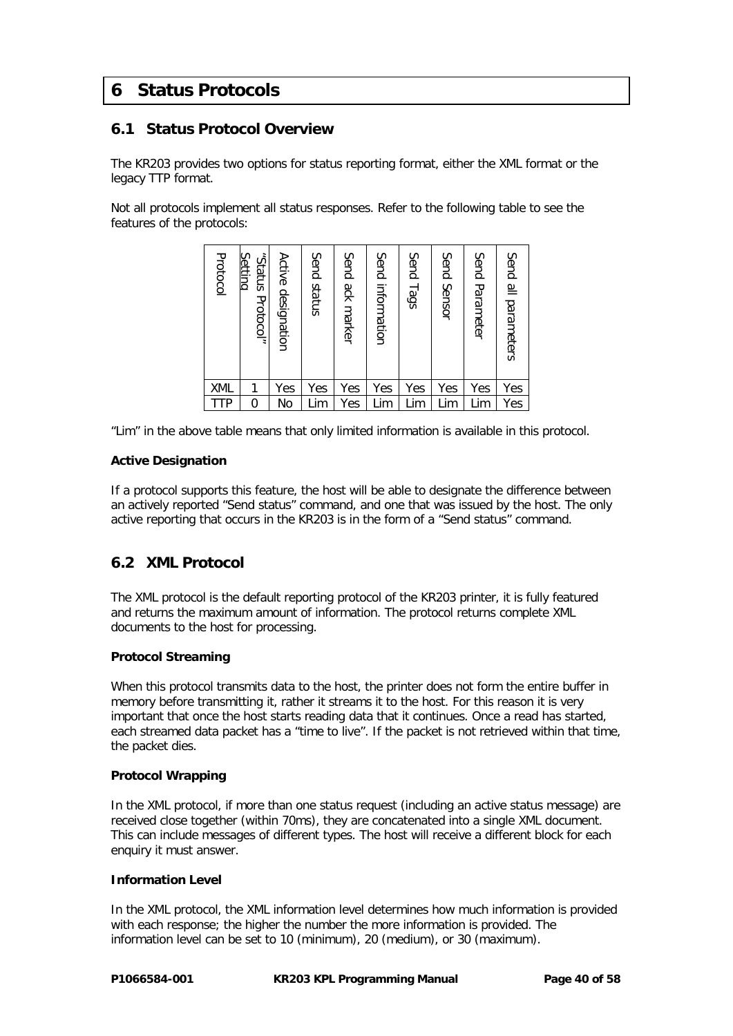# 6 Status Protocols

## 6.1 Status Protocol Overview

The KR203 provides two options for status reporting format, either the XML format or the legacy TTP format.

Not all protocols implement all status responses. Refer to the following table to see the features of the protocols:

| Protocol | "Status Protocol" Setting | Active designation | Send status | Send ack marker | Send information | Send Tags | Send Sensor | Send Parameter | Send all parameters |
|---|---|---|---|---|---|---|---|---|---|
| XML | 1 | Yes | Yes | Yes | Yes | Yes | Yes | Yes | Yes |
| TTP | 0 | No | Lim | Yes | Lim | Lim | Lim | Lim | Yes |

"Lim" in the above table means that only limited information is available in this protocol.

**Active Designation**

If a protocol supports this feature, the host will be able to designate the difference between an actively reported "Send status" command, and one that was issued by the host. The only active reporting that occurs in the KR203 is in the form of a "Send status" command.

## 6.2 XML Protocol

The XML protocol is the default reporting protocol of the KR203 printer, it is fully featured and returns the maximum amount of information. The protocol returns complete XML documents to the host for processing.

**Protocol Streaming**

When this protocol transmits data to the host, the printer does not form the entire buffer in memory before transmitting it, rather it streams it to the host. For this reason it is very important that once the host starts reading data that it continues. Once a read has started, each streamed data packet has a "time to live". If the packet is not retrieved within that time, the packet dies.

**Protocol Wrapping**

In the XML protocol, if more than one status request (including an active status message) are received close together (within 70ms), they are concatenated into a single XML document. This can include messages of different types. The host will receive a different block for each enquiry it must answer.

**Information Level**

In the XML protocol, the XML information level determines how much information is provided with each response; the higher the number the more information is provided. The information level can be set to 10 (minimum), 20 (medium), or 30 (maximum).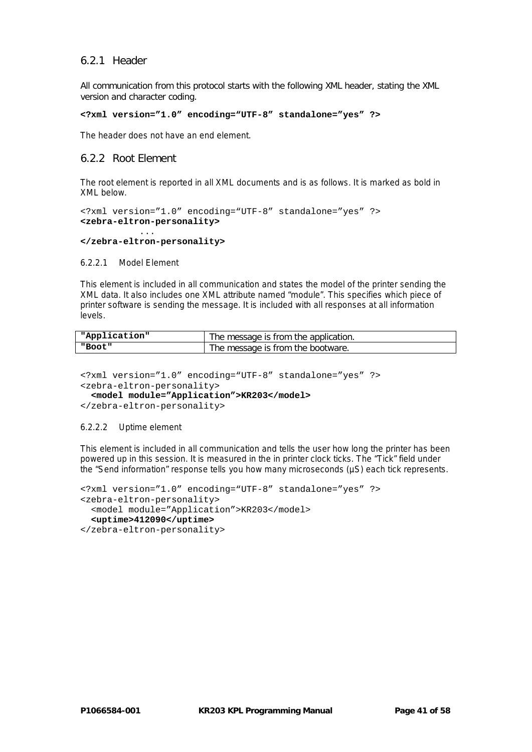### 6.2.1 Header

All communication from this protocol starts with the following XML header, stating the XML version and character coding.

```
<?xml version="1.0" encoding="UTF-8" standalone="yes" ?>
```

The header does not have an end element.

### 6.2.2 Root Element

The root element is reported in all XML documents and is as follows. It is marked as bold in XML below.

```
<?xml version="1.0" encoding="UTF-8" standalone="yes" ?>
<zebra-eltron-personality>
        ...
</zebra-eltron-personality>
```

#### 6.2.2.1 Model Element

This element is included in all communication and states the model of the printer sending the XML data. It also includes one XML attribute named "module". This specifies which piece of printer software is sending the message. It is included with all responses at all information levels.

| | |
|---|---|
| **"Application"** | The message is from the application. |
| **"Boot"** | The message is from the bootware. |

```
<?xml version="1.0" encoding="UTF-8" standalone="yes" ?>
<zebra-eltron-personality>
  <model module="Application">KR203</model>
</zebra-eltron-personality>
```

#### 6.2.2.2 Uptime element

This element is included in all communication and tells the user how long the printer has been powered up in this session. It is measured in the in printer clock ticks. The "Tick" field under the "Send information" response tells you how many microseconds (µS) each tick represents.

```
<?xml version="1.0" encoding="UTF-8" standalone="yes" ?>
<zebra-eltron-personality>
  <model module="Application">KR203</model>
  <uptime>412090</uptime>
</zebra-eltron-personality>
```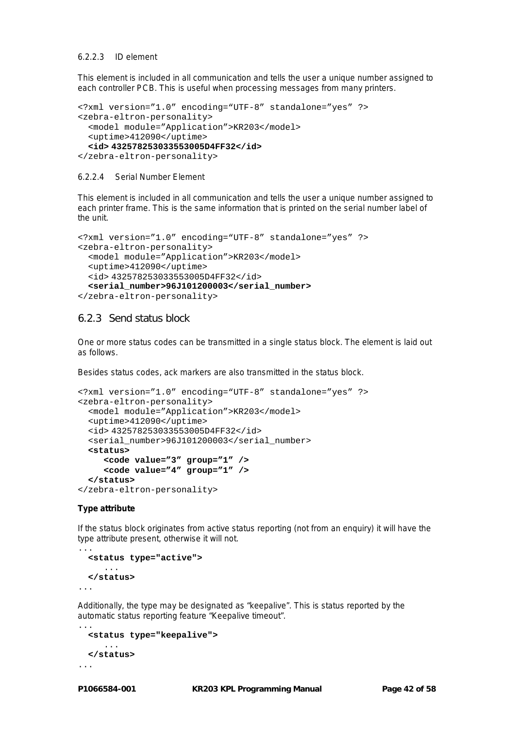#### 6.2.2.3 ID element

This element is included in all communication and tells the user a unique number assigned to each controller PCB. This is useful when processing messages from many printers.

```
<?xml version="1.0" encoding="UTF-8" standalone="yes" ?>
<zebra-eltron-personality>
  <model module="Application">KR203</model>
  <uptime>412090</uptime>
  <id> 432578253033553005D4FF32</id>
</zebra-eltron-personality>
```

#### 6.2.2.4 Serial Number Element

This element is included in all communication and tells the user a unique number assigned to each printer frame. This is the same information that is printed on the serial number label of the unit.

```
<?xml version="1.0" encoding="UTF-8" standalone="yes" ?>
<zebra-eltron-personality>
  <model module="Application">KR203</model>
  <uptime>412090</uptime>
  <id> 432578253033553005D4FF32</id>
  <serial_number>96J101200003</serial_number>
</zebra-eltron-personality>
```

### 6.2.3 Send status block

One or more status codes can be transmitted in a single status block. The element is laid out as follows.

Besides status codes, ack markers are also transmitted in the status block.

```
<?xml version="1.0" encoding="UTF-8" standalone="yes" ?>
<zebra-eltron-personality>
  <model module="Application">KR203</model>
  <uptime>412090</uptime>
  <id> 432578253033553005D4FF32</id>
  <serial_number>96J101200003</serial_number>
  <status>
     <code value="3" group="1" />
     <code value="4" group="1" />
  </status>
</zebra-eltron-personality>
```

**Type attribute**

If the status block originates from active status reporting (not from an enquiry) it will have the type attribute present, otherwise it will not.

```
...
  <status type="active">
     ...
  </status>
...
```

Additionally, the type may be designated as "keepalive". This is status reported by the automatic status reporting feature "Keepalive timeout".

```
...
  <status type="keepalive">
     ...
  </status>
...
```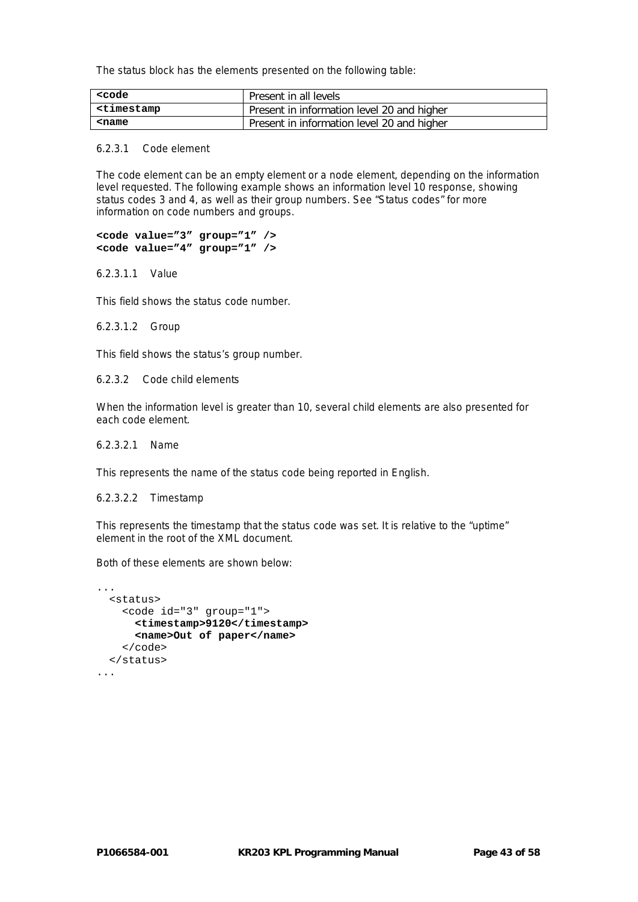The status block has the elements presented on the following table:

| **<code** | Present in all levels |
|---|---|
| **<timestamp** | Present in information level 20 and higher |
| **<name** | Present in information level 20 and higher |

#### 6.2.3.1 Code element

The code element can be an empty element or a node element, depending on the information level requested. The following example shows an information level 10 response, showing status codes 3 and 4, as well as their group numbers. See "Status codes" for more information on code numbers and groups.

```
<code value="3" group="1" />
<code value="4" group="1" />
```

##### 6.2.3.1.1 Value

This field shows the status code number.

##### 6.2.3.1.2 Group

This field shows the status's group number.

#### 6.2.3.2 Code child elements

When the information level is greater than 10, several child elements are also presented for each code element.

##### 6.2.3.2.1 Name

This represents the name of the status code being reported in English.

##### 6.2.3.2.2 Timestamp

This represents the timestamp that the status code was set. It is relative to the "uptime" element in the root of the XML document.

Both of these elements are shown below:

```
...
  <status>
    <code id="3" group="1">
      <timestamp>9120</timestamp>
      <name>Out of paper</name>
    </code>
  </status>
...
```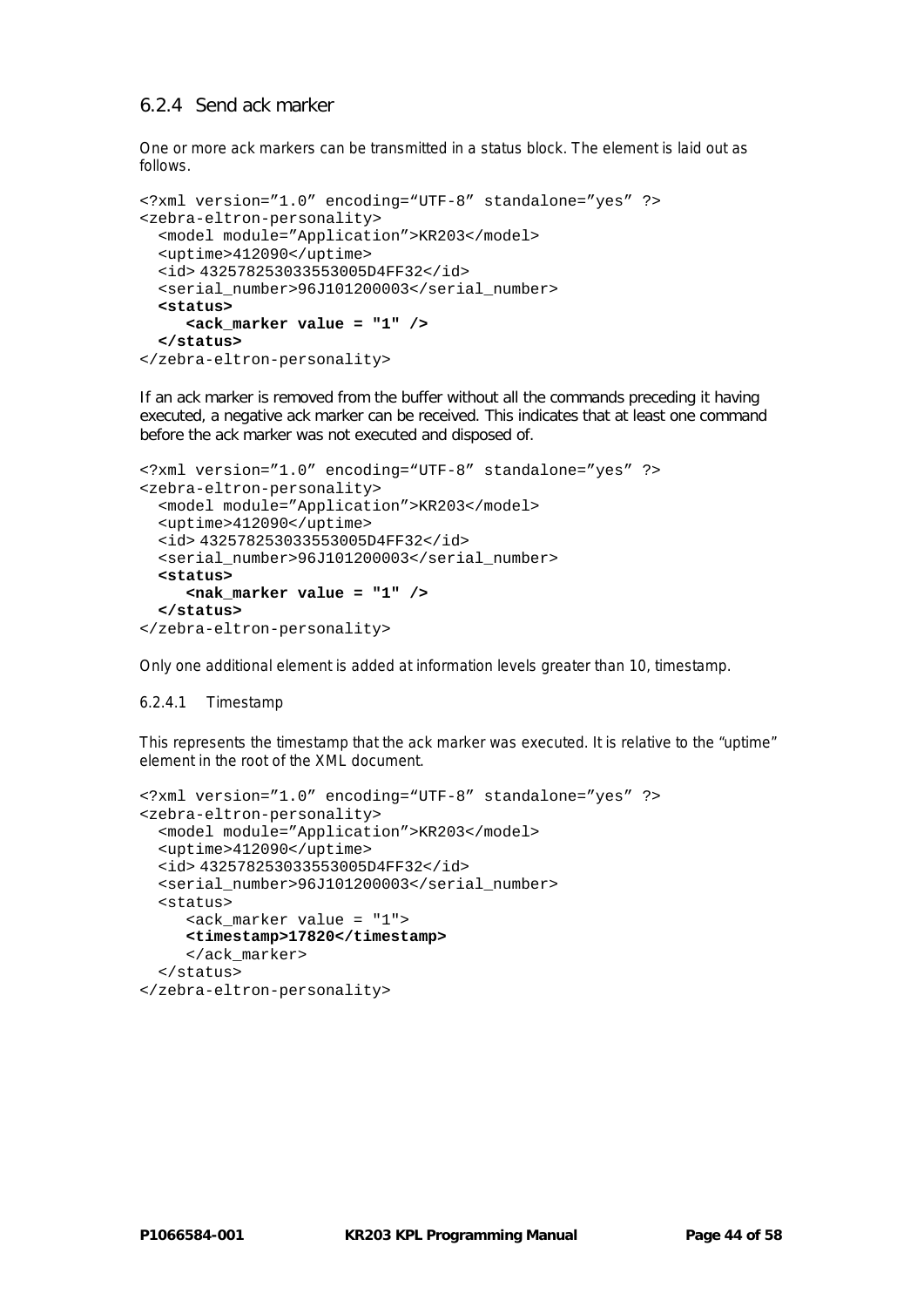### 6.2.4 Send ack marker

One or more ack markers can be transmitted in a status block. The element is laid out as follows.

```
<?xml version="1.0" encoding="UTF-8" standalone="yes" ?>
<zebra-eltron-personality>
  <model module="Application">KR203</model>
  <uptime>412090</uptime>
  <id> 432578253033553005D4FF32</id>
  <serial_number>96J101200003</serial_number>
  <status>
     <ack_marker value = "1" />
  </status>
</zebra-eltron-personality>
```

If an ack marker is removed from the buffer without all the commands preceding it having executed, a negative ack marker can be received. This indicates that at least one command before the ack marker was not executed and disposed of.

```
<?xml version="1.0" encoding="UTF-8" standalone="yes" ?>
<zebra-eltron-personality>
  <model module="Application">KR203</model>
  <uptime>412090</uptime>
  <id> 432578253033553005D4FF32</id>
  <serial_number>96J101200003</serial_number>
  <status>
     <nak_marker value = "1" />
  </status>
</zebra-eltron-personality>
```

Only one additional element is added at information levels greater than 10, timestamp.

#### 6.2.4.1 Timestamp

This represents the timestamp that the ack marker was executed. It is relative to the "uptime" element in the root of the XML document.

```
<?xml version="1.0" encoding="UTF-8" standalone="yes" ?>
<zebra-eltron-personality>
  <model module="Application">KR203</model>
  <uptime>412090</uptime>
  <id> 432578253033553005D4FF32</id>
  <serial_number>96J101200003</serial_number>
  <status>
     <ack_marker value = "1">
     <timestamp>17820</timestamp>
     </ack_marker>
  </status>
</zebra-eltron-personality>
```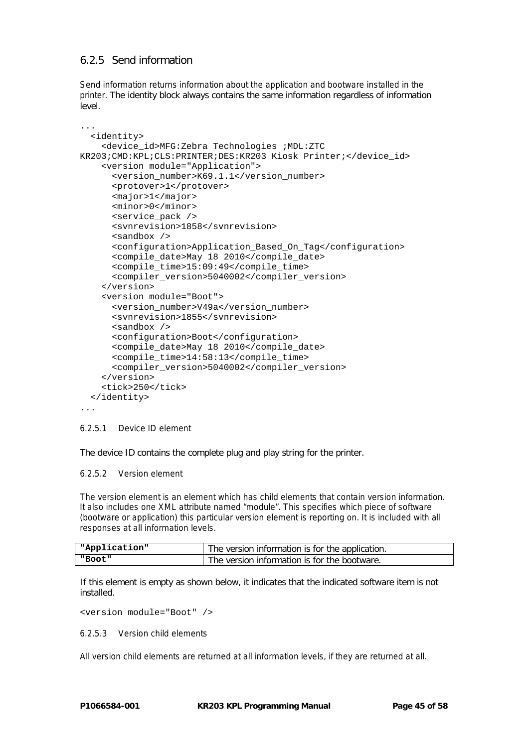## 6.2.5 Send information

Send information returns information about the application and bootware installed in the printer. The identity block always contains the same information regardless of information level.

```
...
  <identity>
    <device_id>MFG:Zebra Technologies ;MDL:ZTC
KR203;CMD:KPL;CLS:PRINTER;DES:KR203 Kiosk Printer;</device_id>
    <version module="Application">
      <version_number>K69.1.1</version_number>
      <protover>1</protover>
      <major>1</major>
      <minor>0</minor>
      <service_pack />
      <svnrevision>1858</svnrevision>
      <sandbox />
      <configuration>Application_Based_On_Tag</configuration>
      <compile_date>May 18 2010</compile_date>
      <compile_time>15:09:49</compile_time>
      <compiler_version>5040002</compiler_version>
    </version>
    <version module="Boot">
      <version_number>V49a</version_number>
      <svnrevision>1855</svnrevision>
      <sandbox />
      <configuration>Boot</configuration>
      <compile_date>May 18 2010</compile_date>
      <compile_time>14:58:13</compile_time>
      <compiler_version>5040002</compiler_version>
    </version>
    <tick>250</tick>
  </identity>
...
```

### 6.2.5.1 Device ID element

The device ID contains the complete plug and play string for the printer.

### 6.2.5.2 Version element

The version element is an element which has child elements that contain version information. It also includes one XML attribute named "module". This specifies which piece of software (bootware or application) this particular version element is reporting on. It is included with all responses at all information levels.

| | |
|---|---|
| **"Application"** | The version information is for the application. |
| **"Boot"** | The version information is for the bootware. |

If this element is empty as shown below, it indicates that the indicated software item is not installed.

```
<version module="Boot" />
```

### 6.2.5.3 Version child elements

All version child elements are returned at all information levels, if they are returned at all.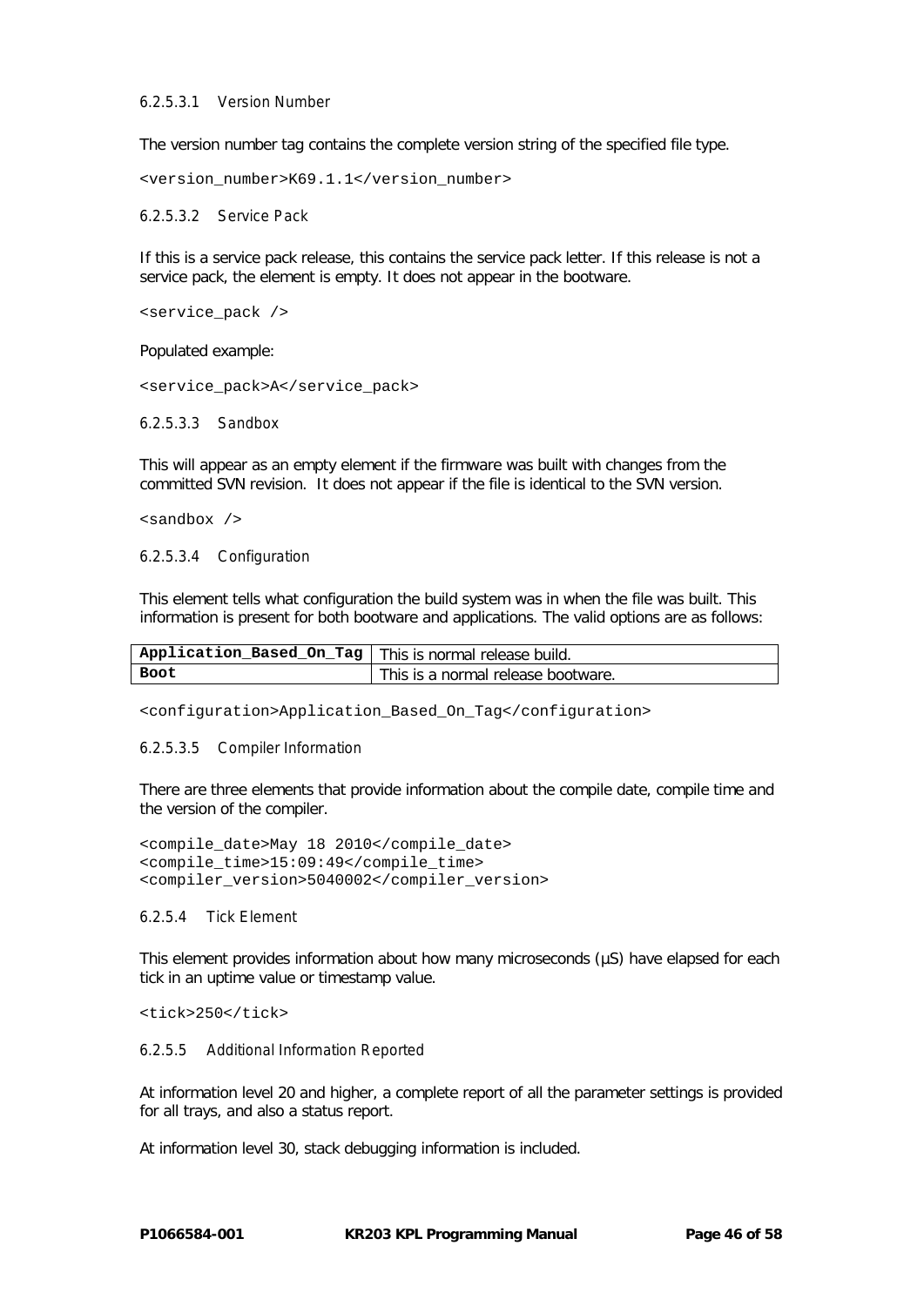###### 6.2.5.3.1 Version Number

The version number tag contains the complete version string of the specified file type.

```
<version_number>K69.1.1</version_number>
```

###### 6.2.5.3.2 Service Pack

If this is a service pack release, this contains the service pack letter. If this release is not a service pack, the element is empty. It does not appear in the bootware.

```
<service_pack />
```

Populated example:

```
<service_pack>A</service_pack>
```

###### 6.2.5.3.3 Sandbox

This will appear as an empty element if the firmware was built with changes from the committed SVN revision. It does not appear if the file is identical to the SVN version.

```
<sandbox />
```

###### 6.2.5.3.4 Configuration

This element tells what configuration the build system was in when the file was built. This information is present for both bootware and applications. The valid options are as follows:

| | |
|---|---|
| **Application_Based_On_Tag** | This is normal release build. |
| **Boot** | This is a normal release bootware. |

```
<configuration>Application_Based_On_Tag</configuration>
```

###### 6.2.5.3.5 Compiler Information

There are three elements that provide information about the compile date, compile time and the version of the compiler.

```
<compile_date>May 18 2010</compile_date>
<compile_time>15:09:49</compile_time>
<compiler_version>5040002</compiler_version>
```

##### 6.2.5.4 Tick Element

This element provides information about how many microseconds (µS) have elapsed for each tick in an uptime value or timestamp value.

```
<tick>250</tick>
```

##### 6.2.5.5 Additional Information Reported

At information level 20 and higher, a complete report of all the parameter settings is provided for all trays, and also a status report.

At information level 30, stack debugging information is included.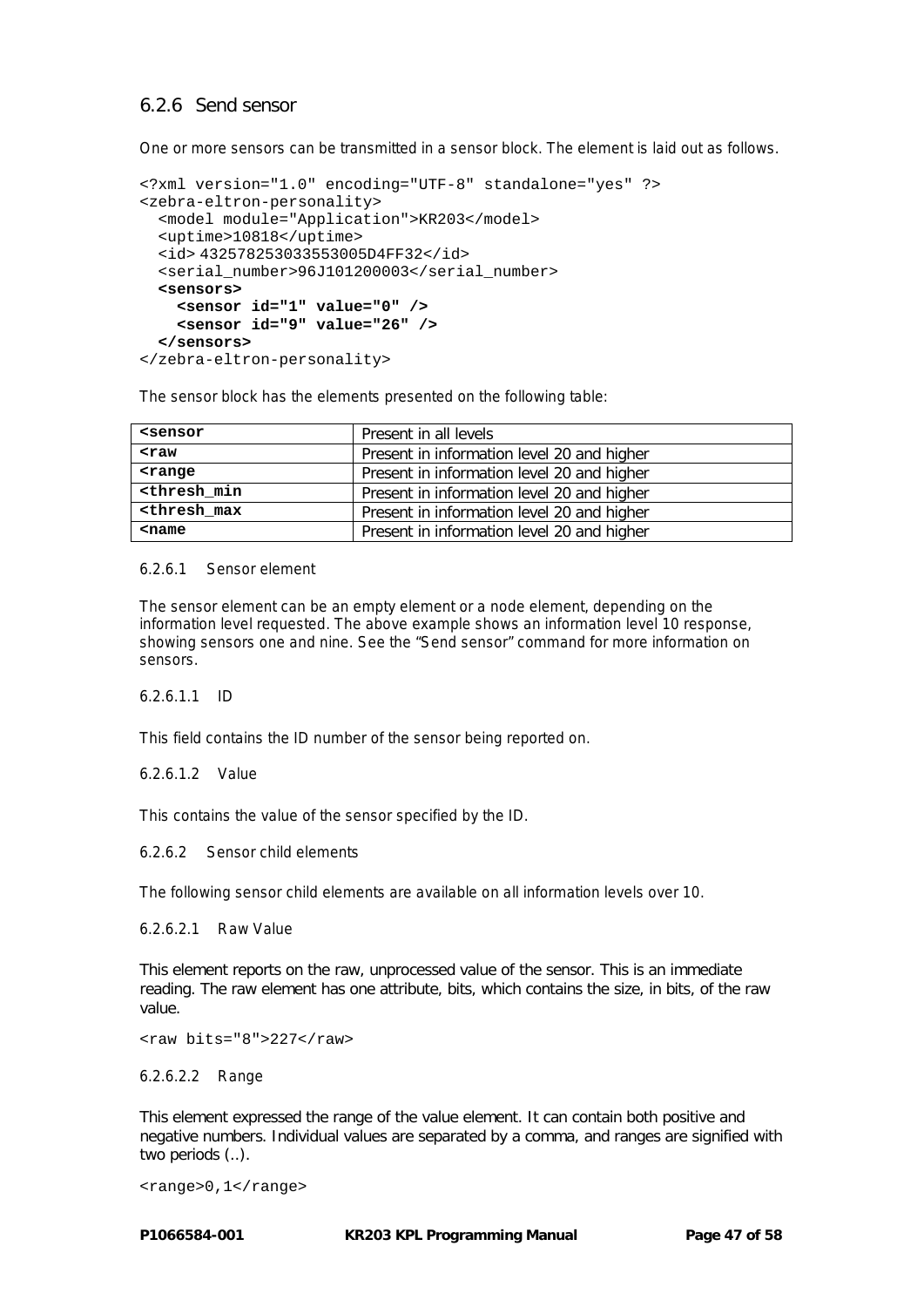### 6.2.6 Send sensor

One or more sensors can be transmitted in a sensor block. The element is laid out as follows.

```
<?xml version="1.0" encoding="UTF-8" standalone="yes" ?>
<zebra-eltron-personality>
  <model module="Application">KR203</model>
  <uptime>10818</uptime>
  <id> 432578253033553005D4FF32</id>
  <serial_number>96J101200003</serial_number>
  <sensors>
    <sensor id="1" value="0" />
    <sensor id="9" value="26" />
  </sensors>
</zebra-eltron-personality>
```

The sensor block has the elements presented on the following table:

| | |
|---|---|
| **<sensor** | Present in all levels |
| **<raw** | Present in information level 20 and higher |
| **<range** | Present in information level 20 and higher |
| **<thresh_min** | Present in information level 20 and higher |
| **<thresh_max** | Present in information level 20 and higher |
| **<name** | Present in information level 20 and higher |

#### 6.2.6.1 Sensor element

The sensor element can be an empty element or a node element, depending on the information level requested. The above example shows an information level 10 response, showing sensors one and nine. See the "Send sensor" command for more information on sensors.

##### 6.2.6.1.1 ID

This field contains the ID number of the sensor being reported on.

##### 6.2.6.1.2 Value

This contains the value of the sensor specified by the ID.

#### 6.2.6.2 Sensor child elements

The following sensor child elements are available on all information levels over 10.

##### 6.2.6.2.1 Raw Value

This element reports on the raw, unprocessed value of the sensor. This is an immediate reading. The raw element has one attribute, bits, which contains the size, in bits, of the raw value.

```
<raw bits="8">227</raw>
```

##### 6.2.6.2.2 Range

This element expressed the range of the value element. It can contain both positive and negative numbers. Individual values are separated by a comma, and ranges are signified with two periods (..).

```
<range>0,1</range>
```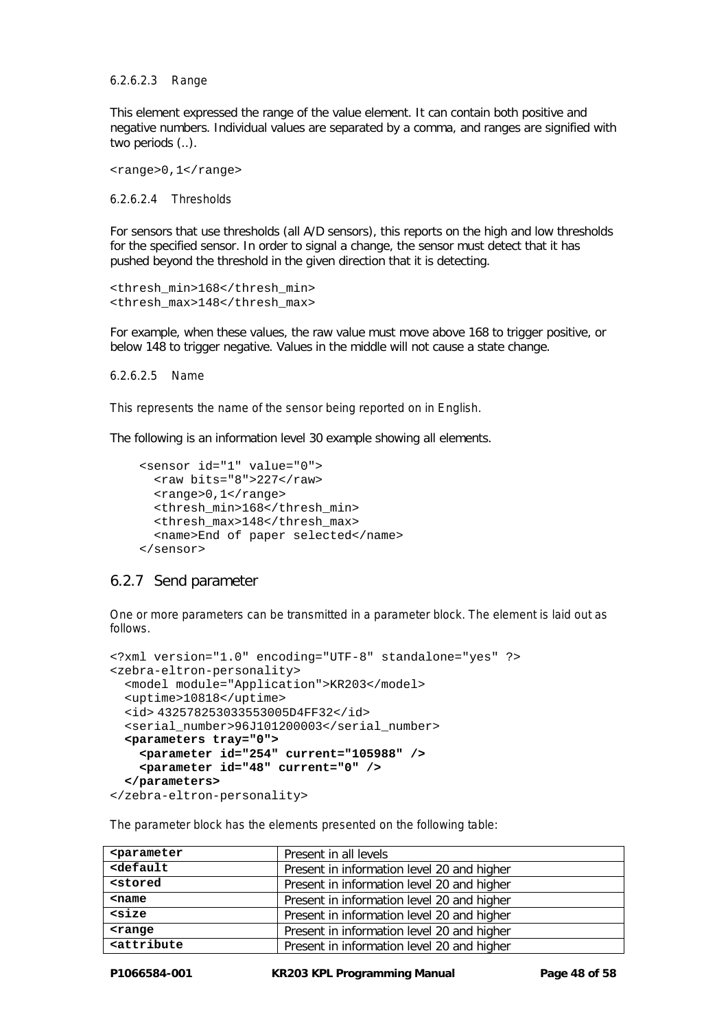#### 6.2.6.2.3 Range

This element expressed the range of the value element. It can contain both positive and negative numbers. Individual values are separated by a comma, and ranges are signified with two periods (..).

```
<range>0,1</range>
```

#### 6.2.6.2.4 Thresholds

For sensors that use thresholds (all A/D sensors), this reports on the high and low thresholds for the specified sensor. In order to signal a change, the sensor must detect that it has pushed beyond the threshold in the given direction that it is detecting.

```
<thresh_min>168</thresh_min>
<thresh_max>148</thresh_max>
```

For example, when these values, the raw value must move above 168 to trigger positive, or below 148 to trigger negative. Values in the middle will not cause a state change.

#### 6.2.6.2.5 Name

This represents the name of the sensor being reported on in English.

The following is an information level 30 example showing all elements.

```
<sensor id="1" value="0">
  <raw bits="8">227</raw>
  <range>0,1</range>
  <thresh_min>168</thresh_min>
  <thresh_max>148</thresh_max>
  <name>End of paper selected</name>
</sensor>
```

### 6.2.7 Send parameter

One or more parameters can be transmitted in a parameter block. The element is laid out as follows.

```
<?xml version="1.0" encoding="UTF-8" standalone="yes" ?>
<zebra-eltron-personality>
  <model module="Application">KR203</model>
  <uptime>10818</uptime>
  <id> 432578253033553005D4FF32</id>
  <serial_number>96J101200003</serial_number>
  <parameters tray="0">
    <parameter id="254" current="105988" />
    <parameter id="48" current="0" />
  </parameters>
</zebra-eltron-personality>
```

The parameter block has the elements presented on the following table:

| | |
|---|---|
| **<parameter** | Present in all levels |
| **<default** | Present in information level 20 and higher |
| **<stored** | Present in information level 20 and higher |
| **<name** | Present in information level 20 and higher |
| **<size** | Present in information level 20 and higher |
| **<range** | Present in information level 20 and higher |
| **<attribute** | Present in information level 20 and higher |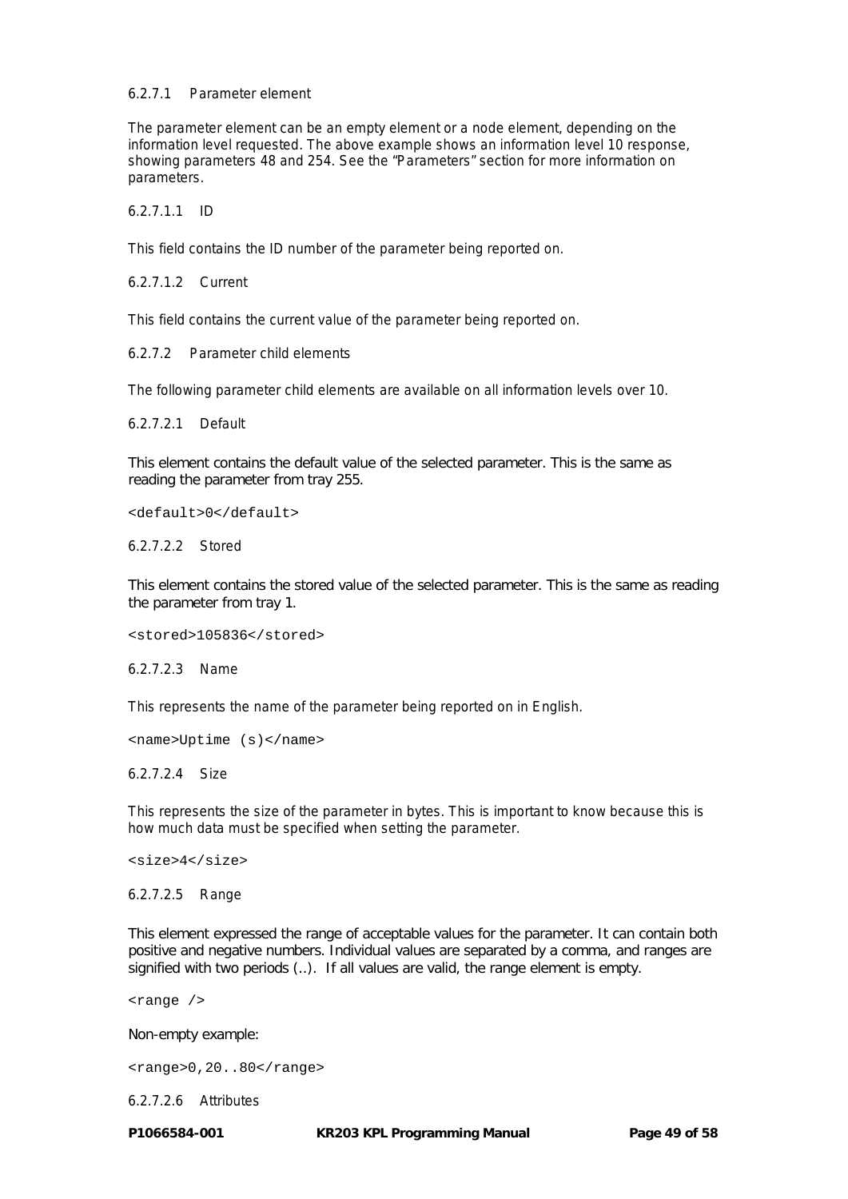#### 6.2.7.1 Parameter element

The parameter element can be an empty element or a node element, depending on the information level requested. The above example shows an information level 10 response, showing parameters 48 and 254. See the "Parameters" section for more information on parameters.

##### 6.2.7.1.1 ID

This field contains the ID number of the parameter being reported on.

##### 6.2.7.1.2 Current

This field contains the current value of the parameter being reported on.

#### 6.2.7.2 Parameter child elements

The following parameter child elements are available on all information levels over 10.

##### 6.2.7.2.1 Default

This element contains the default value of the selected parameter. This is the same as reading the parameter from tray 255.

```
<default>0</default>
```

##### 6.2.7.2.2 Stored

This element contains the stored value of the selected parameter. This is the same as reading the parameter from tray 1.

```
<stored>105836</stored>
```

##### 6.2.7.2.3 Name

This represents the name of the parameter being reported on in English.

```
<name>Uptime (s)</name>
```

##### 6.2.7.2.4 Size

This represents the size of the parameter in bytes. This is important to know because this is how much data must be specified when setting the parameter.

```
<size>4</size>
```

##### 6.2.7.2.5 Range

This element expressed the range of acceptable values for the parameter. It can contain both positive and negative numbers. Individual values are separated by a comma, and ranges are signified with two periods (..). If all values are valid, the range element is empty.

```
<range />
```

Non-empty example:

```
<range>0,20..80</range>
```

##### 6.2.7.2.6 Attributes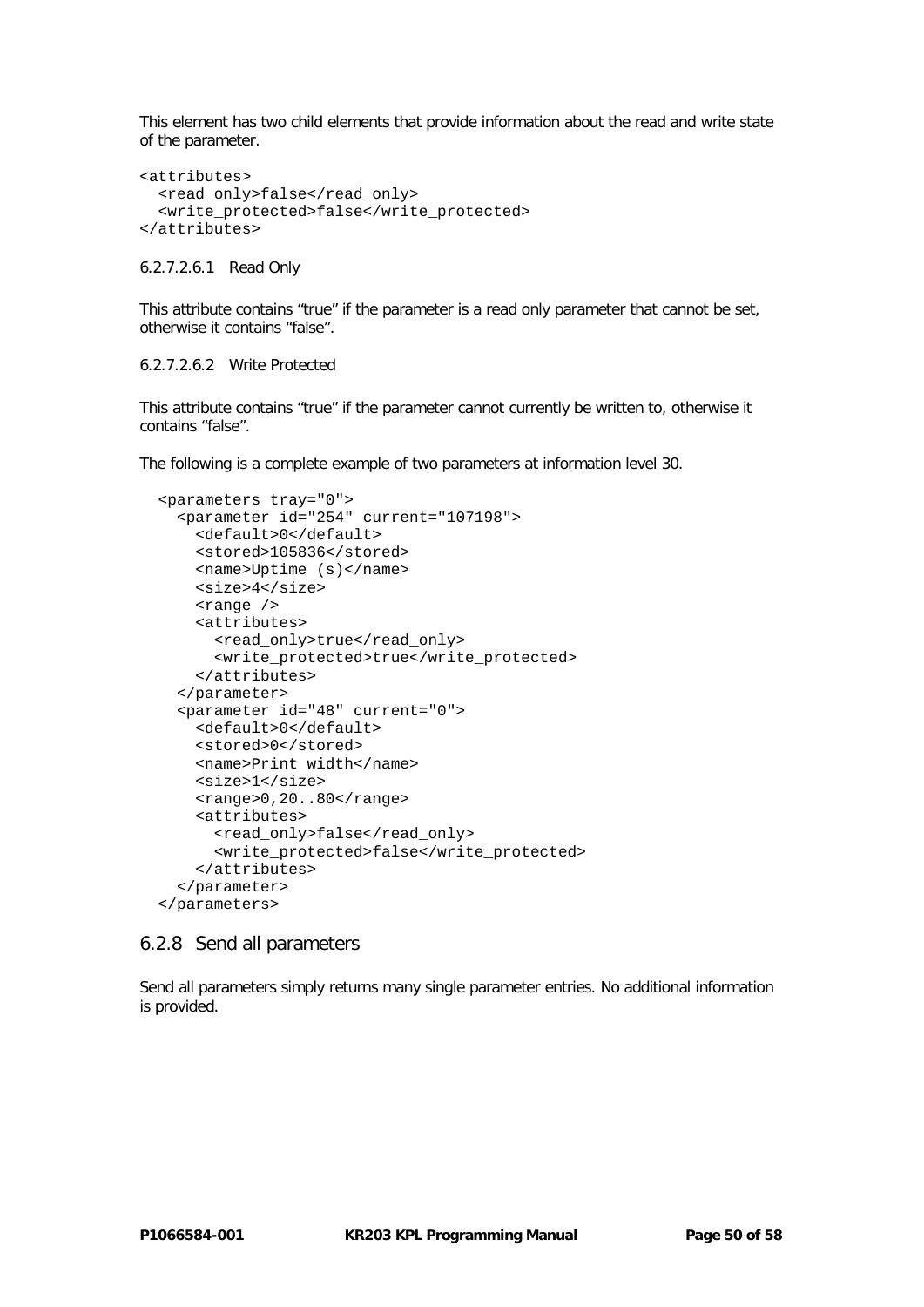This element has two child elements that provide information about the read and write state of the parameter.

```
<attributes>
  <read_only>false</read_only>
  <write_protected>false</write_protected>
</attributes>
```

##### 6.2.7.2.6.1 Read Only

This attribute contains "true" if the parameter is a read only parameter that cannot be set, otherwise it contains "false".

##### 6.2.7.2.6.2 Write Protected

This attribute contains "true" if the parameter cannot currently be written to, otherwise it contains "false".

The following is a complete example of two parameters at information level 30.

```
  <parameters tray="0">
    <parameter id="254" current="107198">
      <default>0</default>
      <stored>105836</stored>
      <name>Uptime (s)</name>
      <size>4</size>
      <range />
      <attributes>
        <read_only>true</read_only>
        <write_protected>true</write_protected>
      </attributes>
    </parameter>
    <parameter id="48" current="0">
      <default>0</default>
      <stored>0</stored>
      <name>Print width</name>
      <size>1</size>
      <range>0,20..80</range>
      <attributes>
        <read_only>false</read_only>
        <write_protected>false</write_protected>
      </attributes>
    </parameter>
  </parameters>
```

### 6.2.8 Send all parameters

Send all parameters simply returns many single parameter entries. No additional information is provided.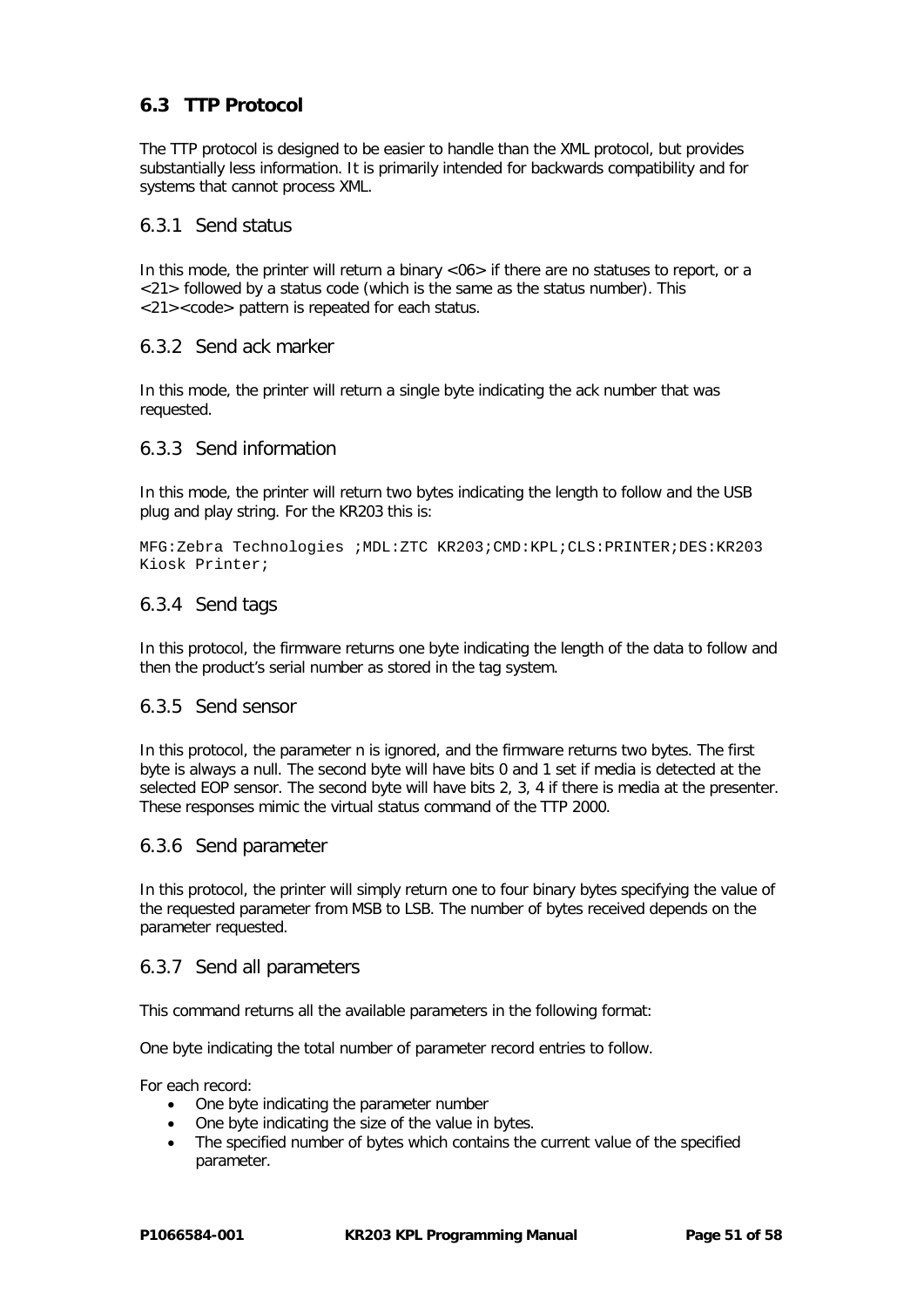## 6.3 TTP Protocol

The TTP protocol is designed to be easier to handle than the XML protocol, but provides substantially less information. It is primarily intended for backwards compatibility and for systems that cannot process XML.

### 6.3.1 Send status

In this mode, the printer will return a binary <06> if there are no statuses to report, or a <21> followed by a status code (which is the same as the status number). This <21><code> pattern is repeated for each status.

### 6.3.2 Send ack marker

In this mode, the printer will return a single byte indicating the ack number that was requested.

### 6.3.3 Send information

In this mode, the printer will return two bytes indicating the length to follow and the USB plug and play string. For the KR203 this is:

```
MFG:Zebra Technologies ;MDL:ZTC KR203;CMD:KPL;CLS:PRINTER;DES:KR203
Kiosk Printer;
```

### 6.3.4 Send tags

In this protocol, the firmware returns one byte indicating the length of the data to follow and then the product's serial number as stored in the tag system.

### 6.3.5 Send sensor

In this protocol, the parameter n is ignored, and the firmware returns two bytes. The first byte is always a null. The second byte will have bits 0 and 1 set if media is detected at the selected EOP sensor. The second byte will have bits 2, 3, 4 if there is media at the presenter. These responses mimic the virtual status command of the TTP 2000.

### 6.3.6 Send parameter

In this protocol, the printer will simply return one to four binary bytes specifying the value of the requested parameter from MSB to LSB. The number of bytes received depends on the parameter requested.

### 6.3.7 Send all parameters

This command returns all the available parameters in the following format:

One byte indicating the total number of parameter record entries to follow.

For each record:

- One byte indicating the parameter number
- One byte indicating the size of the value in bytes.
- The specified number of bytes which contains the current value of the specified parameter.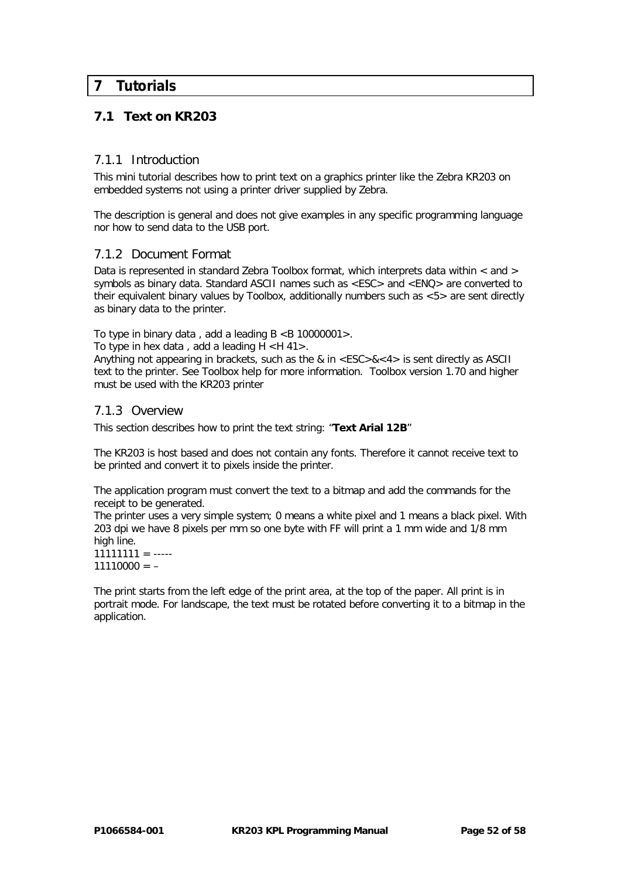# 7 Tutorials

## 7.1 Text on KR203

### 7.1.1 Introduction

This mini tutorial describes how to print text on a graphics printer like the Zebra KR203 on embedded systems not using a printer driver supplied by Zebra.

The description is general and does not give examples in any specific programming language nor how to send data to the USB port.

### 7.1.2 Document Format

Data is represented in standard Zebra Toolbox format, which interprets data within < and > symbols as binary data. Standard ASCII names such as <ESC> and <ENQ> are converted to their equivalent binary values by Toolbox, additionally numbers such as <5> are sent directly as binary data to the printer.

To type in binary data , add a leading B <B 10000001>.
To type in hex data , add a leading H <H 41>.
Anything not appearing in brackets, such as the & in <ESC>&<4> is sent directly as ASCII text to the printer. See Toolbox help for more information. Toolbox version 1.70 and higher must be used with the KR203 printer

### 7.1.3 Overview

This section describes how to print the text string: "**Text Arial 12B**"

The KR203 is host based and does not contain any fonts. Therefore it cannot receive text to be printed and convert it to pixels inside the printer.

The application program must convert the text to a bitmap and add the commands for the receipt to be generated.
The printer uses a very simple system; 0 means a white pixel and 1 means a black pixel. With 203 dpi we have 8 pixels per mm so one byte with FF will print a 1 mm wide and 1/8 mm high line.
11111111 = -----
11110000 = –

The print starts from the left edge of the print area, at the top of the paper. All print is in portrait mode. For landscape, the text must be rotated before converting it to a bitmap in the application.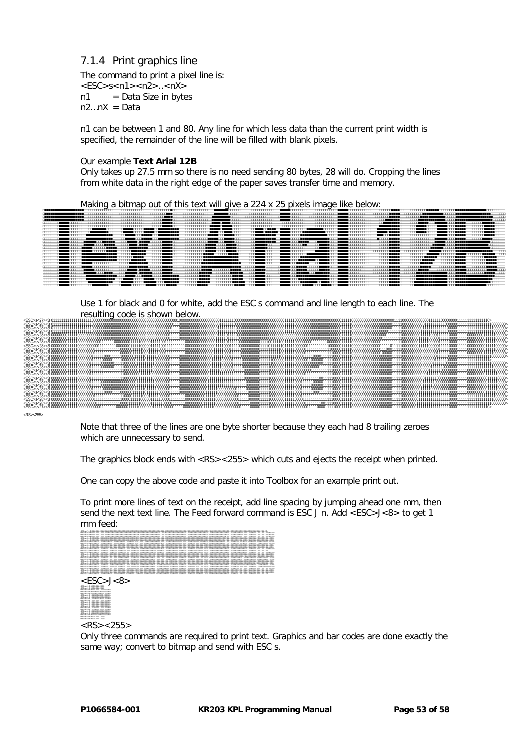### 7.1.4 Print graphics line

The command to print a pixel line is:
<ESC>s<n1><n2>..<nX>
n1 = Data Size in bytes
n2…nX = Data

n1 can be between 1 and 80. Any line for which less data than the current print width is specified, the remainder of the line will be filled with blank pixels.

Our example **Text Arial 12B**
Only takes up 27.5 mm so there is no need sending 80 bytes, 28 will do. Cropping the lines from white data in the right edge of the paper saves transfer time and memory.

Making a bitmap out of this text will give a 224 x 25 pixels image like below:

Use 1 for black and 0 for white, add the ESC s command and line length to each line. The resulting code is shown below.

```
<RS><255>
```

Note that three of the lines are one byte shorter because they each had 8 trailing zeroes which are unnecessary to send.

The graphics block ends with <RS><255> which cuts and ejects the receipt when printed.

One can copy the above code and paste it into Toolbox for an example print out.

To print more lines of text on the receipt, add line spacing by jumping ahead one mm, then send the next text line. The Feed forward command is ESC J n. Add <ESC>J<8> to get 1 mm feed:

<ESC>J<8>

<RS><255>

Only three commands are required to print text. Graphics and bar codes are done exactly the same way; convert to bitmap and send with ESC s.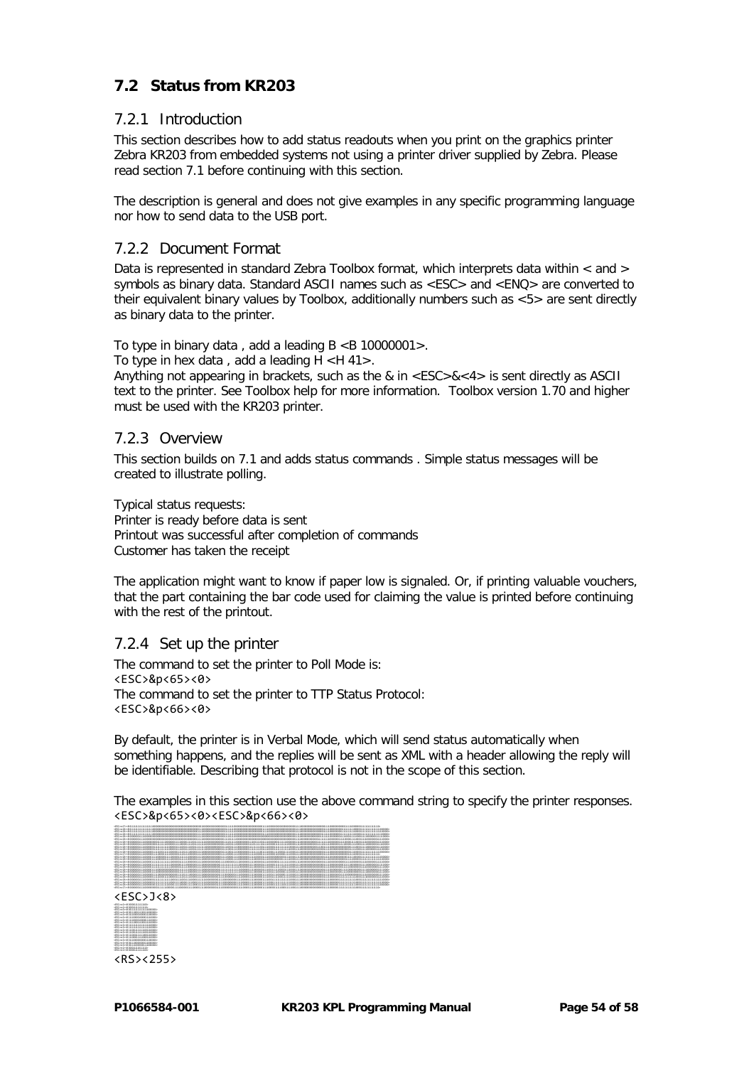## 7.2 Status from KR203

### 7.2.1 Introduction

This section describes how to add status readouts when you print on the graphics printer Zebra KR203 from embedded systems not using a printer driver supplied by Zebra. Please read section 7.1 before continuing with this section.

The description is general and does not give examples in any specific programming language nor how to send data to the USB port.

### 7.2.2 Document Format

Data is represented in standard Zebra Toolbox format, which interprets data within < and > symbols as binary data. Standard ASCII names such as <ESC> and <ENQ> are converted to their equivalent binary values by Toolbox, additionally numbers such as <5> are sent directly as binary data to the printer.

To type in binary data , add a leading B <B 10000001>.
To type in hex data , add a leading H <H 41>.
Anything not appearing in brackets, such as the & in <ESC>&<4> is sent directly as ASCII text to the printer. See Toolbox help for more information. Toolbox version 1.70 and higher must be used with the KR203 printer.

### 7.2.3 Overview

This section builds on 7.1 and adds status commands . Simple status messages will be created to illustrate polling.

Typical status requests:
Printer is ready before data is sent
Printout was successful after completion of commands
Customer has taken the receipt

The application might want to know if paper low is signaled. Or, if printing valuable vouchers, that the part containing the bar code used for claiming the value is printed before continuing with the rest of the printout.

### 7.2.4 Set up the printer

The command to set the printer to Poll Mode is:
`<ESC>&p<65><0>`
The command to set the printer to TTP Status Protocol:
`<ESC>&p<66><0>`

By default, the printer is in Verbal Mode, which will send status automatically when something happens, and the replies will be sent as XML with a header allowing the reply will be identifiable. Describing that protocol is not in the scope of this section.

The examples in this section use the above command string to specify the printer responses.

```
<ESC>&p<65><0><ESC>&p<66><0>
```

```
<ESC>J<8>
```

```
<RS><255>
```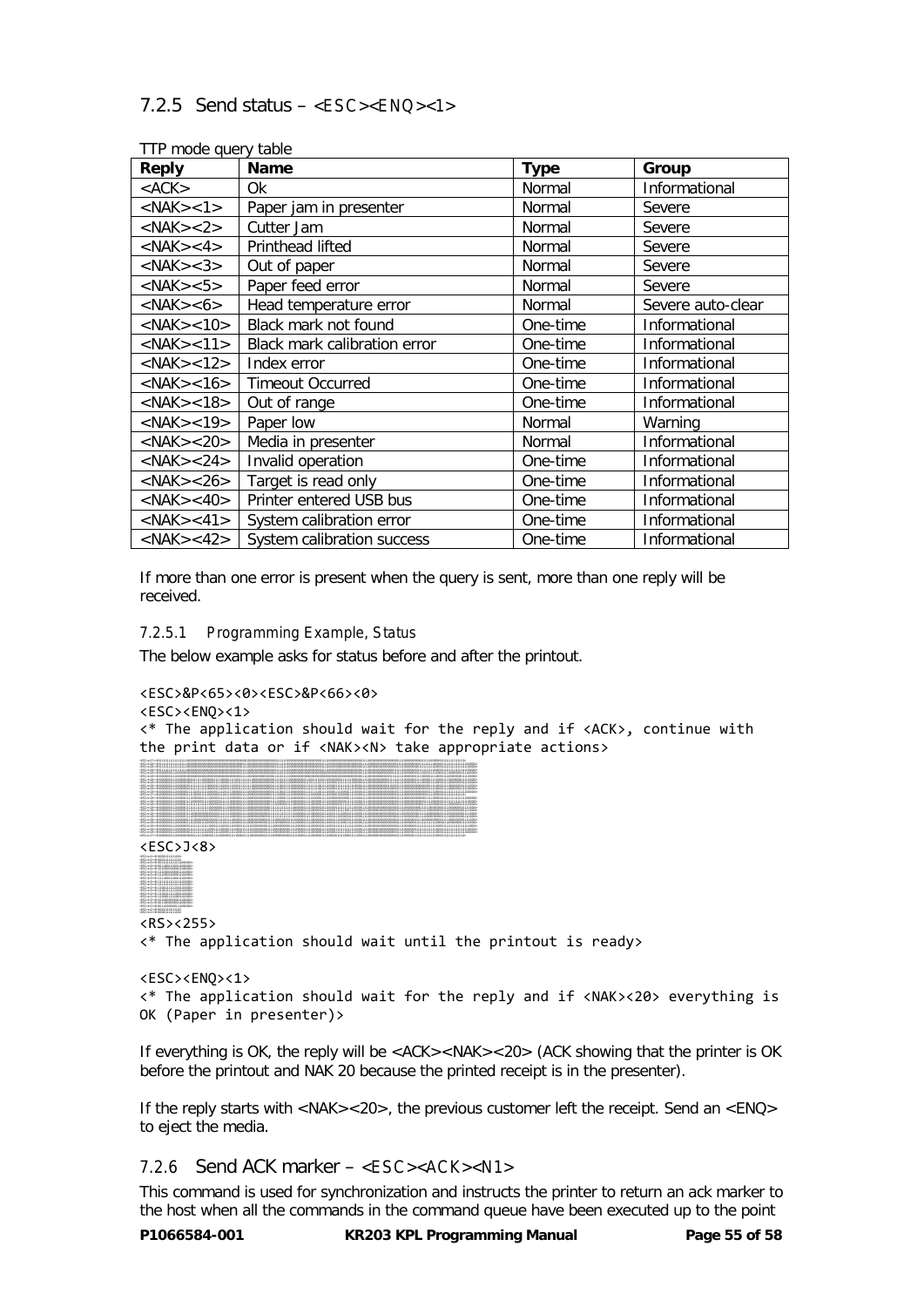### 7.2.5 Send status – <ESC><ENQ><1>

TTP mode query table

| Reply | Name | Type | Group |
|---|---|---|---|
| <ACK> | Ok | Normal | Informational |
| <NAK><1> | Paper jam in presenter | Normal | Severe |
| <NAK><2> | Cutter Jam | Normal | Severe |
| <NAK><4> | Printhead lifted | Normal | Severe |
| <NAK><3> | Out of paper | Normal | Severe |
| <NAK><5> | Paper feed error | Normal | Severe |
| <NAK><6> | Head temperature error | Normal | Severe auto-clear |
| <NAK><10> | Black mark not found | One-time | Informational |
| <NAK><11> | Black mark calibration error | One-time | Informational |
| <NAK><12> | Index error | One-time | Informational |
| <NAK><16> | Timeout Occurred | One-time | Informational |
| <NAK><18> | Out of range | One-time | Informational |
| <NAK><19> | Paper low | Normal | Warning |
| <NAK><20> | Media in presenter | Normal | Informational |
| <NAK><24> | Invalid operation | One-time | Informational |
| <NAK><26> | Target is read only | One-time | Informational |
| <NAK><40> | Printer entered USB bus | One-time | Informational |
| <NAK><41> | System calibration error | One-time | Informational |
| <NAK><42> | System calibration success | One-time | Informational |

If more than one error is present when the query is sent, more than one reply will be received.

#### 7.2.5.1 Programming Example, Status

The below example asks for status before and after the printout.

```
<ESC>&P<65><0><ESC>&P<66><0>
<ESC><ENQ><1>
<* The application should wait for the reply and if <ACK>, continue with
the print data or if <NAK><N> take appropriate actions>
<ESC>J<8>
<RS><255>
<* The application should wait until the printout is ready>

<ESC><ENQ><1>
<* The application should wait for the reply and if <NAK><20> everything is
OK (Paper in presenter)>
```

If everything is OK, the reply will be <ACK><NAK><20> (ACK showing that the printer is OK before the printout and NAK 20 because the printed receipt is in the presenter).

If the reply starts with <NAK><20>, the previous customer left the receipt. Send an <ENQ> to eject the media.

### 7.2.6 Send ACK marker – <ESC><ACK><N1>

This command is used for synchronization and instructs the printer to return an ack marker to the host when all the commands in the command queue have been executed up to the point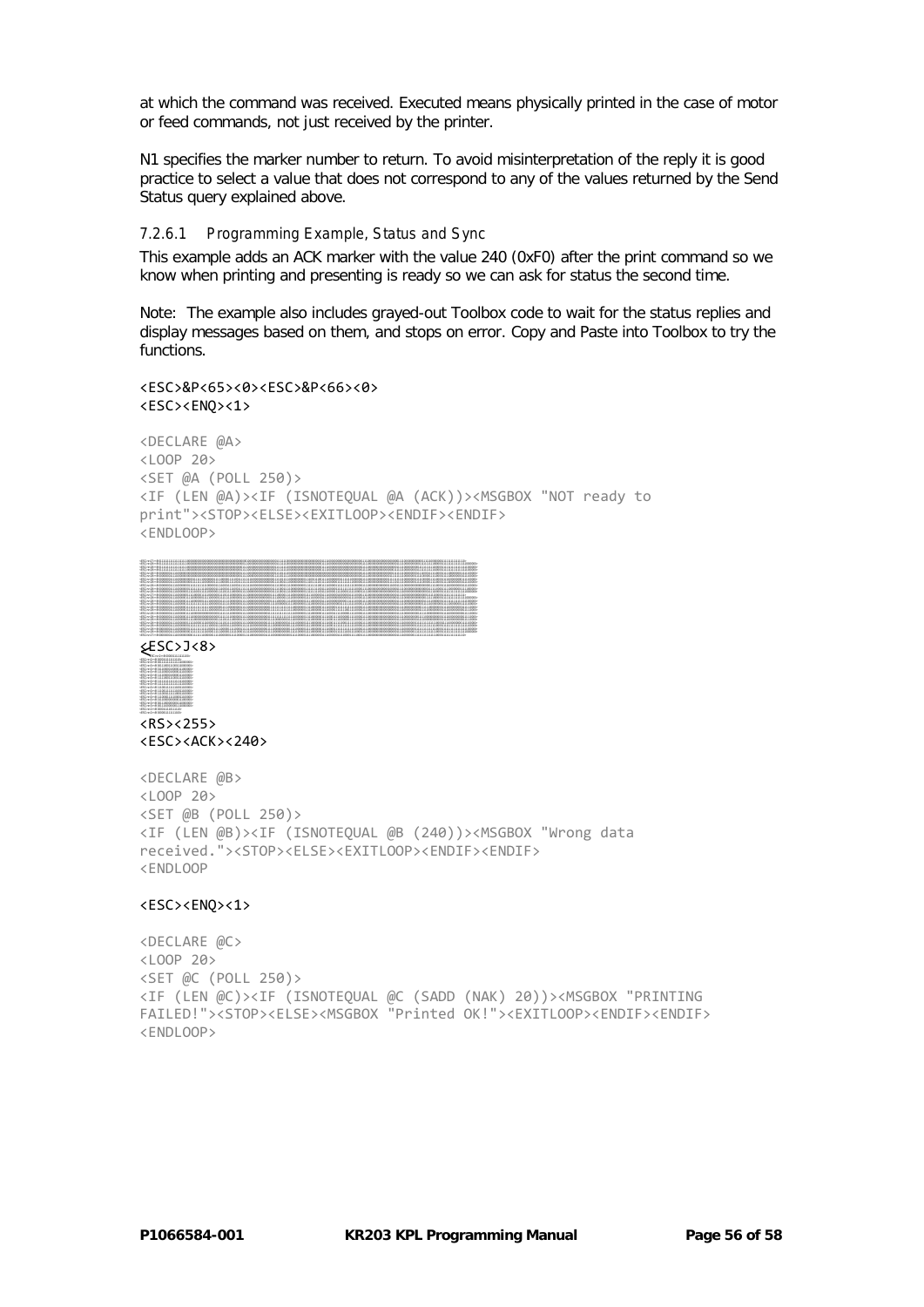at which the command was received. Executed means physically printed in the case of motor or feed commands, not just received by the printer.

N1 specifies the marker number to return. To avoid misinterpretation of the reply it is good practice to select a value that does not correspond to any of the values returned by the Send Status query explained above.

#### 7.2.6.1 Programming Example, Status and Sync

This example adds an ACK marker with the value 240 (0xF0) after the print command so we know when printing and presenting is ready so we can ask for status the second time.

Note: The example also includes grayed-out Toolbox code to wait for the status replies and display messages based on them, and stops on error. Copy and Paste into Toolbox to try the functions.

```
<ESC>&P<65><0><ESC>&P<66><0>
<ESC><ENQ><1>

<DECLARE @A>
<LOOP 20>
<SET @A (POLL 250)>
<IF (LEN @A)><IF (ISNOTEQUAL @A (ACK))><MSGBOX "NOT ready to
print"><STOP><ELSE><EXITLOOP><ENDIF><ENDIF>
<ENDLOOP>

<ESC>J<8>

<RS><255>
<ESC><ACK><240>

<DECLARE @B>
<LOOP 20>
<SET @B (POLL 250)>
<IF (LEN @B)><IF (ISNOTEQUAL @B (240))><MSGBOX "Wrong data
received."><STOP><ELSE><EXITLOOP><ENDIF><ENDIF>
<ENDLOOP

<ESC><ENQ><1>

<DECLARE @C>
<LOOP 20>
<SET @C (POLL 250)>
<IF (LEN @C)><IF (ISNOTEQUAL @C (SADD (NAK) 20))><MSGBOX "PRINTING
FAILED!"><STOP><ELSE><MSGBOX "Printed OK!"><EXITLOOP><ENDIF><ENDIF>
<ENDLOOP>
```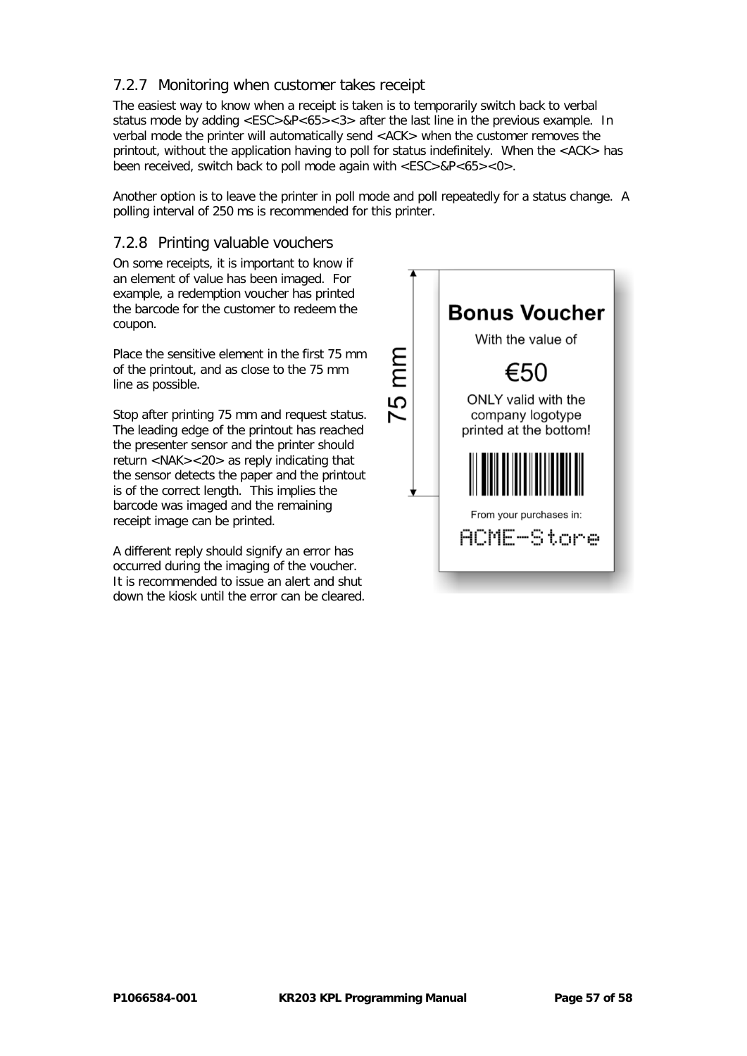### 7.2.7 Monitoring when customer takes receipt

The easiest way to know when a receipt is taken is to temporarily switch back to verbal status mode by adding <ESC>&P<65><3> after the last line in the previous example. In verbal mode the printer will automatically send <ACK> when the customer removes the printout, without the application having to poll for status indefinitely. When the <ACK> has been received, switch back to poll mode again with <ESC>&P<65><0>.

Another option is to leave the printer in poll mode and poll repeatedly for a status change. A polling interval of 250 ms is recommended for this printer.

### 7.2.8 Printing valuable vouchers

On some receipts, it is important to know if an element of value has been imaged. For example, a redemption voucher has printed the barcode for the customer to redeem the coupon.

Place the sensitive element in the first 75 mm of the printout, and as close to the 75 mm line as possible.

Stop after printing 75 mm and request status. The leading edge of the printout has reached the presenter sensor and the printer should return <NAK><20> as reply indicating that the sensor detects the paper and the printout is of the correct length. This implies the barcode was imaged and the remaining receipt image can be printed.

A different reply should signify an error has occurred during the imaging of the voucher. It is recommended to issue an alert and shut down the kiosk until the error can be cleared.

75 mm

**Bonus Voucher**

With the value of

€50

ONLY valid with the company logotype printed at the bottom!

From your purchases in:

ACME-Store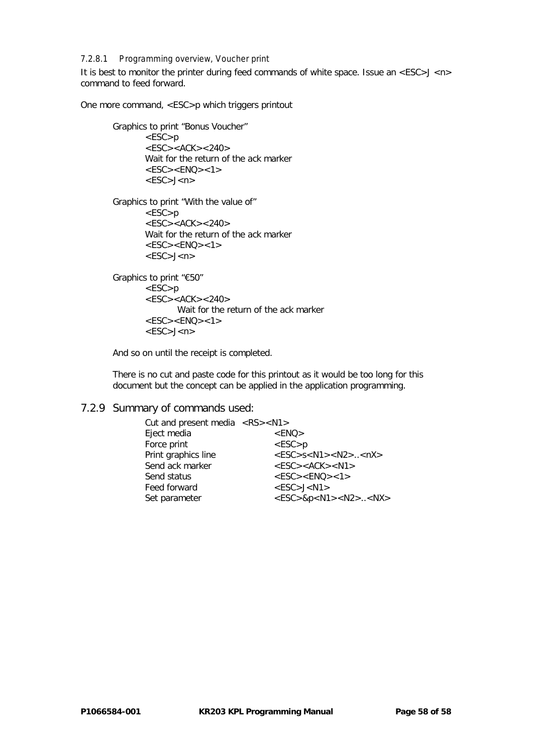#### 7.2.8.1 Programming overview, Voucher print

It is best to monitor the printer during feed commands of white space. Issue an <ESC>J <n> command to feed forward.

One more command, <ESC>p which triggers printout

Graphics to print "Bonus Voucher"
- <ESC>p
- <ESC><ACK><240>
- Wait for the return of the ack marker
- <ESC><ENQ><1>
- <ESC>J<n>

Graphics to print "With the value of"
- <ESC>p
- <ESC><ACK><240>
- Wait for the return of the ack marker
- <ESC><ENQ><1>
- <ESC>J<n>

Graphics to print "€50"
- <ESC>p
- <ESC><ACK><240>
  - Wait for the return of the ack marker
- <ESC><ENQ><1>
- <ESC>J<n>

And so on until the receipt is completed.

There is no cut and paste code for this printout as it would be too long for this document but the concept can be applied in the application programming.

### 7.2.9 Summary of commands used:

| | |
|---|---|
| Cut and present media | <RS><N1> |
| Eject media | <ENQ> |
| Force print | <ESC>p |
| Print graphics line | <ESC>s<N1><N2>..<nX> |
| Send ack marker | <ESC><ACK><N1> |
| Send status | <ESC><ENQ><1> |
| Feed forward | <ESC>J<N1> |
| Set parameter | <ESC>&p<N1><N2>..<NX> |